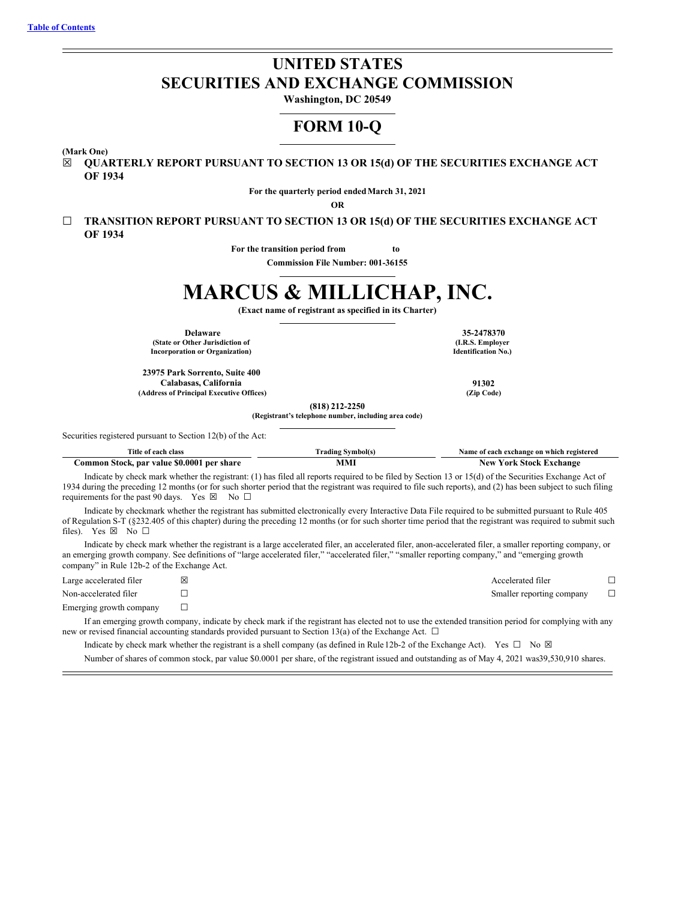[Table of Contents](#)

# UNITED STATES SECURITIES AND EXCHANGE COMMISSION

**Washington, DC 20549**

# FORM 10-Q

**(Mark One)**

☒ **QUARTERLY REPORT PURSUANT TO SECTION 13 OR 15(d) OF THE SECURITIES EXCHANGE ACT OF 1934**

**For the quarterly period ended March 31, 2021**

**OR**

☐ **TRANSITION REPORT PURSUANT TO SECTION 13 OR 15(d) OF THE SECURITIES EXCHANGE ACT OF 1934**

**For the transition period from to**

**Commission File Number: 001-36155**

# MARCUS & MILLICHAP, INC.

**(Exact name of registrant as specified in its Charter)**

| | |
|---|---|
| **Delaware**<br>**(State or Other Jurisdiction of Incorporation or Organization)** | **35-2478370**<br>**(I.R.S. Employer Identification No.)** |
| **23975 Park Sorrento, Suite 400**<br>**Calabasas, California**<br>**(Address of Principal Executive Offices)** | **91302**<br>**(Zip Code)** |

**(818) 212-2250**
**(Registrant's telephone number, including area code)**

Securities registered pursuant to Section 12(b) of the Act:

| Title of each class | Trading Symbol(s) | Name of each exchange on which registered |
|---|---|---|
| **Common Stock, par value $0.0001 per share** | **MMI** | **New York Stock Exchange** |

Indicate by check mark whether the registrant: (1) has filed all reports required to be filed by Section 13 or 15(d) of the Securities Exchange Act of 1934 during the preceding 12 months (or for such shorter period that the registrant was required to file such reports), and (2) has been subject to such filing requirements for the past 90 days. Yes ☒ No ☐

Indicate by checkmark whether the registrant has submitted electronically every Interactive Data File required to be submitted pursuant to Rule 405 of Regulation S-T (§232.405 of this chapter) during the preceding 12 months (or for such shorter time period that the registrant was required to submit such files). Yes ☒ No ☐

Indicate by check mark whether the registrant is a large accelerated filer, an accelerated filer, anon-accelerated filer, a smaller reporting company, or an emerging growth company. See definitions of "large accelerated filer," "accelerated filer," "smaller reporting company," and "emerging growth company" in Rule 12b-2 of the Exchange Act.

| | | | |
|---|---|---|---|
| Large accelerated filer | ☒ | Accelerated filer | ☐ |
| Non-accelerated filer | ☐ | Smaller reporting company | ☐ |
| Emerging growth company | ☐ | | |

If an emerging growth company, indicate by check mark if the registrant has elected not to use the extended transition period for complying with any new or revised financial accounting standards provided pursuant to Section 13(a) of the Exchange Act. ☐

Indicate by check mark whether the registrant is a shell company (as defined in Rule 12b-2 of the Exchange Act). Yes ☐ No ☒

Number of shares of common stock, par value $0.0001 per share, of the registrant issued and outstanding as of May 4, 2021 was39,530,910 shares.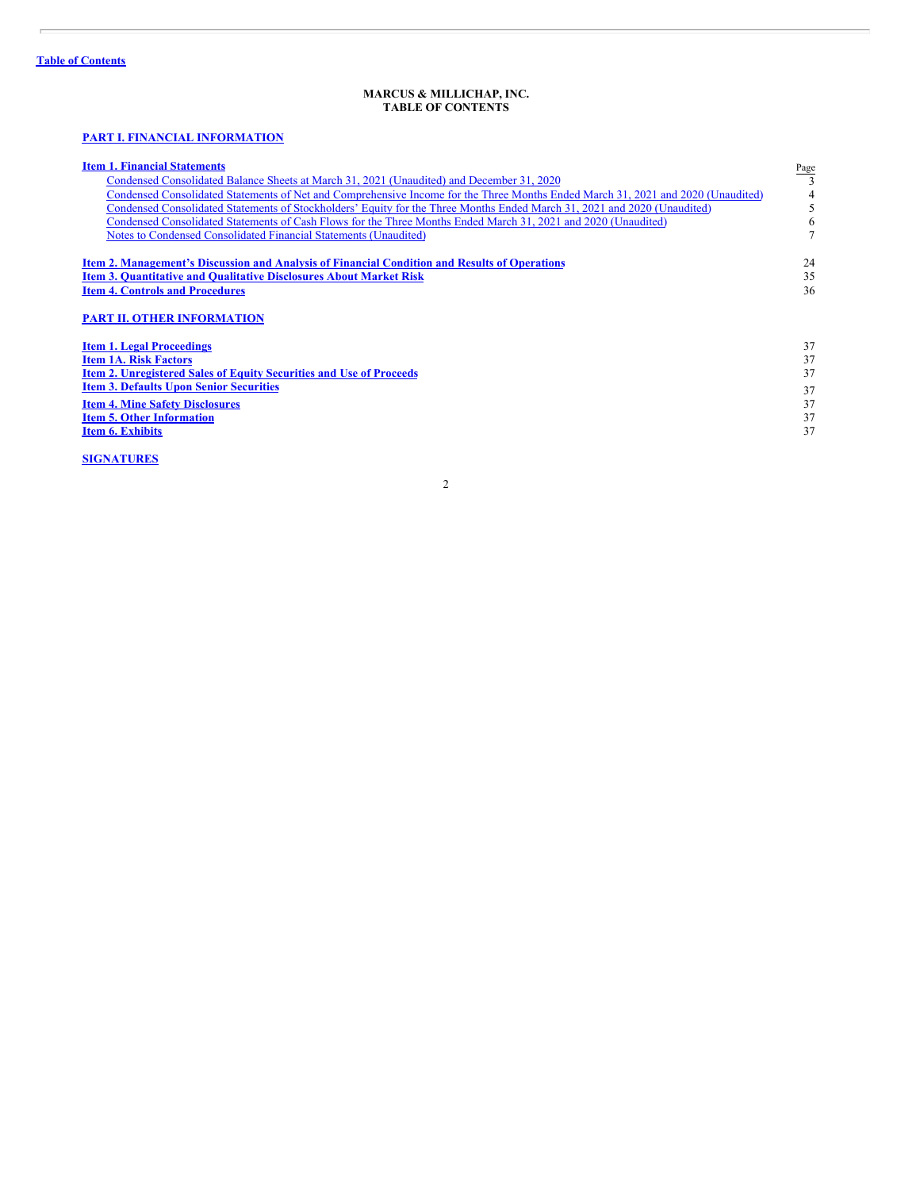Table of Contents

**MARCUS & MILLICHAP, INC.**
**TABLE OF CONTENTS**

**PART I. FINANCIAL INFORMATION**

| | Page |
|---|---|
| **Item 1. Financial Statements** | |
| Condensed Consolidated Balance Sheets at March 31, 2021 (Unaudited) and December 31, 2020 | 3 |
| Condensed Consolidated Statements of Net and Comprehensive Income for the Three Months Ended March 31, 2021 and 2020 (Unaudited) | 4 |
| Condensed Consolidated Statements of Stockholders' Equity for the Three Months Ended March 31, 2021 and 2020 (Unaudited) | 5 |
| Condensed Consolidated Statements of Cash Flows for the Three Months Ended March 31, 2021 and 2020 (Unaudited) | 6 |
| Notes to Condensed Consolidated Financial Statements (Unaudited) | 7 |
| **Item 2. Management's Discussion and Analysis of Financial Condition and Results of Operations** | 24 |
| **Item 3. Quantitative and Qualitative Disclosures About Market Risk** | 35 |
| **Item 4. Controls and Procedures** | 36 |

**PART II. OTHER INFORMATION**

| | |
|---|---|
| **Item 1. Legal Proceedings** | 37 |
| **Item 1A. Risk Factors** | 37 |
| **Item 2. Unregistered Sales of Equity Securities and Use of Proceeds** | 37 |
| **Item 3. Defaults Upon Senior Securities** | 37 |
| **Item 4. Mine Safety Disclosures** | 37 |
| **Item 5. Other Information** | 37 |
| **Item 6. Exhibits** | 37 |

**SIGNATURES**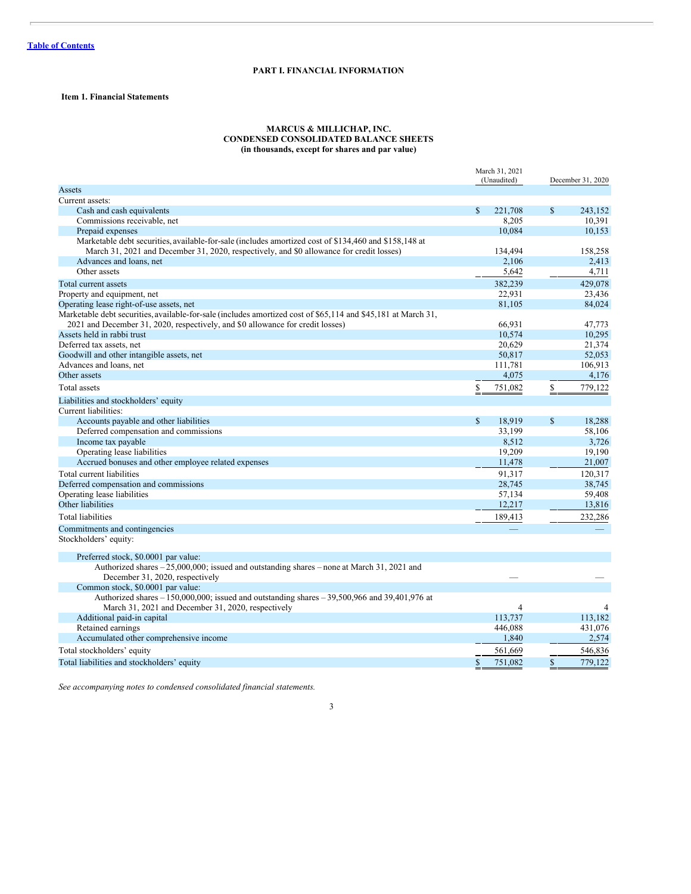[Table of Contents](#)

# PART I. FINANCIAL INFORMATION

## Item 1. Financial Statements

### MARCUS & MILLICHAP, INC.
### CONDENSED CONSOLIDATED BALANCE SHEETS
### (in thousands, except for shares and par value)

| | March 31, 2021 (Unaudited) | December 31, 2020 |
|---|---|---|
| **Assets** | | |
| Current assets: | | |
| Cash and cash equivalents | $ 221,708 | $ 243,152 |
| Commissions receivable, net | 8,205 | 10,391 |
| Prepaid expenses | 10,084 | 10,153 |
| Marketable debt securities, available-for-sale (includes amortized cost of $134,460 and $158,148 at March 31, 2021 and December 31, 2020, respectively, and $0 allowance for credit losses) | 134,494 | 158,258 |
| Advances and loans, net | 2,106 | 2,413 |
| Other assets | 5,642 | 4,711 |
| Total current assets | 382,239 | 429,078 |
| Property and equipment, net | 22,931 | 23,436 |
| Operating lease right-of-use assets, net | 81,105 | 84,024 |
| Marketable debt securities, available-for-sale (includes amortized cost of $65,114 and $45,181 at March 31, 2021 and December 31, 2020, respectively, and $0 allowance for credit losses) | 66,931 | 47,773 |
| Assets held in rabbi trust | 10,574 | 10,295 |
| Deferred tax assets, net | 20,629 | 21,374 |
| Goodwill and other intangible assets, net | 50,817 | 52,053 |
| Advances and loans, net | 111,781 | 106,913 |
| Other assets | 4,075 | 4,176 |
| Total assets | $ 751,082 | $ 779,122 |
| **Liabilities and stockholders' equity** | | |
| Current liabilities: | | |
| Accounts payable and other liabilities | $ 18,919 | $ 18,288 |
| Deferred compensation and commissions | 33,199 | 58,106 |
| Income tax payable | 8,512 | 3,726 |
| Operating lease liabilities | 19,209 | 19,190 |
| Accrued bonuses and other employee related expenses | 11,478 | 21,007 |
| Total current liabilities | 91,317 | 120,317 |
| Deferred compensation and commissions | 28,745 | 38,745 |
| Operating lease liabilities | 57,134 | 59,408 |
| Other liabilities | 12,217 | 13,816 |
| Total liabilities | 189,413 | 232,286 |
| Commitments and contingencies | — | — |
| Stockholders' equity: | | |
| Preferred stock, $0.0001 par value: | | |
| Authorized shares – 25,000,000; issued and outstanding shares – none at March 31, 2021 and December 31, 2020, respectively | — | — |
| Common stock, $0.0001 par value: | | |
| Authorized shares – 150,000,000; issued and outstanding shares – 39,500,966 and 39,401,976 at March 31, 2021 and December 31, 2020, respectively | 4 | 4 |
| Additional paid-in capital | 113,737 | 113,182 |
| Retained earnings | 446,088 | 431,076 |
| Accumulated other comprehensive income | 1,840 | 2,574 |
| Total stockholders' equity | 561,669 | 546,836 |
| Total liabilities and stockholders' equity | $ 751,082 | $ 779,122 |

*See accompanying notes to condensed consolidated financial statements.*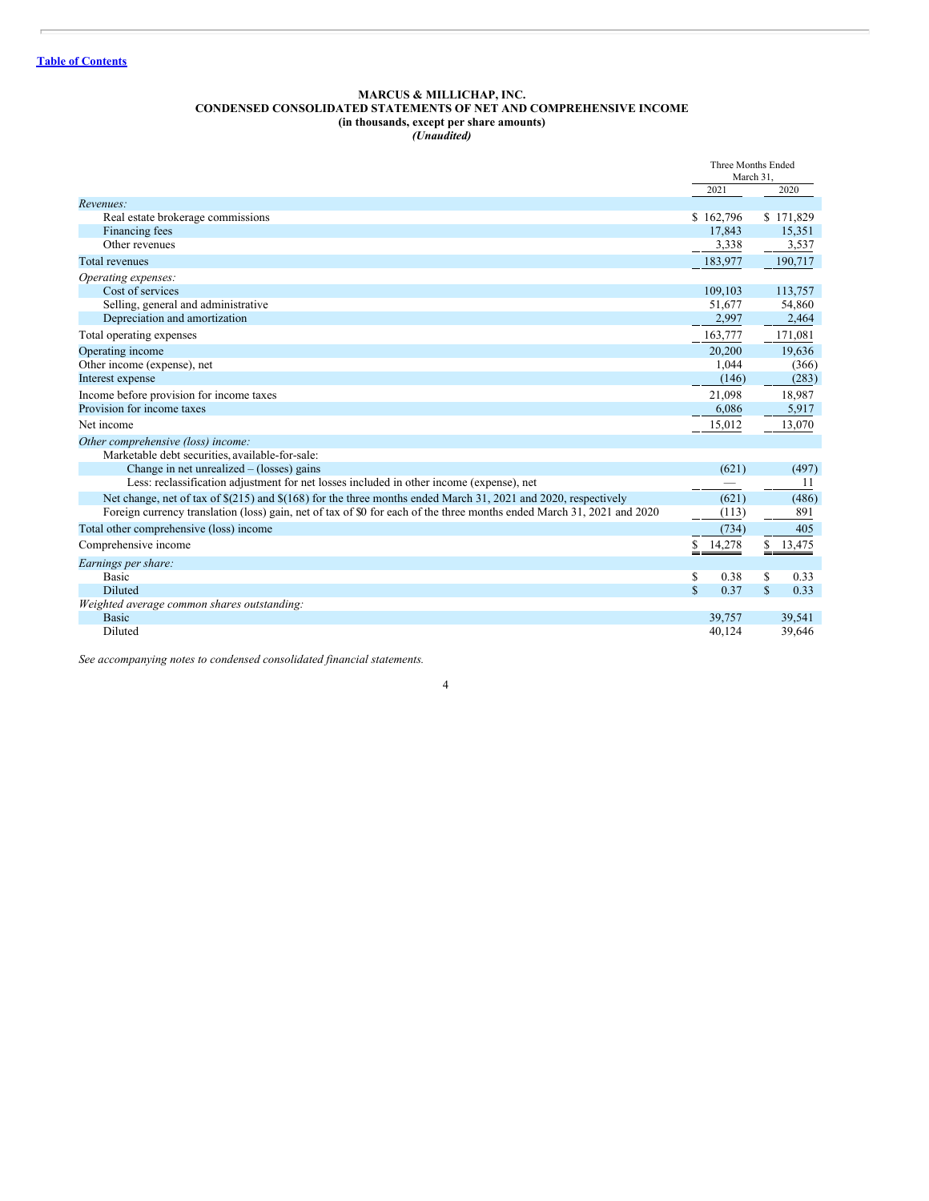[Table of Contents](#)

**MARCUS & MILLICHAP, INC.**
**CONDENSED CONSOLIDATED STATEMENTS OF NET AND COMPREHENSIVE INCOME**
**(in thousands, except per share amounts)**
***(Unaudited)***

| | Three Months Ended March 31, | |
|---|---|---|
| | 2021 | 2020 |
| *Revenues:* | | |
| Real estate brokerage commissions | $ 162,796 | $ 171,829 |
| Financing fees | 17,843 | 15,351 |
| Other revenues | 3,338 | 3,537 |
| Total revenues | 183,977 | 190,717 |
| *Operating expenses:* | | |
| Cost of services | 109,103 | 113,757 |
| Selling, general and administrative | 51,677 | 54,860 |
| Depreciation and amortization | 2,997 | 2,464 |
| Total operating expenses | 163,777 | 171,081 |
| Operating income | 20,200 | 19,636 |
| Other income (expense), net | 1,044 | (366) |
| Interest expense | (146) | (283) |
| Income before provision for income taxes | 21,098 | 18,987 |
| Provision for income taxes | 6,086 | 5,917 |
| Net income | 15,012 | 13,070 |
| *Other comprehensive (loss) income:* | | |
| Marketable debt securities, available-for-sale: | | |
| Change in net unrealized – (losses) gains | (621) | (497) |
| Less: reclassification adjustment for net losses included in other income (expense), net | — | 11 |
| Net change, net of tax of $(215) and $(168) for the three months ended March 31, 2021 and 2020, respectively | (621) | (486) |
| Foreign currency translation (loss) gain, net of tax of $0 for each of the three months ended March 31, 2021 and 2020 | (113) | 891 |
| Total other comprehensive (loss) income | (734) | 405 |
| Comprehensive income | $ 14,278 | $ 13,475 |
| *Earnings per share:* | | |
| Basic | $ 0.38 | $ 0.33 |
| Diluted | $ 0.37 | $ 0.33 |
| *Weighted average common shares outstanding:* | | |
| Basic | 39,757 | 39,541 |
| Diluted | 40,124 | 39,646 |

*See accompanying notes to condensed consolidated financial statements.*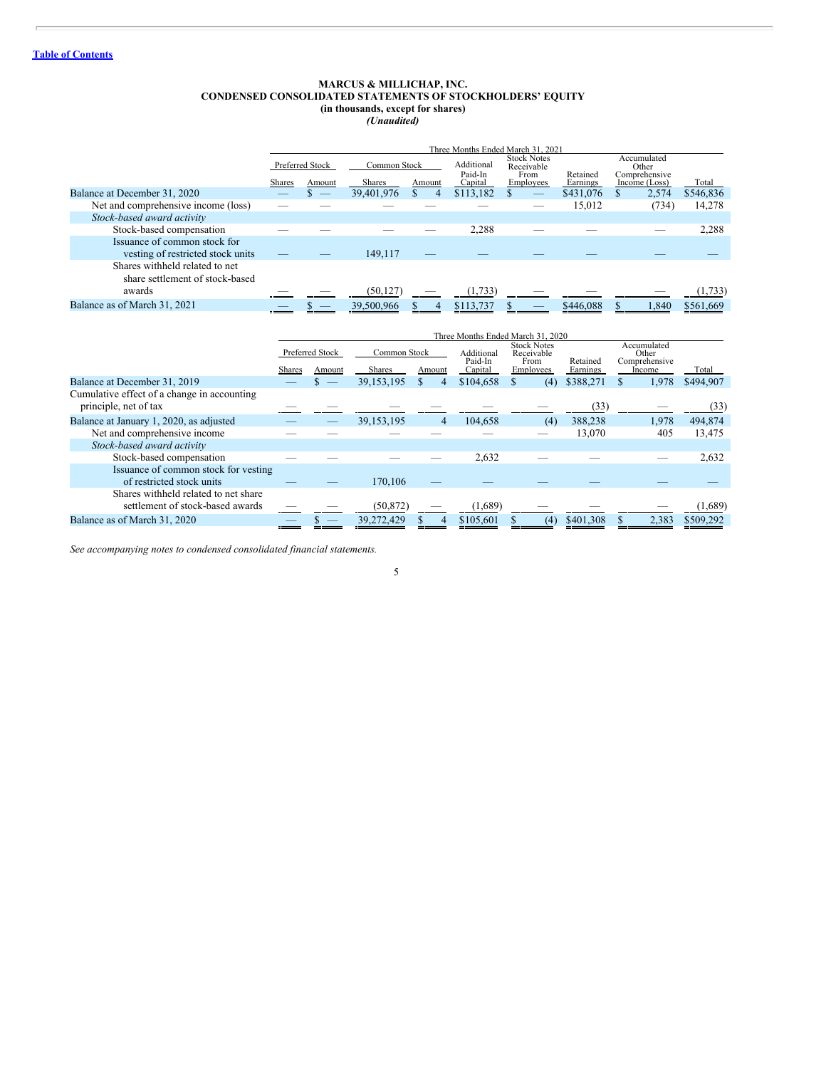[Table of Contents](#)

**MARCUS & MILLICHAP, INC.**
**CONDENSED CONSOLIDATED STATEMENTS OF STOCKHOLDERS' EQUITY**
**(in thousands, except for shares)**
***(Unaudited)***

| | Three Months Ended March 31, 2021 | | | | | | | | |
|---|---|---|---|---|---|---|---|---|---|
| | Preferred Stock | | Common Stock | | Additional Paid-In Capital | Stock Notes Receivable From Employees | Retained Earnings | Accumulated Other Comprehensive Income (Loss) | Total |
| | Shares | Amount | Shares | Amount | | | | | |
| Balance at December 31, 2020 | — | $ — | 39,401,976 | $ 4 | $113,182 | $ — | $431,076 | $ 2,574 | $546,836 |
| Net and comprehensive income (loss) | — | — | — | — | — | — | 15,012 | (734) | 14,278 |
| *Stock-based award activity* | | | | | | | | | |
| Stock-based compensation | — | — | — | — | 2,288 | — | — | — | 2,288 |
| Issuance of common stock for vesting of restricted stock units | — | — | 149,117 | — | — | — | — | — | — |
| Shares withheld related to net share settlement of stock-based awards | — | — | (50,127) | — | (1,733) | — | — | — | (1,733) |
| Balance as of March 31, 2021 | — | $ — | 39,500,966 | $ 4 | $113,737 | $ — | $446,088 | $ 1,840 | $561,669 |

| | Three Months Ended March 31, 2020 | | | | | | | | |
|---|---|---|---|---|---|---|---|---|---|
| | Preferred Stock | | Common Stock | | Additional Paid-In Capital | Stock Notes Receivable From Employees | Retained Earnings | Accumulated Other Comprehensive Income | Total |
| | Shares | Amount | Shares | Amount | | | | | |
| Balance at December 31, 2019 | — | $ — | 39,153,195 | $ 4 | $104,658 | $ (4) | $388,271 | $ 1,978 | $494,907 |
| Cumulative effect of a change in accounting principle, net of tax | — | — | — | — | — | — | (33) | — | (33) |
| Balance at January 1, 2020, as adjusted | — | — | 39,153,195 | 4 | 104,658 | (4) | 388,238 | 1,978 | 494,874 |
| Net and comprehensive income | — | — | — | — | — | — | 13,070 | 405 | 13,475 |
| *Stock-based award activity* | | | | | | | | | |
| Stock-based compensation | — | — | — | — | 2,632 | — | — | — | 2,632 |
| Issuance of common stock for vesting of restricted stock units | — | — | 170,106 | — | — | — | — | — | — |
| Shares withheld related to net share settlement of stock-based awards | — | — | (50,872) | — | (1,689) | — | — | — | (1,689) |
| Balance as of March 31, 2020 | — | $ — | 39,272,429 | $ 4 | $105,601 | $ (4) | $401,308 | $ 2,383 | $509,292 |

*See accompanying notes to condensed consolidated financial statements.*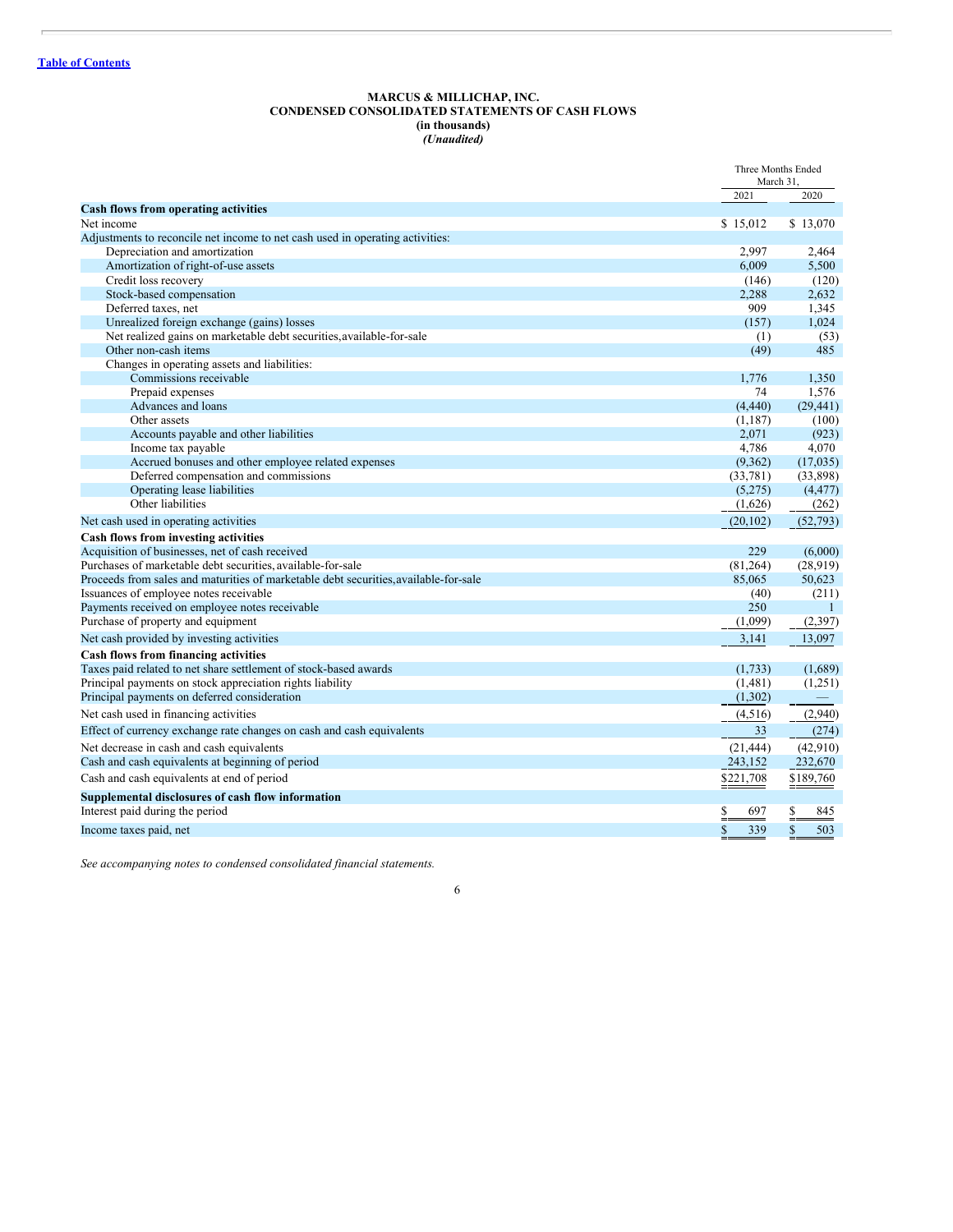[Table of Contents](#)

# MARCUS & MILLICHAP, INC.
## CONDENSED CONSOLIDATED STATEMENTS OF CASH FLOWS
### (in thousands)
### *(Unaudited)*

| | Three Months Ended March 31, | |
|---|---|---|
| | 2021 | 2020 |
| **Cash flows from operating activities** | | |
| Net income | $ 15,012 | $ 13,070 |
| Adjustments to reconcile net income to net cash used in operating activities: | | |
| Depreciation and amortization | 2,997 | 2,464 |
| Amortization of right-of-use assets | 6,009 | 5,500 |
| Credit loss recovery | (146) | (120) |
| Stock-based compensation | 2,288 | 2,632 |
| Deferred taxes, net | 909 | 1,345 |
| Unrealized foreign exchange (gains) losses | (157) | 1,024 |
| Net realized gains on marketable debt securities, available-for-sale | (1) | (53) |
| Other non-cash items | (49) | 485 |
| Changes in operating assets and liabilities: | | |
| Commissions receivable | 1,776 | 1,350 |
| Prepaid expenses | 74 | 1,576 |
| Advances and loans | (4,440) | (29,441) |
| Other assets | (1,187) | (100) |
| Accounts payable and other liabilities | 2,071 | (923) |
| Income tax payable | 4,786 | 4,070 |
| Accrued bonuses and other employee related expenses | (9,362) | (17,035) |
| Deferred compensation and commissions | (33,781) | (33,898) |
| Operating lease liabilities | (5,275) | (4,477) |
| Other liabilities | (1,626) | (262) |
| Net cash used in operating activities | (20,102) | (52,793) |
| **Cash flows from investing activities** | | |
| Acquisition of businesses, net of cash received | 229 | (6,000) |
| Purchases of marketable debt securities, available-for-sale | (81,264) | (28,919) |
| Proceeds from sales and maturities of marketable debt securities, available-for-sale | 85,065 | 50,623 |
| Issuances of employee notes receivable | (40) | (211) |
| Payments received on employee notes receivable | 250 | 1 |
| Purchase of property and equipment | (1,099) | (2,397) |
| Net cash provided by investing activities | 3,141 | 13,097 |
| **Cash flows from financing activities** | | |
| Taxes paid related to net share settlement of stock-based awards | (1,733) | (1,689) |
| Principal payments on stock appreciation rights liability | (1,481) | (1,251) |
| Principal payments on deferred consideration | (1,302) | — |
| Net cash used in financing activities | (4,516) | (2,940) |
| Effect of currency exchange rate changes on cash and cash equivalents | 33 | (274) |
| Net decrease in cash and cash equivalents | (21,444) | (42,910) |
| Cash and cash equivalents at beginning of period | 243,152 | 232,670 |
| Cash and cash equivalents at end of period | $221,708 | $189,760 |
| **Supplemental disclosures of cash flow information** | | |
| Interest paid during the period | $ 697 | $ 845 |
| Income taxes paid, net | $ 339 | $ 503 |

*See accompanying notes to condensed consolidated financial statements.*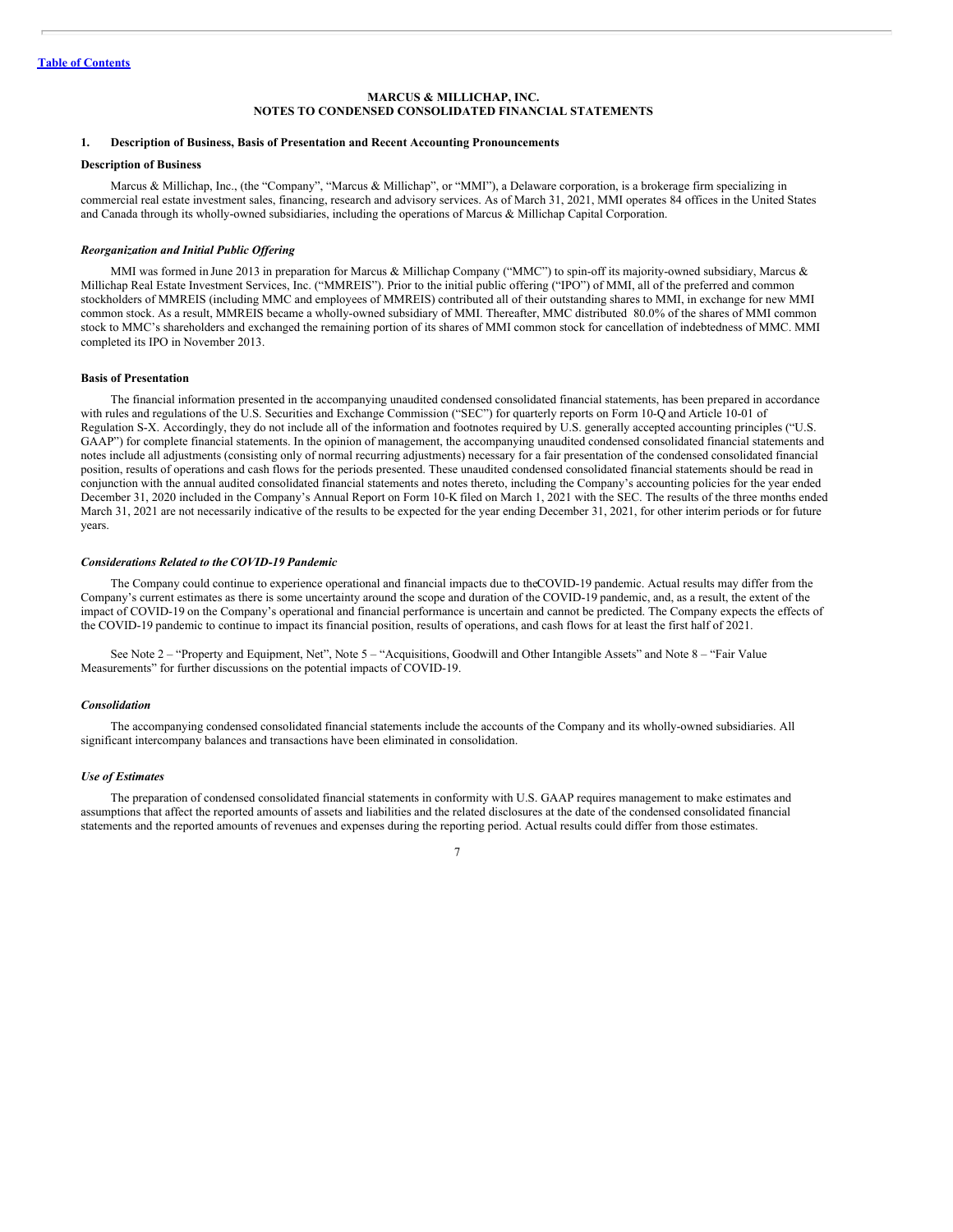**MARCUS & MILLICHAP, INC.**
**NOTES TO CONDENSED CONSOLIDATED FINANCIAL STATEMENTS**

## 1. Description of Business, Basis of Presentation and Recent Accounting Pronouncements

### Description of Business

Marcus & Millichap, Inc., (the "Company", "Marcus & Millichap", or "MMI"), a Delaware corporation, is a brokerage firm specializing in commercial real estate investment sales, financing, research and advisory services. As of March 31, 2021, MMI operates 84 offices in the United States and Canada through its wholly-owned subsidiaries, including the operations of Marcus & Millichap Capital Corporation.

#### *Reorganization and Initial Public Offering*

MMI was formed in June 2013 in preparation for Marcus & Millichap Company ("MMC") to spin-off its majority-owned subsidiary, Marcus & Millichap Real Estate Investment Services, Inc. ("MMREIS"). Prior to the initial public offering ("IPO") of MMI, all of the preferred and common stockholders of MMREIS (including MMC and employees of MMREIS) contributed all of their outstanding shares to MMI, in exchange for new MMI common stock. As a result, MMREIS became a wholly-owned subsidiary of MMI. Thereafter, MMC distributed 80.0% of the shares of MMI common stock to MMC's shareholders and exchanged the remaining portion of its shares of MMI common stock for cancellation of indebtedness of MMC. MMI completed its IPO in November 2013.

### Basis of Presentation

The financial information presented in the accompanying unaudited condensed consolidated financial statements, has been prepared in accordance with rules and regulations of the U.S. Securities and Exchange Commission ("SEC") for quarterly reports on Form 10-Q and Article 10-01 of Regulation S-X. Accordingly, they do not include all of the information and footnotes required by U.S. generally accepted accounting principles ("U.S. GAAP") for complete financial statements. In the opinion of management, the accompanying unaudited condensed consolidated financial statements and notes include all adjustments (consisting only of normal recurring adjustments) necessary for a fair presentation of the condensed consolidated financial position, results of operations and cash flows for the periods presented. These unaudited condensed consolidated financial statements should be read in conjunction with the annual audited consolidated financial statements and notes thereto, including the Company's accounting policies for the year ended December 31, 2020 included in the Company's Annual Report on Form 10-K filed on March 1, 2021 with the SEC. The results of the three months ended March 31, 2021 are not necessarily indicative of the results to be expected for the year ending December 31, 2021, for other interim periods or for future years.

#### *Considerations Related to the COVID-19 Pandemic*

The Company could continue to experience operational and financial impacts due to the COVID-19 pandemic. Actual results may differ from the Company's current estimates as there is some uncertainty around the scope and duration of the COVID-19 pandemic, and, as a result, the extent of the impact of COVID-19 on the Company's operational and financial performance is uncertain and cannot be predicted. The Company expects the effects of the COVID-19 pandemic to continue to impact its financial position, results of operations, and cash flows for at least the first half of 2021.

See Note 2 – "Property and Equipment, Net", Note 5 – "Acquisitions, Goodwill and Other Intangible Assets" and Note 8 – "Fair Value Measurements" for further discussions on the potential impacts of COVID-19.

#### *Consolidation*

The accompanying condensed consolidated financial statements include the accounts of the Company and its wholly-owned subsidiaries. All significant intercompany balances and transactions have been eliminated in consolidation.

#### *Use of Estimates*

The preparation of condensed consolidated financial statements in conformity with U.S. GAAP requires management to make estimates and assumptions that affect the reported amounts of assets and liabilities and the related disclosures at the date of the condensed consolidated financial statements and the reported amounts of revenues and expenses during the reporting period. Actual results could differ from those estimates.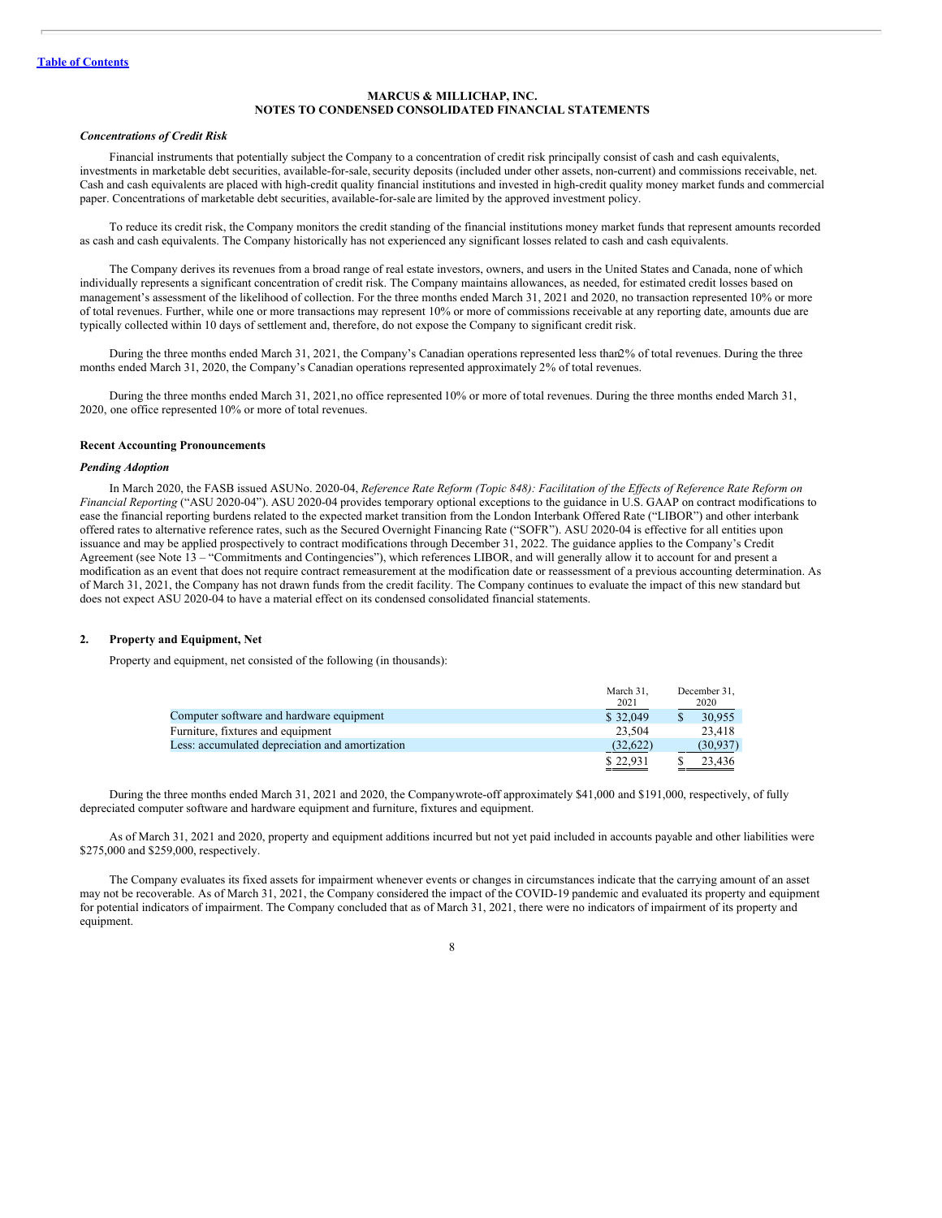Table of Contents

**MARCUS & MILLICHAP, INC.**
**NOTES TO CONDENSED CONSOLIDATED FINANCIAL STATEMENTS**

***Concentrations of Credit Risk***

Financial instruments that potentially subject the Company to a concentration of credit risk principally consist of cash and cash equivalents, investments in marketable debt securities, available-for-sale, security deposits (included under other assets, non-current) and commissions receivable, net. Cash and cash equivalents are placed with high-credit quality financial institutions and invested in high-credit quality money market funds and commercial paper. Concentrations of marketable debt securities, available-for-sale are limited by the approved investment policy.

To reduce its credit risk, the Company monitors the credit standing of the financial institutions money market funds that represent amounts recorded as cash and cash equivalents. The Company historically has not experienced any significant losses related to cash and cash equivalents.

The Company derives its revenues from a broad range of real estate investors, owners, and users in the United States and Canada, none of which individually represents a significant concentration of credit risk. The Company maintains allowances, as needed, for estimated credit losses based on management's assessment of the likelihood of collection. For the three months ended March 31, 2021 and 2020, no transaction represented 10% or more of total revenues. Further, while one or more transactions may represent 10% or more of commissions receivable at any reporting date, amounts due are typically collected within 10 days of settlement and, therefore, do not expose the Company to significant credit risk.

During the three months ended March 31, 2021, the Company's Canadian operations represented less than 2% of total revenues. During the three months ended March 31, 2020, the Company's Canadian operations represented approximately 2% of total revenues.

During the three months ended March 31, 2021, no office represented 10% or more of total revenues. During the three months ended March 31, 2020, one office represented 10% or more of total revenues.

**Recent Accounting Pronouncements**

***Pending Adoption***

In March 2020, the FASB issued ASU No. 2020-04, *Reference Rate Reform (Topic 848): Facilitation of the Effects of Reference Rate Reform on Financial Reporting* ("ASU 2020-04"). ASU 2020-04 provides temporary optional exceptions to the guidance in U.S. GAAP on contract modifications to ease the financial reporting burdens related to the expected market transition from the London Interbank Offered Rate ("LIBOR") and other interbank offered rates to alternative reference rates, such as the Secured Overnight Financing Rate ("SOFR"). ASU 2020-04 is effective for all entities upon issuance and may be applied prospectively to contract modifications through December 31, 2022. The guidance applies to the Company's Credit Agreement (see Note 13 – "Commitments and Contingencies"), which references LIBOR, and will generally allow it to account for and present a modification as an event that does not require contract remeasurement at the modification date or reassessment of a previous accounting determination. As of March 31, 2021, the Company has not drawn funds from the credit facility. The Company continues to evaluate the impact of this new standard but does not expect ASU 2020-04 to have a material effect on its condensed consolidated financial statements.

## 2. Property and Equipment, Net

Property and equipment, net consisted of the following (in thousands):

| | March 31, 2021 | December 31, 2020 |
|---|---|---|
| Computer software and hardware equipment | $ 32,049 | $ 30,955 |
| Furniture, fixtures and equipment | 23,504 | 23,418 |
| Less: accumulated depreciation and amortization | (32,622) | (30,937) |
| | $ 22,931 | $ 23,436 |

During the three months ended March 31, 2021 and 2020, the Company wrote-off approximately $41,000 and $191,000, respectively, of fully depreciated computer software and hardware equipment and furniture, fixtures and equipment.

As of March 31, 2021 and 2020, property and equipment additions incurred but not yet paid included in accounts payable and other liabilities were $275,000 and $259,000, respectively.

The Company evaluates its fixed assets for impairment whenever events or changes in circumstances indicate that the carrying amount of an asset may not be recoverable. As of March 31, 2021, the Company considered the impact of the COVID-19 pandemic and evaluated its property and equipment for potential indicators of impairment. The Company concluded that as of March 31, 2021, there were no indicators of impairment of its property and equipment.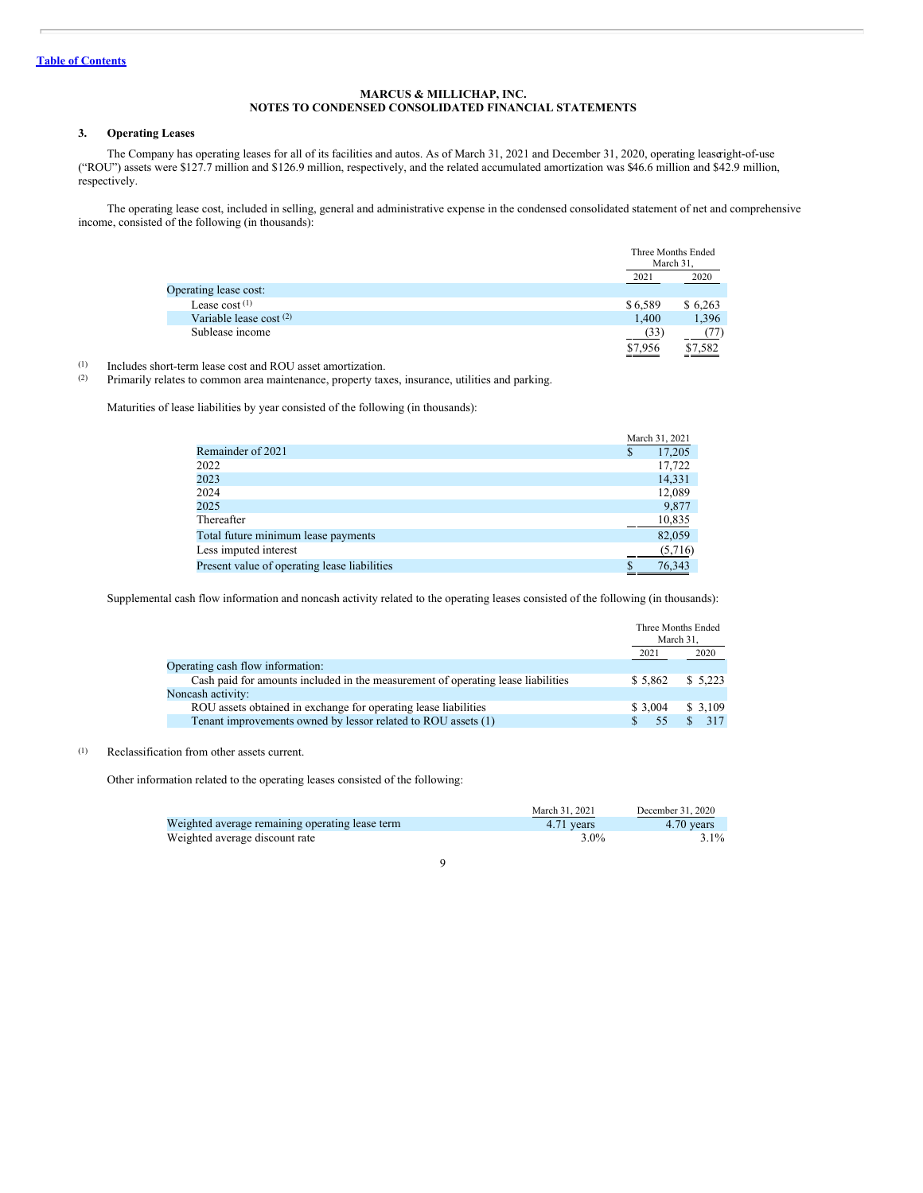Table of Contents

**MARCUS & MILLICHAP, INC.**
**NOTES TO CONDENSED CONSOLIDATED FINANCIAL STATEMENTS**

### 3. Operating Leases

The Company has operating leases for all of its facilities and autos. As of March 31, 2021 and December 31, 2020, operating lease right-of-use ("ROU") assets were $127.7 million and $126.9 million, respectively, and the related accumulated amortization was $46.6 million and $42.9 million, respectively.

The operating lease cost, included in selling, general and administrative expense in the condensed consolidated statement of net and comprehensive income, consisted of the following (in thousands):

| | Three Months Ended March 31, | |
|---|---|---|
| | 2021 | 2020 |
| Operating lease cost: | | |
| Lease cost [(1)] | $ 6,589 | $ 6,263 |
| Variable lease cost [(2)] | 1,400 | 1,396 |
| Sublease income | (33) | (77) |
| | $7,956 | $7,582 |

(1) Includes short-term lease cost and ROU asset amortization.
(2) Primarily relates to common area maintenance, property taxes, insurance, utilities and parking.

Maturities of lease liabilities by year consisted of the following (in thousands):

| | March 31, 2021 |
|---|---|
| Remainder of 2021 | $ 17,205 |
| 2022 | 17,722 |
| 2023 | 14,331 |
| 2024 | 12,089 |
| 2025 | 9,877 |
| Thereafter | 10,835 |
| Total future minimum lease payments | 82,059 |
| Less imputed interest | (5,716) |
| Present value of operating lease liabilities | $ 76,343 |

Supplemental cash flow information and noncash activity related to the operating leases consisted of the following (in thousands):

| | Three Months Ended March 31, | |
|---|---|---|
| | 2021 | 2020 |
| Operating cash flow information: | | |
| Cash paid for amounts included in the measurement of operating lease liabilities | $ 5,862 | $ 5,223 |
| Noncash activity: | | |
| ROU assets obtained in exchange for operating lease liabilities | $ 3,004 | $ 3,109 |
| Tenant improvements owned by lessor related to ROU assets (1) | $ 55 | $ 317 |

(1) Reclassification from other assets current.

Other information related to the operating leases consisted of the following:

| | March 31, 2021 | December 31, 2020 |
|---|---|---|
| Weighted average remaining operating lease term | 4.71 years | 4.70 years |
| Weighted average discount rate | 3.0% | 3.1% |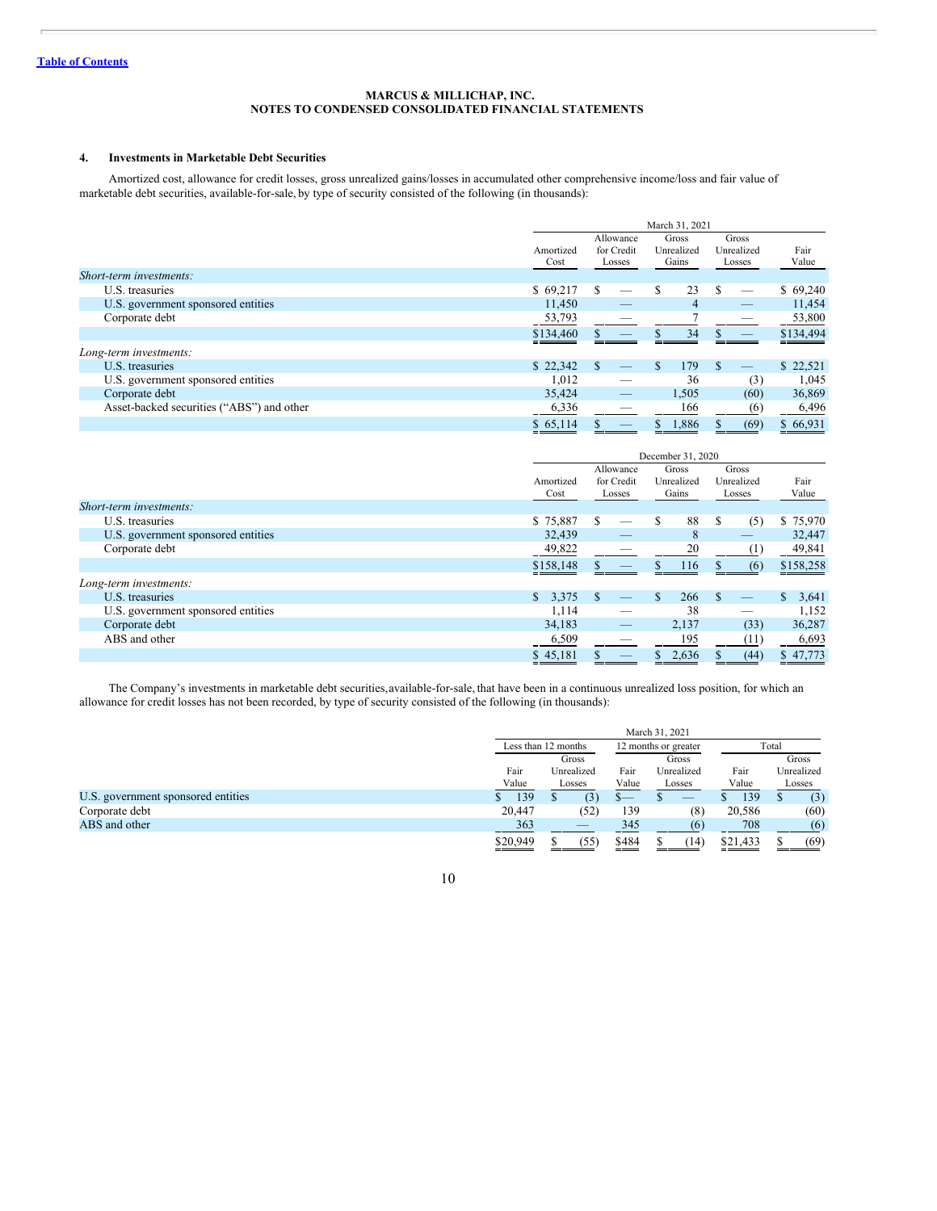MARCUS & MILLICHAP, INC.
NOTES TO CONDENSED CONSOLIDATED FINANCIAL STATEMENTS

### 4. Investments in Marketable Debt Securities

Amortized cost, allowance for credit losses, gross unrealized gains/losses in accumulated other comprehensive income/loss and fair value of marketable debt securities, available-for-sale, by type of security consisted of the following (in thousands):

| | March 31, 2021 | | | | |
|---|---|---|---|---|---|
| | Amortized Cost | Allowance for Credit Losses | Gross Unrealized Gains | Gross Unrealized Losses | Fair Value |
| *Short-term investments:* | | | | | |
| U.S. treasuries | $ 69,217 | $ — | $ 23 | $ — | $ 69,240 |
| U.S. government sponsored entities | 11,450 | — | 4 | — | 11,454 |
| Corporate debt | 53,793 | — | 7 | — | 53,800 |
| | $134,460 | $ — | $ 34 | $ — | $134,494 |
| *Long-term investments:* | | | | | |
| U.S. treasuries | $ 22,342 | $ — | $ 179 | $ — | $ 22,521 |
| U.S. government sponsored entities | 1,012 | — | 36 | (3) | 1,045 |
| Corporate debt | 35,424 | — | 1,505 | (60) | 36,869 |
| Asset-backed securities (“ABS”) and other | 6,336 | — | 166 | (6) | 6,496 |
| | $ 65,114 | $ — | $ 1,886 | $ (69) | $ 66,931 |

| | December 31, 2020 | | | | |
|---|---|---|---|---|---|
| | Amortized Cost | Allowance for Credit Losses | Gross Unrealized Gains | Gross Unrealized Losses | Fair Value |
| *Short-term investments:* | | | | | |
| U.S. treasuries | $ 75,887 | $ — | $ 88 | $ (5) | $ 75,970 |
| U.S. government sponsored entities | 32,439 | — | 8 | — | 32,447 |
| Corporate debt | 49,822 | — | 20 | (1) | 49,841 |
| | $158,148 | $ — | $ 116 | $ (6) | $158,258 |
| *Long-term investments:* | | | | | |
| U.S. treasuries | $ 3,375 | $ — | $ 266 | $ — | $ 3,641 |
| U.S. government sponsored entities | 1,114 | — | 38 | — | 1,152 |
| Corporate debt | 34,183 | — | 2,137 | (33) | 36,287 |
| ABS and other | 6,509 | — | 195 | (11) | 6,693 |
| | $ 45,181 | $ — | $ 2,636 | $ (44) | $ 47,773 |

The Company’s investments in marketable debt securities,available-for-sale, that have been in a continuous unrealized loss position, for which an allowance for credit losses has not been recorded, by type of security consisted of the following (in thousands):

| | March 31, 2021 | | | | | |
|---|---|---|---|---|---|---|
| | Less than 12 months | | 12 months or greater | | Total | |
| | Fair Value | Gross Unrealized Losses | Fair Value | Gross Unrealized Losses | Fair Value | Gross Unrealized Losses |
| U.S. government sponsored entities | $ 139 | $ (3) | $— | $ — | $ 139 | $ (3) |
| Corporate debt | 20,447 | (52) | 139 | (8) | 20,586 | (60) |
| ABS and other | 363 | — | 345 | (6) | 708 | (6) |
| | $20,949 | $ (55) | $484 | $ (14) | $21,433 | $ (69) |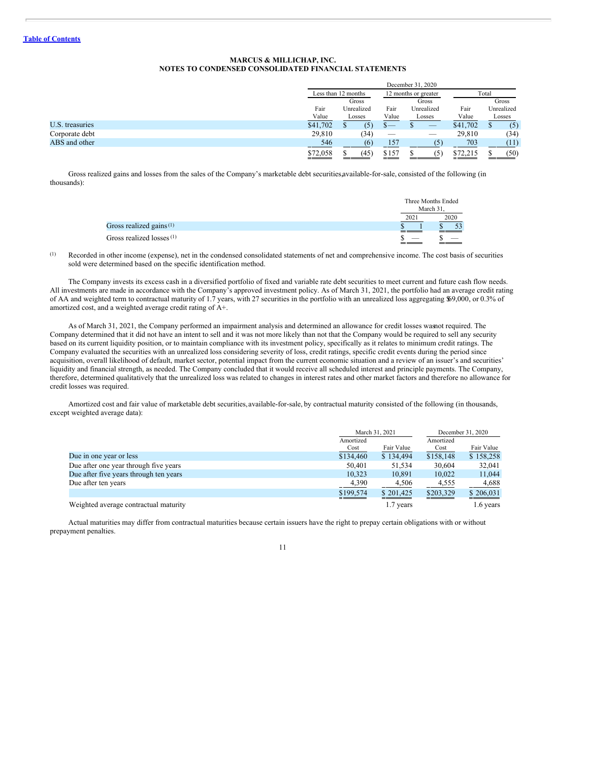**MARCUS & MILLICHAP, INC.**
**NOTES TO CONDENSED CONSOLIDATED FINANCIAL STATEMENTS**

| | December 31, 2020 | | | | | |
|---|---|---|---|---|---|---|
| | Less than 12 months | | 12 months or greater | | Total | |
| | Fair Value | Gross Unrealized Losses | Fair Value | Gross Unrealized Losses | Fair Value | Gross Unrealized Losses |
| U.S. treasuries | $41,702 | $ (5) | $— | $ — | $41,702 | $ (5) |
| Corporate debt | 29,810 | (34) | — | — | 29,810 | (34) |
| ABS and other | 546 | (6) | 157 | (5) | 703 | (11) |
| | $72,058 | $ (45) | $157 | $ (5) | $72,215 | $ (50) |

Gross realized gains and losses from the sales of the Company's marketable debt securities, available-for-sale, consisted of the following (in thousands):

| | Three Months Ended March 31, | |
|---|---|---|
| | 2021 | 2020 |
| Gross realized gains [(1)] | $ 1 | $ 53 |
| Gross realized losses [(1)] | $ — | $ — |

(1) Recorded in other income (expense), net in the condensed consolidated statements of net and comprehensive income. The cost basis of securities sold were determined based on the specific identification method.

The Company invests its excess cash in a diversified portfolio of fixed and variable rate debt securities to meet current and future cash flow needs. All investments are made in accordance with the Company's approved investment policy. As of March 31, 2021, the portfolio had an average credit rating of AA and weighted term to contractual maturity of 1.7 years, with 27 securities in the portfolio with an unrealized loss aggregating $69,000, or 0.3% of amortized cost, and a weighted average credit rating of A+.

As of March 31, 2021, the Company performed an impairment analysis and determined an allowance for credit losses was not required. The Company determined that it did not have an intent to sell and it was not more likely than not that the Company would be required to sell any security based on its current liquidity position, or to maintain compliance with its investment policy, specifically as it relates to minimum credit ratings. The Company evaluated the securities with an unrealized loss considering severity of loss, credit ratings, specific credit events during the period since acquisition, overall likelihood of default, market sector, potential impact from the current economic situation and a review of an issuer's and securities' liquidity and financial strength, as needed. The Company concluded that it would receive all scheduled interest and principle payments. The Company, therefore, determined qualitatively that the unrealized loss was related to changes in interest rates and other market factors and therefore no allowance for credit losses was required.

Amortized cost and fair value of marketable debt securities, available-for-sale, by contractual maturity consisted of the following (in thousands, except weighted average data):

| | March 31, 2021 | | December 31, 2020 | |
|---|---|---|---|---|
| | Amortized Cost | Fair Value | Amortized Cost | Fair Value |
| Due in one year or less | $134,460 | $ 134,494 | $158,148 | $ 158,258 |
| Due after one year through five years | 50,401 | 51,534 | 30,604 | 32,041 |
| Due after five years through ten years | 10,323 | 10,891 | 10,022 | 11,044 |
| Due after ten years | 4,390 | 4,506 | 4,555 | 4,688 |
| | $199,574 | $ 201,425 | $203,329 | $ 206,031 |
| Weighted average contractual maturity | | 1.7 years | | 1.6 years |

Actual maturities may differ from contractual maturities because certain issuers have the right to prepay certain obligations with or without prepayment penalties.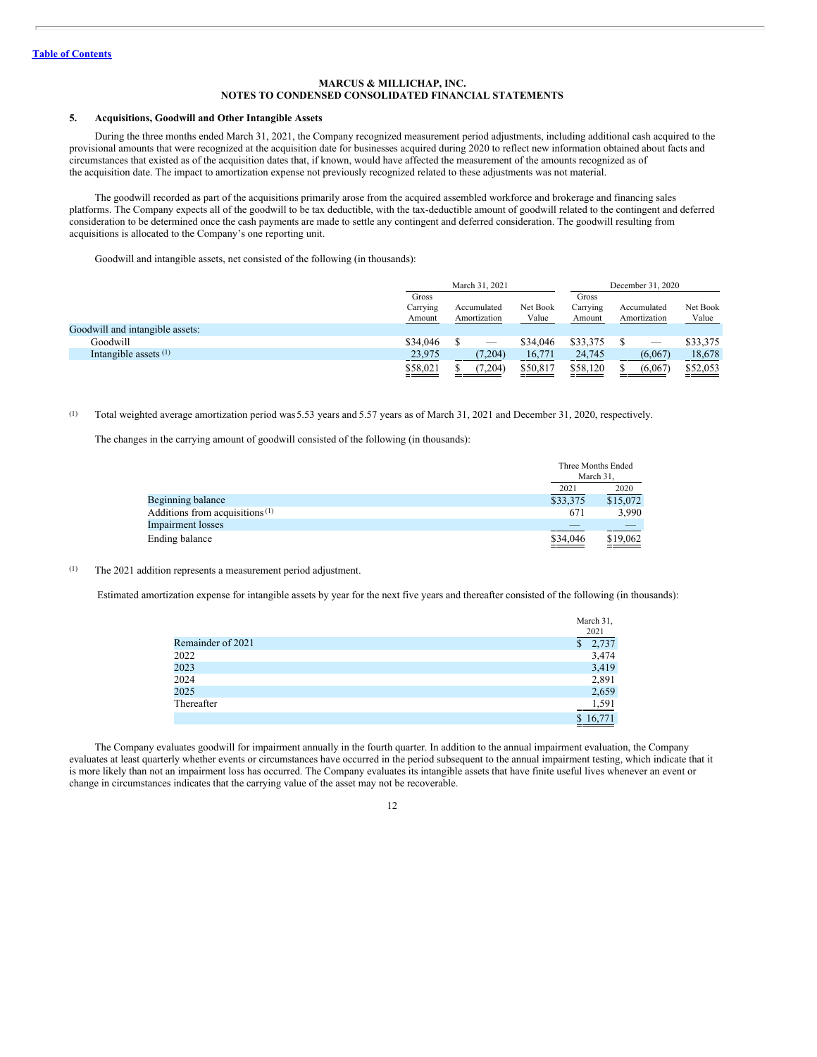**MARCUS & MILLICHAP, INC.**
**NOTES TO CONDENSED CONSOLIDATED FINANCIAL STATEMENTS**

## 5. Acquisitions, Goodwill and Other Intangible Assets

During the three months ended March 31, 2021, the Company recognized measurement period adjustments, including additional cash acquired to the provisional amounts that were recognized at the acquisition date for businesses acquired during 2020 to reflect new information obtained about facts and circumstances that existed as of the acquisition dates that, if known, would have affected the measurement of the amounts recognized as of the acquisition date. The impact to amortization expense not previously recognized related to these adjustments was not material.

The goodwill recorded as part of the acquisitions primarily arose from the acquired assembled workforce and brokerage and financing sales platforms. The Company expects all of the goodwill to be tax deductible, with the tax-deductible amount of goodwill related to the contingent and deferred consideration to be determined once the cash payments are made to settle any contingent and deferred consideration. The goodwill resulting from acquisitions is allocated to the Company's one reporting unit.

Goodwill and intangible assets, net consisted of the following (in thousands):

| | March 31, 2021 | | | December 31, 2020 | | |
|---|---|---|---|---|---|---|
| | Gross Carrying Amount | Accumulated Amortization | Net Book Value | Gross Carrying Amount | Accumulated Amortization | Net Book Value |
| Goodwill and intangible assets: | | | | | | |
| Goodwill | $34,046 | $ — | $34,046 | $33,375 | $ — | $33,375 |
| Intangible assets [(1)] | 23,975 | (7,204) | 16,771 | 24,745 | (6,067) | 18,678 |
| | $58,021 | $ (7,204) | $50,817 | $58,120 | $ (6,067) | $52,053 |

(1) Total weighted average amortization period was 5.53 years and 5.57 years as of March 31, 2021 and December 31, 2020, respectively.

The changes in the carrying amount of goodwill consisted of the following (in thousands):

| | Three Months Ended March 31, | |
|---|---|---|
| | 2021 | 2020 |
| Beginning balance | $33,375 | $15,072 |
| Additions from acquisitions [(1)] | 671 | 3,990 |
| Impairment losses | — | — |
| Ending balance | $34,046 | $19,062 |

(1) The 2021 addition represents a measurement period adjustment.

Estimated amortization expense for intangible assets by year for the next five years and thereafter consisted of the following (in thousands):

| | March 31, 2021 |
|---|---|
| Remainder of 2021 | $ 2,737 |
| 2022 | 3,474 |
| 2023 | 3,419 |
| 2024 | 2,891 |
| 2025 | 2,659 |
| Thereafter | 1,591 |
| | $ 16,771 |

The Company evaluates goodwill for impairment annually in the fourth quarter. In addition to the annual impairment evaluation, the Company evaluates at least quarterly whether events or circumstances have occurred in the period subsequent to the annual impairment testing, which indicate that it is more likely than not an impairment loss has occurred. The Company evaluates its intangible assets that have finite useful lives whenever an event or change in circumstances indicates that the carrying value of the asset may not be recoverable.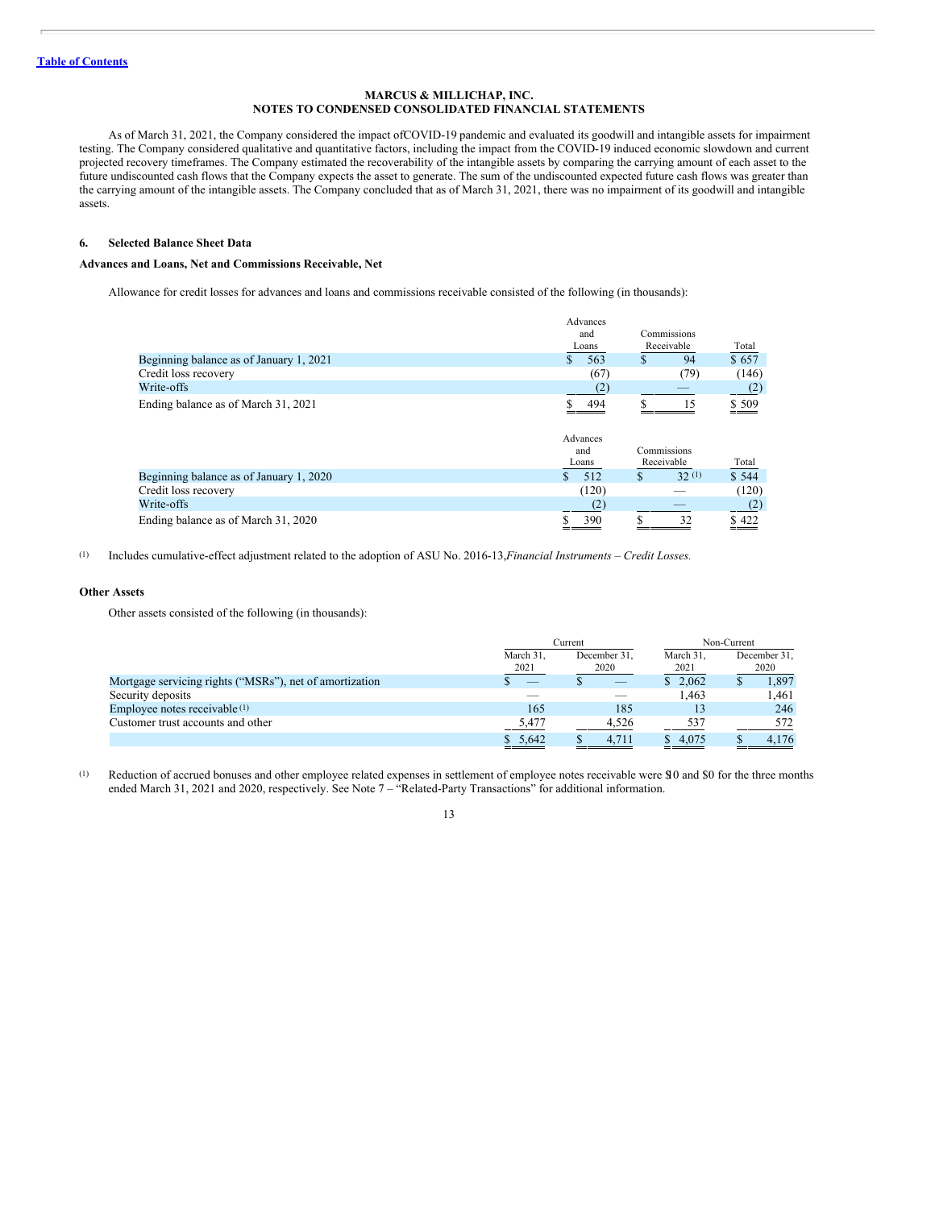MARCUS & MILLICHAP, INC.
NOTES TO CONDENSED CONSOLIDATED FINANCIAL STATEMENTS

As of March 31, 2021, the Company considered the impact ofCOVID-19 pandemic and evaluated its goodwill and intangible assets for impairment testing. The Company considered qualitative and quantitative factors, including the impact from the COVID-19 induced economic slowdown and current projected recovery timeframes. The Company estimated the recoverability of the intangible assets by comparing the carrying amount of each asset to the future undiscounted cash flows that the Company expects the asset to generate. The sum of the undiscounted expected future cash flows was greater than the carrying amount of the intangible assets. The Company concluded that as of March 31, 2021, there was no impairment of its goodwill and intangible assets.

## 6. Selected Balance Sheet Data

### Advances and Loans, Net and Commissions Receivable, Net

Allowance for credit losses for advances and loans and commissions receivable consisted of the following (in thousands):

| | Advances and Loans | Commissions Receivable | Total |
|---|---|---|---|
| Beginning balance as of January 1, 2021 | $ 563 | $ 94 | $ 657 |
| Credit loss recovery | (67) | (79) | (146) |
| Write-offs | (2) | — | (2) |
| Ending balance as of March 31, 2021 | $ 494 | $ 15 | $ 509 |

| | Advances and Loans | Commissions Receivable | Total |
|---|---|---|---|
| Beginning balance as of January 1, 2020 | $ 512 | $ 32 [(1)] | $ 544 |
| Credit loss recovery | (120) | — | (120) |
| Write-offs | (2) | — | (2) |
| Ending balance as of March 31, 2020 | $ 390 | $ 32 | $ 422 |

(1) Includes cumulative-effect adjustment related to the adoption of ASU No. 2016-13,*Financial Instruments – Credit Losses.*

### Other Assets

Other assets consisted of the following (in thousands):

| | Current | | Non-Current | |
|---|---|---|---|---|
| | March 31, 2021 | December 31, 2020 | March 31, 2021 | December 31, 2020 |
| Mortgage servicing rights ("MSRs"), net of amortization | $ — | $ — | $ 2,062 | $ 1,897 |
| Security deposits | — | — | 1,463 | 1,461 |
| Employee notes receivable [(1)] | 165 | 185 | 13 | 246 |
| Customer trust accounts and other | 5,477 | 4,526 | 537 | 572 |
| | $ 5,642 | $ 4,711 | $ 4,075 | $ 4,176 |

(1) Reduction of accrued bonuses and other employee related expenses in settlement of employee notes receivable were $10 and $0 for the three months ended March 31, 2021 and 2020, respectively. See Note 7 – "Related-Party Transactions" for additional information.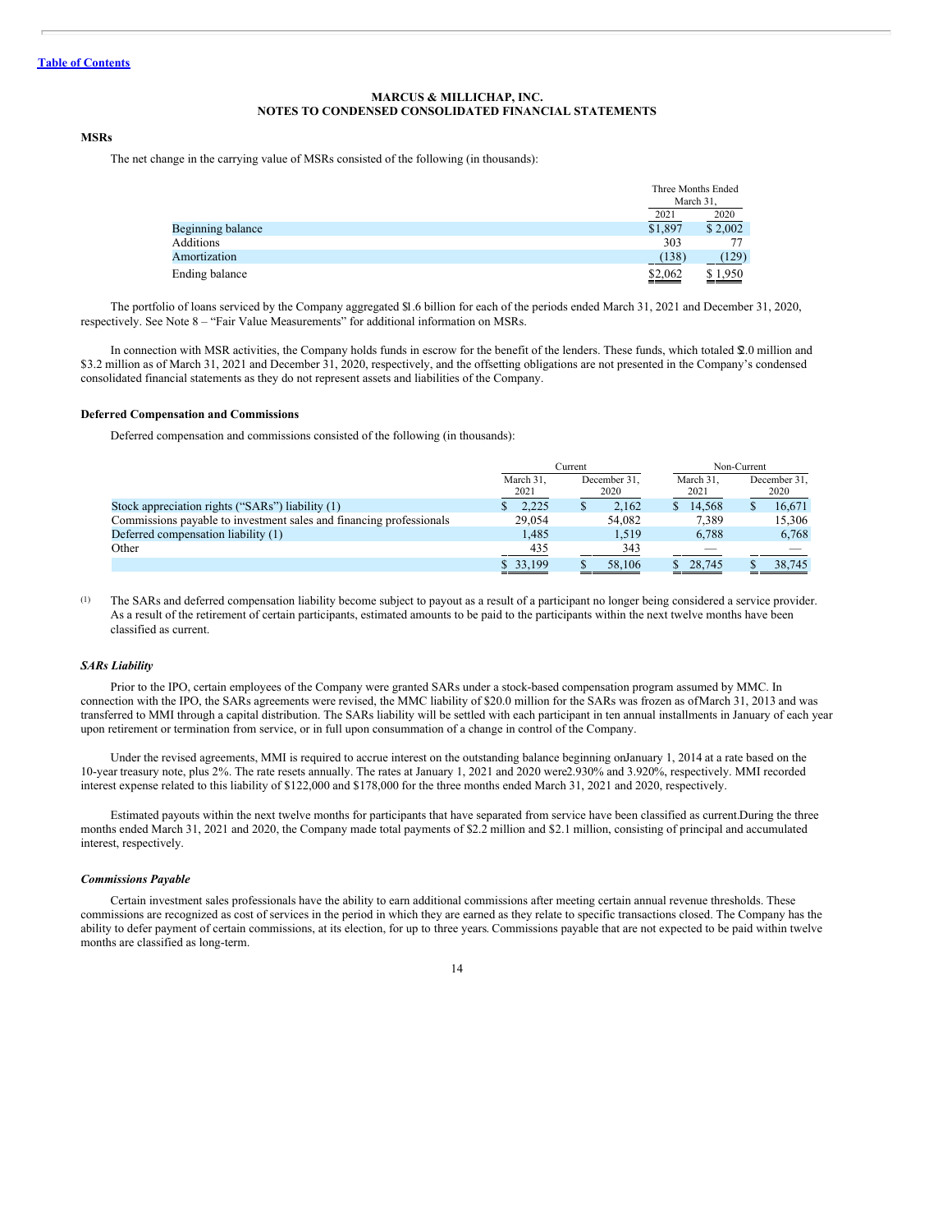**MARCUS & MILLICHAP, INC.**
**NOTES TO CONDENSED CONSOLIDATED FINANCIAL STATEMENTS**

**MSRs**

The net change in the carrying value of MSRs consisted of the following (in thousands):

| | Three Months Ended March 31, | |
|---|---|---|
| | 2021 | 2020 |
| Beginning balance | $1,897 | $ 2,002 |
| Additions | 303 | 77 |
| Amortization | (138) | (129) |
| Ending balance | $2,062 | $ 1,950 |

The portfolio of loans serviced by the Company aggregated $1.6 billion for each of the periods ended March 31, 2021 and December 31, 2020, respectively. See Note 8 – "Fair Value Measurements" for additional information on MSRs.

In connection with MSR activities, the Company holds funds in escrow for the benefit of the lenders. These funds, which totaled $2.0 million and $3.2 million as of March 31, 2021 and December 31, 2020, respectively, and the offsetting obligations are not presented in the Company's condensed consolidated financial statements as they do not represent assets and liabilities of the Company.

**Deferred Compensation and Commissions**

Deferred compensation and commissions consisted of the following (in thousands):

| | Current | | Non-Current | |
|---|---|---|---|---|
| | March 31, 2021 | December 31, 2020 | March 31, 2021 | December 31, 2020 |
| Stock appreciation rights ("SARs") liability (1) | $ 2,225 | $ 2,162 | $ 14,568 | $ 16,671 |
| Commissions payable to investment sales and financing professionals | 29,054 | 54,082 | 7,389 | 15,306 |
| Deferred compensation liability (1) | 1,485 | 1,519 | 6,788 | 6,768 |
| Other | 435 | 343 | — | — |
| | $ 33,199 | $ 58,106 | $ 28,745 | $ 38,745 |

(1) The SARs and deferred compensation liability become subject to payout as a result of a participant no longer being considered a service provider. As a result of the retirement of certain participants, estimated amounts to be paid to the participants within the next twelve months have been classified as current.

***SARs Liability***

Prior to the IPO, certain employees of the Company were granted SARs under a stock-based compensation program assumed by MMC. In connection with the IPO, the SARs agreements were revised, the MMC liability of $20.0 million for the SARs was frozen as of March 31, 2013 and was transferred to MMI through a capital distribution. The SARs liability will be settled with each participant in ten annual installments in January of each year upon retirement or termination from service, or in full upon consummation of a change in control of the Company.

Under the revised agreements, MMI is required to accrue interest on the outstanding balance beginning on January 1, 2014 at a rate based on the 10-year treasury note, plus 2%. The rate resets annually. The rates at January 1, 2021 and 2020 were 2.930% and 3.920%, respectively. MMI recorded interest expense related to this liability of $122,000 and $178,000 for the three months ended March 31, 2021 and 2020, respectively.

Estimated payouts within the next twelve months for participants that have separated from service have been classified as current. During the three months ended March 31, 2021 and 2020, the Company made total payments of $2.2 million and $2.1 million, consisting of principal and accumulated interest, respectively.

***Commissions Payable***

Certain investment sales professionals have the ability to earn additional commissions after meeting certain annual revenue thresholds. These commissions are recognized as cost of services in the period in which they are earned as they relate to specific transactions closed. The Company has the ability to defer payment of certain commissions, at its election, for up to three years. Commissions payable that are not expected to be paid within twelve months are classified as long-term.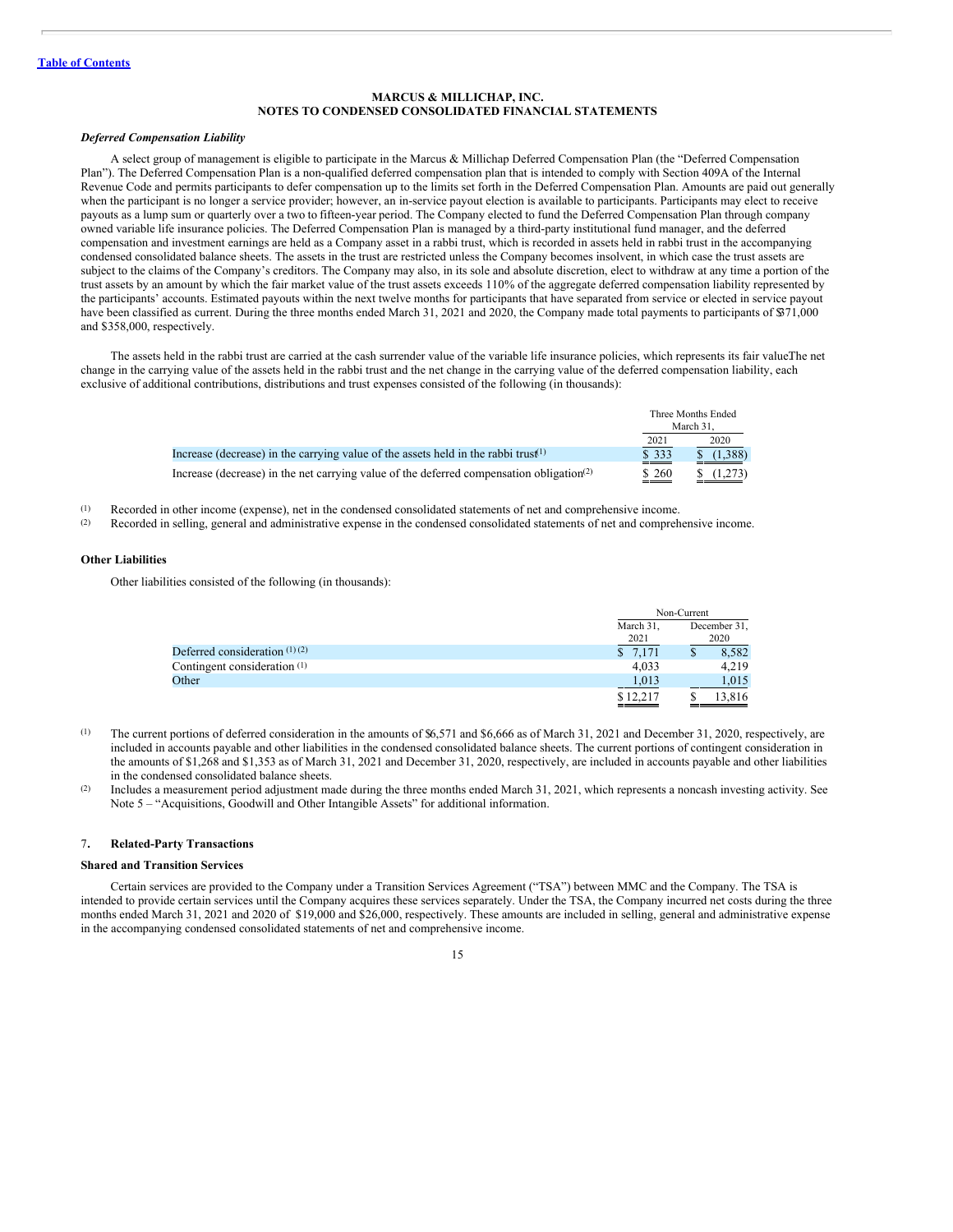**MARCUS & MILLICHAP, INC.**
**NOTES TO CONDENSED CONSOLIDATED FINANCIAL STATEMENTS**

***Deferred Compensation Liability***

A select group of management is eligible to participate in the Marcus & Millichap Deferred Compensation Plan (the "Deferred Compensation Plan"). The Deferred Compensation Plan is a non-qualified deferred compensation plan that is intended to comply with Section 409A of the Internal Revenue Code and permits participants to defer compensation up to the limits set forth in the Deferred Compensation Plan. Amounts are paid out generally when the participant is no longer a service provider; however, an in-service payout election is available to participants. Participants may elect to receive payouts as a lump sum or quarterly over a two to fifteen-year period. The Company elected to fund the Deferred Compensation Plan through company owned variable life insurance policies. The Deferred Compensation Plan is managed by a third-party institutional fund manager, and the deferred compensation and investment earnings are held as a Company asset in a rabbi trust, which is recorded in assets held in rabbi trust in the accompanying condensed consolidated balance sheets. The assets in the trust are restricted unless the Company becomes insolvent, in which case the trust assets are subject to the claims of the Company's creditors. The Company may also, in its sole and absolute discretion, elect to withdraw at any time a portion of the trust assets by an amount by which the fair market value of the trust assets exceeds 110% of the aggregate deferred compensation liability represented by the participants' accounts. Estimated payouts within the next twelve months for participants that have separated from service or elected in service payout have been classified as current. During the three months ended March 31, 2021 and 2020, the Company made total payments to participants of $371,000 and $358,000, respectively.

The assets held in the rabbi trust are carried at the cash surrender value of the variable life insurance policies, which represents its fair value. The net change in the carrying value of the assets held in the rabbi trust and the net change in the carrying value of the deferred compensation liability, each exclusive of additional contributions, distributions and trust expenses consisted of the following (in thousands):

| | Three Months Ended March 31, | |
|---|---|---|
| | 2021 | 2020 |
| Increase (decrease) in the carrying value of the assets held in the rabbi trust[(1)] | $ 333 | $ (1,388) |
| Increase (decrease) in the net carrying value of the deferred compensation obligation[(2)] | $ 260 | $ (1,273) |

(1) Recorded in other income (expense), net in the condensed consolidated statements of net and comprehensive income.
(2) Recorded in selling, general and administrative expense in the condensed consolidated statements of net and comprehensive income.

**Other Liabilities**

Other liabilities consisted of the following (in thousands):

| | Non-Current | |
|---|---|---|
| | March 31, 2021 | December 31, 2020 |
| Deferred consideration [(1)(2)] | $ 7,171 | $ 8,582 |
| Contingent consideration [(1)] | 4,033 | 4,219 |
| Other | 1,013 | 1,015 |
| | $ 12,217 | $ 13,816 |

(1) The current portions of deferred consideration in the amounts of $6,571 and $6,666 as of March 31, 2021 and December 31, 2020, respectively, are included in accounts payable and other liabilities in the condensed consolidated balance sheets. The current portions of contingent consideration in the amounts of $1,268 and $1,353 as of March 31, 2021 and December 31, 2020, respectively, are included in accounts payable and other liabilities in the condensed consolidated balance sheets.
(2) Includes a measurement period adjustment made during the three months ended March 31, 2021, which represents a noncash investing activity. See Note 5 – "Acquisitions, Goodwill and Other Intangible Assets" for additional information.

## 7. Related-Party Transactions

**Shared and Transition Services**

Certain services are provided to the Company under a Transition Services Agreement ("TSA") between MMC and the Company. The TSA is intended to provide certain services until the Company acquires these services separately. Under the TSA, the Company incurred net costs during the three months ended March 31, 2021 and 2020 of $19,000 and $26,000, respectively. These amounts are included in selling, general and administrative expense in the accompanying condensed consolidated statements of net and comprehensive income.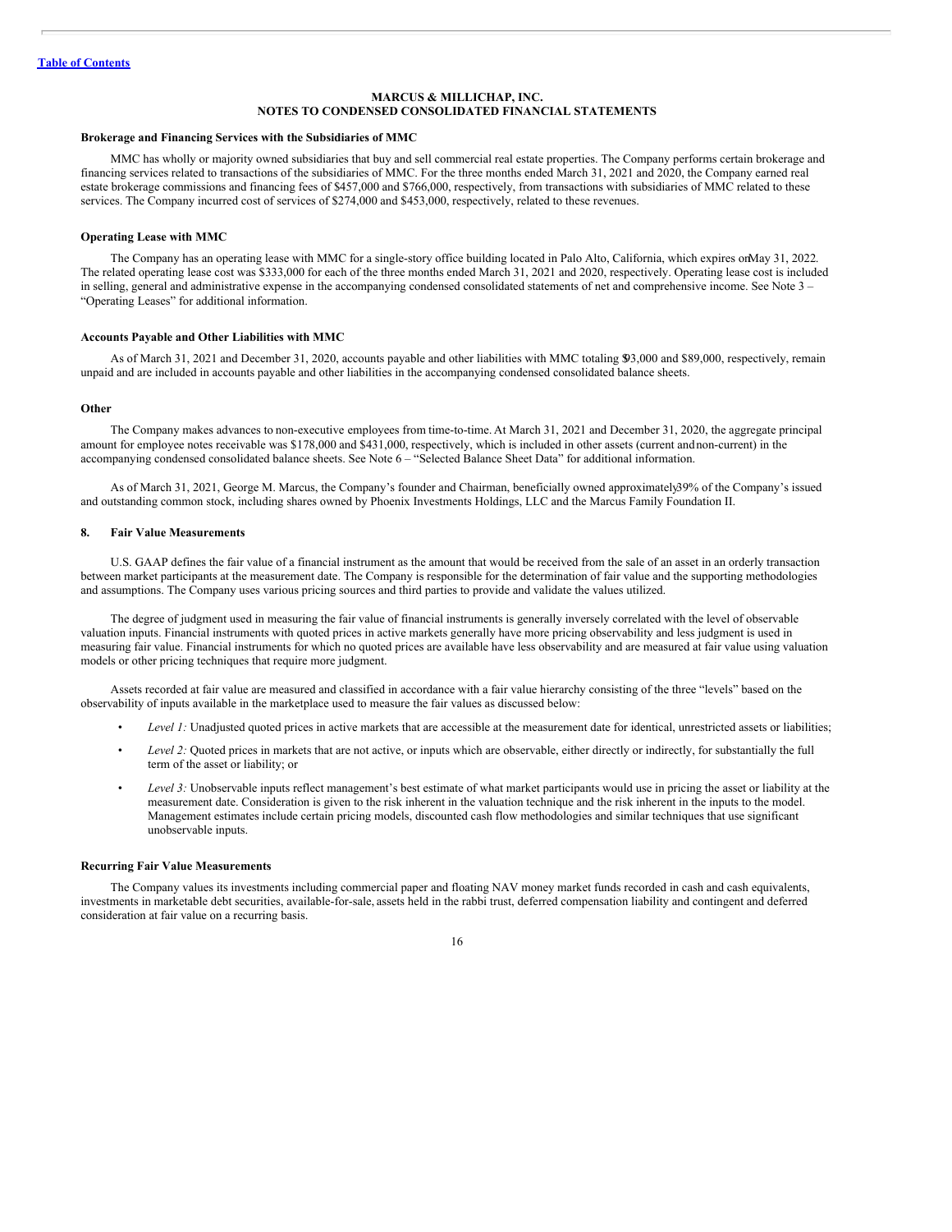**Brokerage and Financing Services with the Subsidiaries of MMC**

MMC has wholly or majority owned subsidiaries that buy and sell commercial real estate properties. The Company performs certain brokerage and financing services related to transactions of the subsidiaries of MMC. For the three months ended March 31, 2021 and 2020, the Company earned real estate brokerage commissions and financing fees of $457,000 and $766,000, respectively, from transactions with subsidiaries of MMC related to these services. The Company incurred cost of services of $274,000 and $453,000, respectively, related to these revenues.

**Operating Lease with MMC**

The Company has an operating lease with MMC for a single-story office building located in Palo Alto, California, which expires on May 31, 2022. The related operating lease cost was $333,000 for each of the three months ended March 31, 2021 and 2020, respectively. Operating lease cost is included in selling, general and administrative expense in the accompanying condensed consolidated statements of net and comprehensive income. See Note 3 – "Operating Leases" for additional information.

**Accounts Payable and Other Liabilities with MMC**

As of March 31, 2021 and December 31, 2020, accounts payable and other liabilities with MMC totaling $93,000 and $89,000, respectively, remain unpaid and are included in accounts payable and other liabilities in the accompanying condensed consolidated balance sheets.

**Other**

The Company makes advances to non-executive employees from time-to-time. At March 31, 2021 and December 31, 2020, the aggregate principal amount for employee notes receivable was $178,000 and $431,000, respectively, which is included in other assets (current and non-current) in the accompanying condensed consolidated balance sheets. See Note 6 – "Selected Balance Sheet Data" for additional information.

As of March 31, 2021, George M. Marcus, the Company's founder and Chairman, beneficially owned approximately 39% of the Company's issued and outstanding common stock, including shares owned by Phoenix Investments Holdings, LLC and the Marcus Family Foundation II.

## 8. Fair Value Measurements

U.S. GAAP defines the fair value of a financial instrument as the amount that would be received from the sale of an asset in an orderly transaction between market participants at the measurement date. The Company is responsible for the determination of fair value and the supporting methodologies and assumptions. The Company uses various pricing sources and third parties to provide and validate the values utilized.

The degree of judgment used in measuring the fair value of financial instruments is generally inversely correlated with the level of observable valuation inputs. Financial instruments with quoted prices in active markets generally have more pricing observability and less judgment is used in measuring fair value. Financial instruments for which no quoted prices are available have less observability and are measured at fair value using valuation models or other pricing techniques that require more judgment.

Assets recorded at fair value are measured and classified in accordance with a fair value hierarchy consisting of the three "levels" based on the observability of inputs available in the marketplace used to measure the fair values as discussed below:

- *Level 1:* Unadjusted quoted prices in active markets that are accessible at the measurement date for identical, unrestricted assets or liabilities;
- *Level 2:* Quoted prices in markets that are not active, or inputs which are observable, either directly or indirectly, for substantially the full term of the asset or liability; or
- *Level 3:* Unobservable inputs reflect management's best estimate of what market participants would use in pricing the asset or liability at the measurement date. Consideration is given to the risk inherent in the valuation technique and the risk inherent in the inputs to the model. Management estimates include certain pricing models, discounted cash flow methodologies and similar techniques that use significant unobservable inputs.

**Recurring Fair Value Measurements**

The Company values its investments including commercial paper and floating NAV money market funds recorded in cash and cash equivalents, investments in marketable debt securities, available-for-sale, assets held in the rabbi trust, deferred compensation liability and contingent and deferred consideration at fair value on a recurring basis.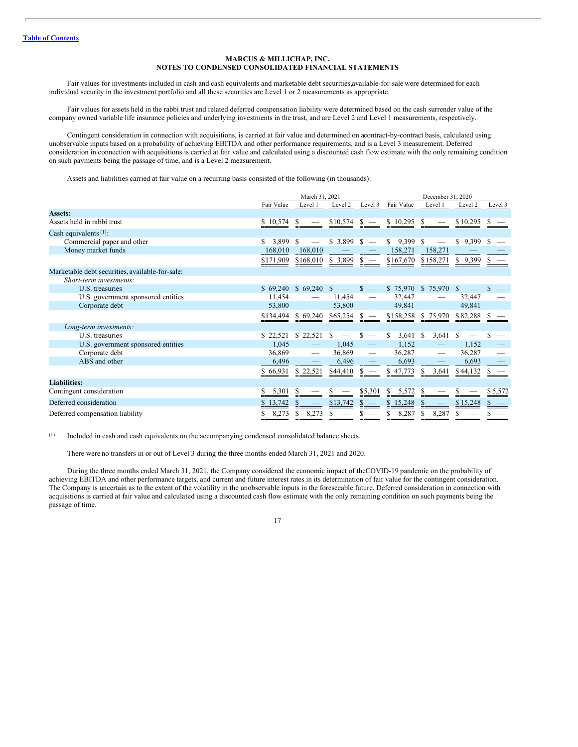**MARCUS & MILLICHAP, INC.**
**NOTES TO CONDENSED CONSOLIDATED FINANCIAL STATEMENTS**

Fair values for investments included in cash and cash equivalents and marketable debt securities, available-for-sale were determined for each individual security in the investment portfolio and all these securities are Level 1 or 2 measurements as appropriate.

Fair values for assets held in the rabbi trust and related deferred compensation liability were determined based on the cash surrender value of the company owned variable life insurance policies and underlying investments in the trust, and are Level 2 and Level 1 measurements, respectively.

Contingent consideration in connection with acquisitions, is carried at fair value and determined on a contract-by-contract basis, calculated using unobservable inputs based on a probability of achieving EBITDA and other performance requirements, and is a Level 3 measurement. Deferred consideration in connection with acquisitions is carried at fair value and calculated using a discounted cash flow estimate with the only remaining condition on such payments being the passage of time, and is a Level 2 measurement.

Assets and liabilities carried at fair value on a recurring basis consisted of the following (in thousands):

| | March 31, 2021 | | | | December 31, 2020 | | | |
|---|---|---|---|---|---|---|---|---|
| | Fair Value | Level 1 | Level 2 | Level 3 | Fair Value | Level 1 | Level 2 | Level 3 |
| **Assets:** | | | | | | | | |
| Assets held in rabbi trust | $ 10,574 | $ — | $10,574 | $ — | $ 10,295 | $ — | $ 10,295 | $ — |
| Cash equivalents [(1)]: | | | | | | | | |
| Commercial paper and other | $ 3,899 | $ — | $ 3,899 | $ — | $ 9,399 | $ — | $ 9,399 | $ — |
| Money market funds | 168,010 | 168,010 | — | — | 158,271 | 158,271 | — | — |
| | $171,909 | $168,010 | $ 3,899 | $ — | $167,670 | $158,271 | $ 9,399 | $ — |
| Marketable debt securities, available-for-sale: | | | | | | | | |
| *Short-term investments:* | | | | | | | | |
| U.S. treasuries | $ 69,240 | $ 69,240 | $ — | $ — | $ 75,970 | $ 75,970 | $ — | $ — |
| U.S. government sponsored entities | 11,454 | — | 11,454 | — | 32,447 | — | 32,447 | — |
| Corporate debt | 53,800 | — | 53,800 | — | 49,841 | — | 49,841 | — |
| | $134,494 | $ 69,240 | $65,254 | $ — | $158,258 | $ 75,970 | $ 82,288 | $ — |
| *Long-term investments:* | | | | | | | | |
| U.S. treasuries | $ 22,521 | $ 22,521 | $ — | $ — | $ 3,641 | $ 3,641 | $ — | $ — |
| U.S. government sponsored entities | 1,045 | — | 1,045 | — | 1,152 | — | 1,152 | — |
| Corporate debt | 36,869 | — | 36,869 | — | 36,287 | — | 36,287 | — |
| ABS and other | 6,496 | — | 6,496 | — | 6,693 | — | 6,693 | — |
| | $ 66,931 | $ 22,521 | $44,410 | $ — | $ 47,773 | $ 3,641 | $ 44,132 | $ — |
| **Liabilities:** | | | | | | | | |
| Contingent consideration | $ 5,301 | $ — | $ — | $5,301 | $ 5,572 | $ — | $ — | $ 5,572 |
| Deferred consideration | $ 13,742 | $ — | $13,742 | $ — | $ 15,248 | $ — | $ 15,248 | $ — |
| Deferred compensation liability | $ 8,273 | $ 8,273 | $ — | $ — | $ 8,287 | $ 8,287 | $ — | $ — |

(1) Included in cash and cash equivalents on the accompanying condensed consolidated balance sheets.

There were no transfers in or out of Level 3 during the three months ended March 31, 2021 and 2020.

During the three months ended March 31, 2021, the Company considered the economic impact of the COVID-19 pandemic on the probability of achieving EBITDA and other performance targets, and current and future interest rates in its determination of fair value for the contingent consideration. The Company is uncertain as to the extent of the volatility in the unobservable inputs in the foreseeable future. Deferred consideration in connection with acquisitions is carried at fair value and calculated using a discounted cash flow estimate with the only remaining condition on such payments being the passage of time.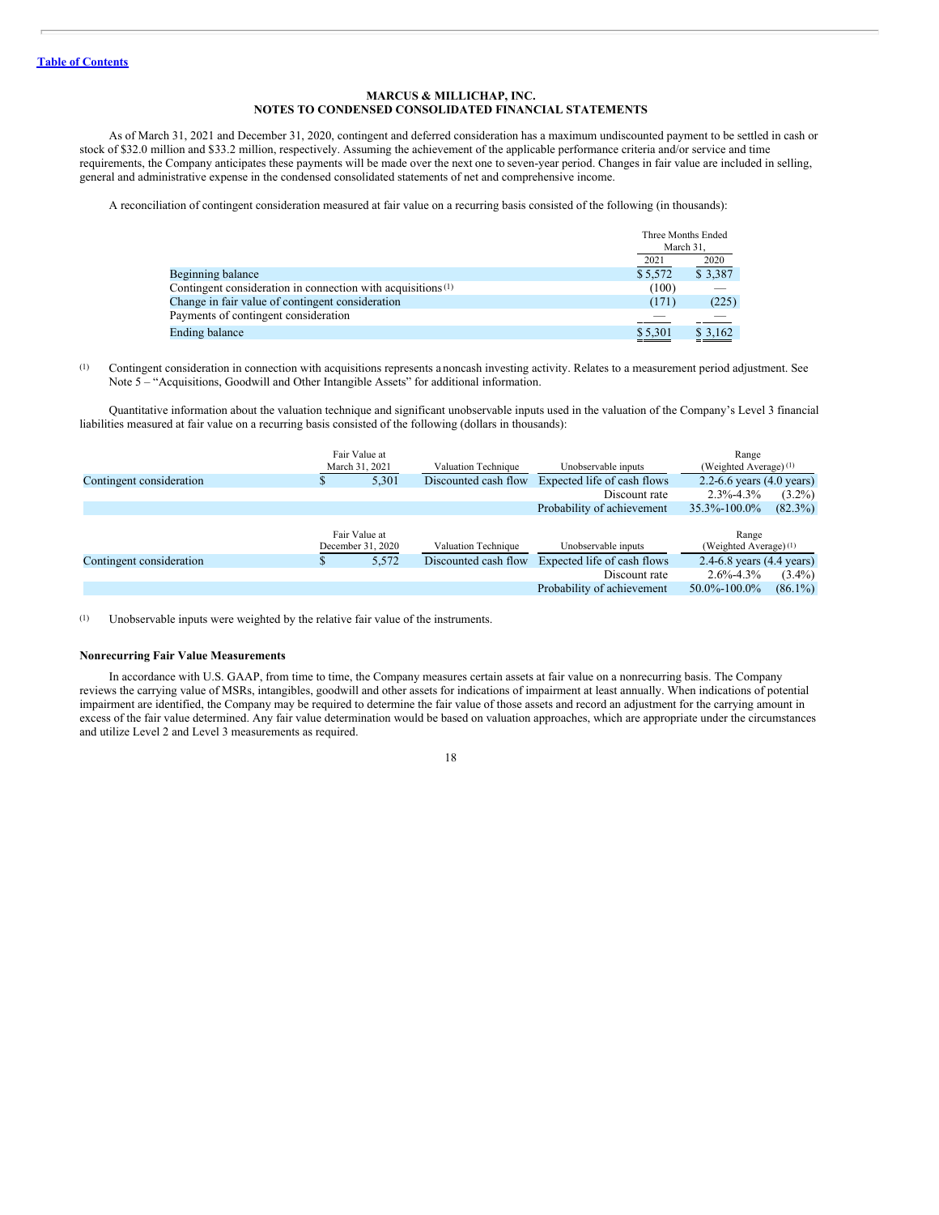**MARCUS & MILLICHAP, INC.**
**NOTES TO CONDENSED CONSOLIDATED FINANCIAL STATEMENTS**

As of March 31, 2021 and December 31, 2020, contingent and deferred consideration has a maximum undiscounted payment to be settled in cash or stock of $32.0 million and $33.2 million, respectively. Assuming the achievement of the applicable performance criteria and/or service and time requirements, the Company anticipates these payments will be made over the next one to seven-year period. Changes in fair value are included in selling, general and administrative expense in the condensed consolidated statements of net and comprehensive income.

A reconciliation of contingent consideration measured at fair value on a recurring basis consisted of the following (in thousands):

| | Three Months Ended March 31, | |
|---|---|---|
| | 2021 | 2020 |
| Beginning balance | $ 5,572 | $ 3,387 |
| Contingent consideration in connection with acquisitions [(1)] | (100) | — |
| Change in fair value of contingent consideration | (171) | (225) |
| Payments of contingent consideration | — | — |
| Ending balance | $ 5,301 | $ 3,162 |

(1) Contingent consideration in connection with acquisitions represents a noncash investing activity. Relates to a measurement period adjustment. See Note 5 – "Acquisitions, Goodwill and Other Intangible Assets" for additional information.

Quantitative information about the valuation technique and significant unobservable inputs used in the valuation of the Company's Level 3 financial liabilities measured at fair value on a recurring basis consisted of the following (dollars in thousands):

| | Fair Value at March 31, 2021 | Valuation Technique | Unobservable inputs | Range (Weighted Average) [(1)] |
|---|---|---|---|---|
| Contingent consideration | $ 5,301 | Discounted cash flow | Expected life of cash flows | 2.2-6.6 years (4.0 years) |
| | | | Discount rate | 2.3%-4.3% (3.2%) |
| | | | Probability of achievement | 35.3%-100.0% (82.3%) |

| | Fair Value at December 31, 2020 | Valuation Technique | Unobservable inputs | Range (Weighted Average) [(1)] |
|---|---|---|---|---|
| Contingent consideration | $ 5,572 | Discounted cash flow | Expected life of cash flows | 2.4-6.8 years (4.4 years) |
| | | | Discount rate | 2.6%-4.3% (3.4%) |
| | | | Probability of achievement | 50.0%-100.0% (86.1%) |

(1) Unobservable inputs were weighted by the relative fair value of the instruments.

**Nonrecurring Fair Value Measurements**

In accordance with U.S. GAAP, from time to time, the Company measures certain assets at fair value on a nonrecurring basis. The Company reviews the carrying value of MSRs, intangibles, goodwill and other assets for indications of impairment at least annually. When indications of potential impairment are identified, the Company may be required to determine the fair value of those assets and record an adjustment for the carrying amount in excess of the fair value determined. Any fair value determination would be based on valuation approaches, which are appropriate under the circumstances and utilize Level 2 and Level 3 measurements as required.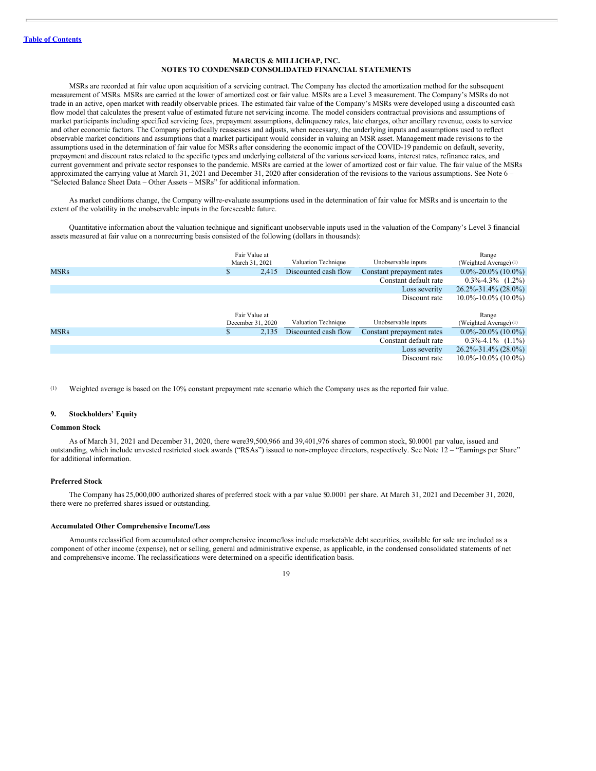MARCUS & MILLICHAP, INC.
NOTES TO CONDENSED CONSOLIDATED FINANCIAL STATEMENTS

MSRs are recorded at fair value upon acquisition of a servicing contract. The Company has elected the amortization method for the subsequent measurement of MSRs. MSRs are carried at the lower of amortized cost or fair value. MSRs are a Level 3 measurement. The Company's MSRs do not trade in an active, open market with readily observable prices. The estimated fair value of the Company's MSRs were developed using a discounted cash flow model that calculates the present value of estimated future net servicing income. The model considers contractual provisions and assumptions of market participants including specified servicing fees, prepayment assumptions, delinquency rates, late charges, other ancillary revenue, costs to service and other economic factors. The Company periodically reassesses and adjusts, when necessary, the underlying inputs and assumptions used to reflect observable market conditions and assumptions that a market participant would consider in valuing an MSR asset. Management made revisions to the assumptions used in the determination of fair value for MSRs after considering the economic impact of the COVID-19 pandemic on default, severity, prepayment and discount rates related to the specific types and underlying collateral of the various serviced loans, interest rates, refinance rates, and current government and private sector responses to the pandemic. MSRs are carried at the lower of amortized cost or fair value. The fair value of the MSRs approximated the carrying value at March 31, 2021 and December 31, 2020 after consideration of the revisions to the various assumptions. See Note 6 – "Selected Balance Sheet Data – Other Assets – MSRs" for additional information.

As market conditions change, the Company will re-evaluate assumptions used in the determination of fair value for MSRs and is uncertain to the extent of the volatility in the unobservable inputs in the foreseeable future.

Quantitative information about the valuation technique and significant unobservable inputs used in the valuation of the Company's Level 3 financial assets measured at fair value on a nonrecurring basis consisted of the following (dollars in thousands):

| | Fair Value at March 31, 2021 | Valuation Technique | Unobservable inputs | Range (Weighted Average) [(1)] |
|---|---|---|---|---|
| MSRs | $ 2,415 | Discounted cash flow | Constant prepayment rates | 0.0%-20.0% (10.0%) |
| | | | Constant default rate | 0.3%-4.3% (1.2%) |
| | | | Loss severity | 26.2%-31.4% (28.0%) |
| | | | Discount rate | 10.0%-10.0% (10.0%) |

| | Fair Value at December 31, 2020 | Valuation Technique | Unobservable inputs | Range (Weighted Average) [(1)] |
|---|---|---|---|---|
| MSRs | $ 2,135 | Discounted cash flow | Constant prepayment rates | 0.0%-20.0% (10.0%) |
| | | | Constant default rate | 0.3%-4.1% (1.1%) |
| | | | Loss severity | 26.2%-31.4% (28.0%) |
| | | | Discount rate | 10.0%-10.0% (10.0%) |

(1) Weighted average is based on the 10% constant prepayment rate scenario which the Company uses as the reported fair value.

## 9. Stockholders' Equity

### Common Stock

As of March 31, 2021 and December 31, 2020, there were 39,500,966 and 39,401,976 shares of common stock, $0.0001 par value, issued and outstanding, which include unvested restricted stock awards ("RSAs") issued to non-employee directors, respectively. See Note 12 – "Earnings per Share" for additional information.

### Preferred Stock

The Company has 25,000,000 authorized shares of preferred stock with a par value $0.0001 per share. At March 31, 2021 and December 31, 2020, there were no preferred shares issued or outstanding.

### Accumulated Other Comprehensive Income/Loss

Amounts reclassified from accumulated other comprehensive income/loss include marketable debt securities, available for sale are included as a component of other income (expense), net or selling, general and administrative expense, as applicable, in the condensed consolidated statements of net and comprehensive income. The reclassifications were determined on a specific identification basis.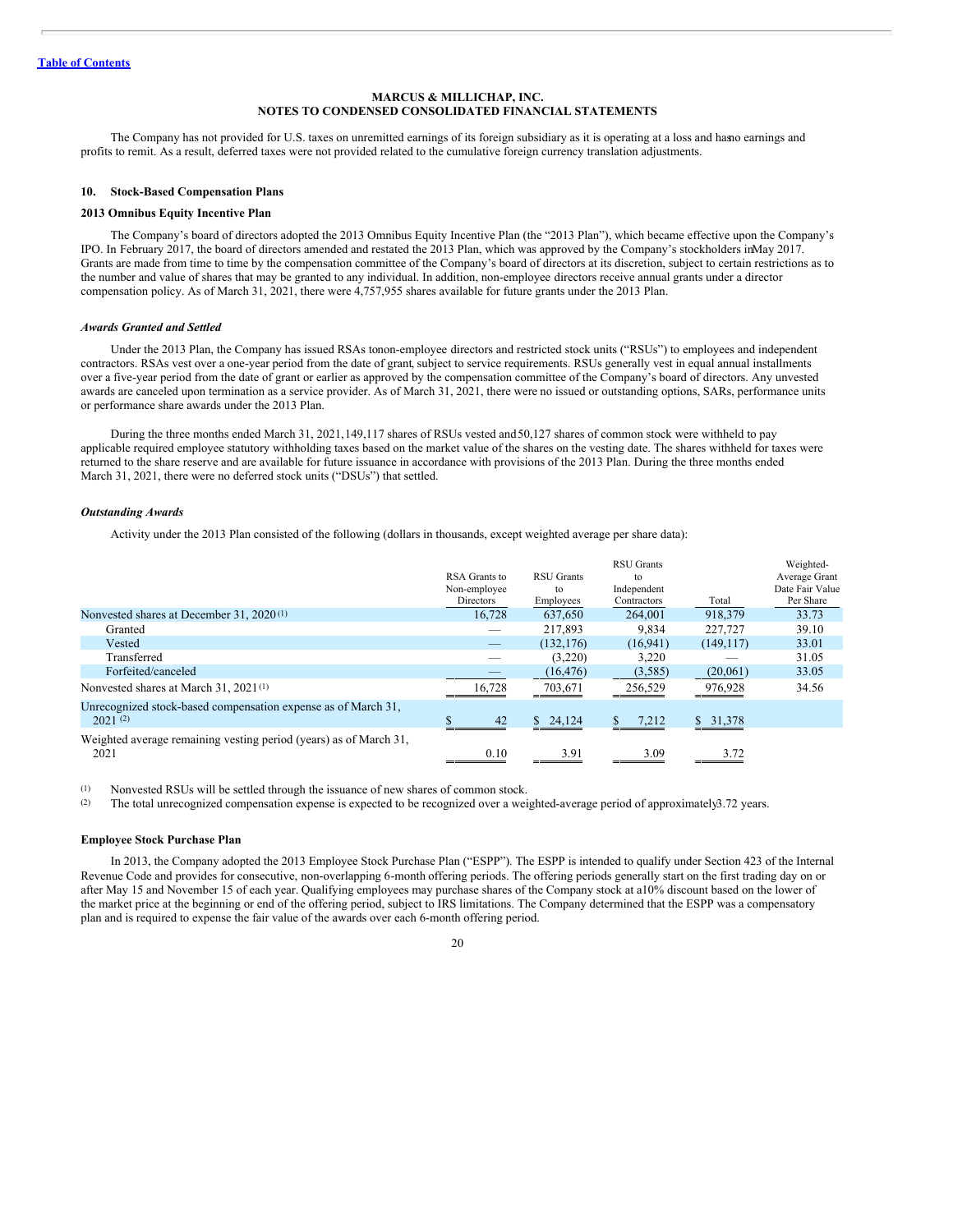The Company has not provided for U.S. taxes on unremitted earnings of its foreign subsidiary as it is operating at a loss and has no earnings and profits to remit. As a result, deferred taxes were not provided related to the cumulative foreign currency translation adjustments.

## 10. Stock-Based Compensation Plans

### 2013 Omnibus Equity Incentive Plan

The Company's board of directors adopted the 2013 Omnibus Equity Incentive Plan (the "2013 Plan"), which became effective upon the Company's IPO. In February 2017, the board of directors amended and restated the 2013 Plan, which was approved by the Company's stockholders in May 2017. Grants are made from time to time by the compensation committee of the Company's board of directors at its discretion, subject to certain restrictions as to the number and value of shares that may be granted to any individual. In addition, non-employee directors receive annual grants under a director compensation policy. As of March 31, 2021, there were 4,757,955 shares available for future grants under the 2013 Plan.

#### *Awards Granted and Settled*

Under the 2013 Plan, the Company has issued RSAs to non-employee directors and restricted stock units ("RSUs") to employees and independent contractors. RSAs vest over a one-year period from the date of grant, subject to service requirements. RSUs generally vest in equal annual installments over a five-year period from the date of grant or earlier as approved by the compensation committee of the Company's board of directors. Any unvested awards are canceled upon termination as a service provider. As of March 31, 2021, there were no issued or outstanding options, SARs, performance units or performance share awards under the 2013 Plan.

During the three months ended March 31, 2021, 149,117 shares of RSUs vested and 50,127 shares of common stock were withheld to pay applicable required employee statutory withholding taxes based on the market value of the shares on the vesting date. The shares withheld for taxes were returned to the share reserve and are available for future issuance in accordance with provisions of the 2013 Plan. During the three months ended March 31, 2021, there were no deferred stock units ("DSUs") that settled.

#### *Outstanding Awards*

Activity under the 2013 Plan consisted of the following (dollars in thousands, except weighted average per share data):

| | RSA Grants to Non-employee Directors | RSU Grants to Employees | RSU Grants to Independent Contractors | Total | Weighted-Average Grant Date Fair Value Per Share |
|---|---|---|---|---|---|
| Nonvested shares at December 31, 2020 [(1)] | 16,728 | 637,650 | 264,001 | 918,379 | 33.73 |
| Granted | — | 217,893 | 9,834 | 227,727 | 39.10 |
| Vested | — | (132,176) | (16,941) | (149,117) | 33.01 |
| Transferred | — | (3,220) | 3,220 | — | 31.05 |
| Forfeited/canceled | — | (16,476) | (3,585) | (20,061) | 33.05 |
| Nonvested shares at March 31, 2021 [(1)] | 16,728 | 703,671 | 256,529 | 976,928 | 34.56 |
| Unrecognized stock-based compensation expense as of March 31, 2021 [(2)] | $ 42 | $ 24,124 | $ 7,212 | $ 31,378 | |
| Weighted average remaining vesting period (years) as of March 31, 2021 | 0.10 | 3.91 | 3.09 | 3.72 | |

(1) Nonvested RSUs will be settled through the issuance of new shares of common stock.

(2) The total unrecognized compensation expense is expected to be recognized over a weighted-average period of approximately 3.72 years.

### Employee Stock Purchase Plan

In 2013, the Company adopted the 2013 Employee Stock Purchase Plan ("ESPP"). The ESPP is intended to qualify under Section 423 of the Internal Revenue Code and provides for consecutive, non-overlapping 6-month offering periods. The offering periods generally start on the first trading day on or after May 15 and November 15 of each year. Qualifying employees may purchase shares of the Company stock at a 10% discount based on the lower of the market price at the beginning or end of the offering period, subject to IRS limitations. The Company determined that the ESPP was a compensatory plan and is required to expense the fair value of the awards over each 6-month offering period.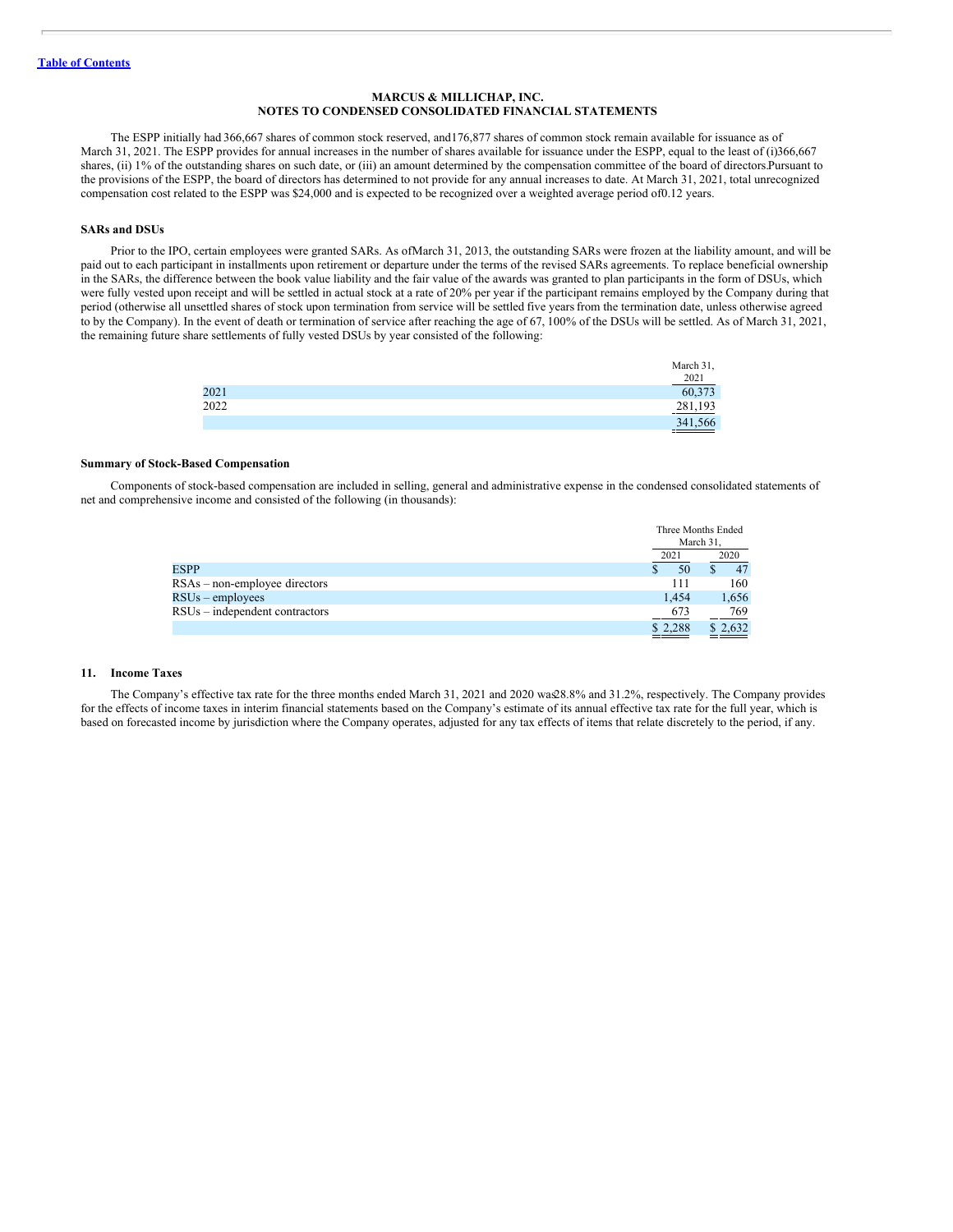**MARCUS & MILLICHAP, INC.**
**NOTES TO CONDENSED CONSOLIDATED FINANCIAL STATEMENTS**

The ESPP initially had 366,667 shares of common stock reserved, and 176,877 shares of common stock remain available for issuance as of March 31, 2021. The ESPP provides for annual increases in the number of shares available for issuance under the ESPP, equal to the least of (i) 366,667 shares, (ii) 1% of the outstanding shares on such date, or (iii) an amount determined by the compensation committee of the board of directors. Pursuant to the provisions of the ESPP, the board of directors has determined to not provide for any annual increases to date. At March 31, 2021, total unrecognized compensation cost related to the ESPP was $24,000 and is expected to be recognized over a weighted average period of 0.12 years.

**SARs and DSUs**

Prior to the IPO, certain employees were granted SARs. As of March 31, 2013, the outstanding SARs were frozen at the liability amount, and will be paid out to each participant in installments upon retirement or departure under the terms of the revised SARs agreements. To replace beneficial ownership in the SARs, the difference between the book value liability and the fair value of the awards was granted to plan participants in the form of DSUs, which were fully vested upon receipt and will be settled in actual stock at a rate of 20% per year if the participant remains employed by the Company during that period (otherwise all unsettled shares of stock upon termination from service will be settled five years from the termination date, unless otherwise agreed to by the Company). In the event of death or termination of service after reaching the age of 67, 100% of the DSUs will be settled. As of March 31, 2021, the remaining future share settlements of fully vested DSUs by year consisted of the following:

| | March 31, 2021 |
|---|---|
| 2021 | 60,373 |
| 2022 | 281,193 |
| | 341,566 |

**Summary of Stock-Based Compensation**

Components of stock-based compensation are included in selling, general and administrative expense in the condensed consolidated statements of net and comprehensive income and consisted of the following (in thousands):

| | Three Months Ended March 31, | |
|---|---|---|
| | 2021 | 2020 |
| ESPP | $ 50 | $ 47 |
| RSAs – non-employee directors | 111 | 160 |
| RSUs – employees | 1,454 | 1,656 |
| RSUs – independent contractors | 673 | 769 |
| | $ 2,288 | $ 2,632 |

## 11. Income Taxes

The Company's effective tax rate for the three months ended March 31, 2021 and 2020 was 28.8% and 31.2%, respectively. The Company provides for the effects of income taxes in interim financial statements based on the Company's estimate of its annual effective tax rate for the full year, which is based on forecasted income by jurisdiction where the Company operates, adjusted for any tax effects of items that relate discretely to the period, if any.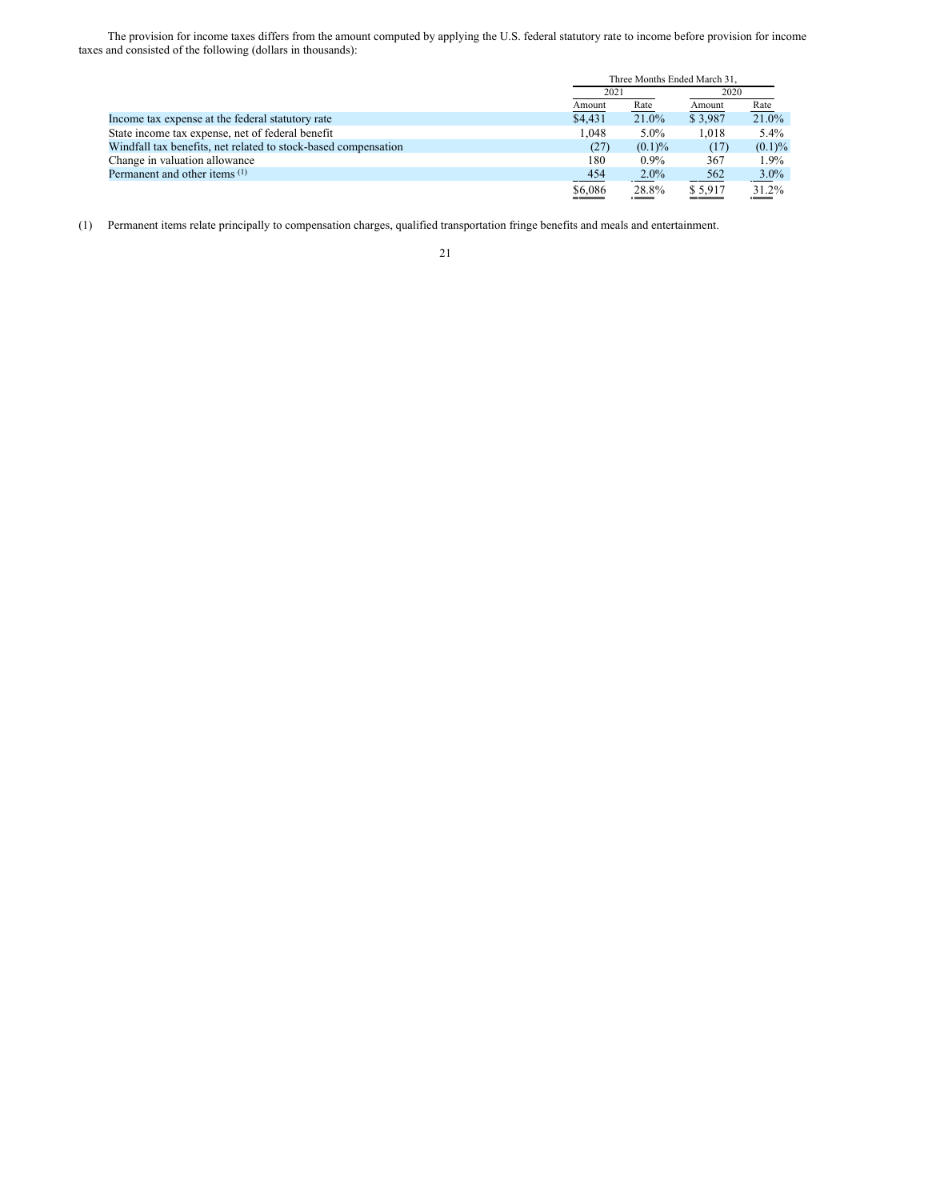The provision for income taxes differs from the amount computed by applying the U.S. federal statutory rate to income before provision for income taxes and consisted of the following (dollars in thousands):

| | Three Months Ended March 31, | | | |
|---|---|---|---|---|
| | 2021 | | 2020 | |
| | Amount | Rate | Amount | Rate |
| Income tax expense at the federal statutory rate | $4,431 | 21.0% | $ 3,987 | 21.0% |
| State income tax expense, net of federal benefit | 1,048 | 5.0% | 1,018 | 5.4% |
| Windfall tax benefits, net related to stock-based compensation | (27) | (0.1)% | (17) | (0.1)% |
| Change in valuation allowance | 180 | 0.9% | 367 | 1.9% |
| Permanent and other items [(1)] | 454 | 2.0% | 562 | 3.0% |
| | $6,086 | 28.8% | $ 5,917 | 31.2% |

(1) Permanent items relate principally to compensation charges, qualified transportation fringe benefits and meals and entertainment.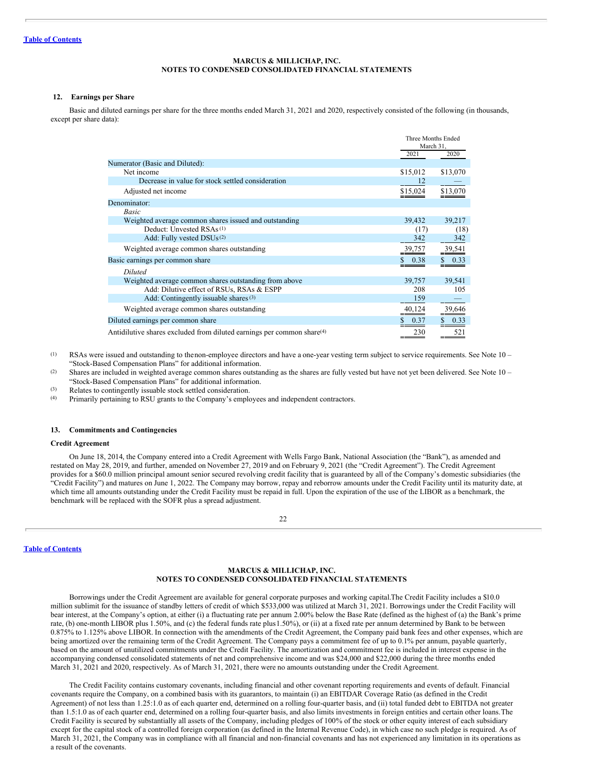MARCUS & MILLICHAP, INC.
NOTES TO CONDENSED CONSOLIDATED FINANCIAL STATEMENTS

## 12. Earnings per Share

Basic and diluted earnings per share for the three months ended March 31, 2021 and 2020, respectively consisted of the following (in thousands, except per share data):

| | Three Months Ended March 31, | |
|---|---|---|
| | 2021 | 2020 |
| Numerator (Basic and Diluted): | | |
| Net income | $15,012 | $13,070 |
| Decrease in value for stock settled consideration | 12 | — |
| Adjusted net income | $15,024 | $13,070 |
| Denominator: | | |
| *Basic* | | |
| Weighted average common shares issued and outstanding | 39,432 | 39,217 |
| Deduct: Unvested RSAs [1] | (17) | (18) |
| Add: Fully vested DSUs [2] | 342 | 342 |
| Weighted average common shares outstanding | 39,757 | 39,541 |
| Basic earnings per common share | $ 0.38 | $ 0.33 |
| *Diluted* | | |
| Weighted average common shares outstanding from above | 39,757 | 39,541 |
| Add: Dilutive effect of RSUs, RSAs & ESPP | 208 | 105 |
| Add: Contingently issuable shares [3] | 159 | — |
| Weighted average common shares outstanding | 40,124 | 39,646 |
| Diluted earnings per common share | $ 0.37 | $ 0.33 |
| Antidilutive shares excluded from diluted earnings per common share[4] | 230 | 521 |

(1) RSAs were issued and outstanding to the non-employee directors and have a one-year vesting term subject to service requirements. See Note 10 – "Stock-Based Compensation Plans" for additional information.

(2) Shares are included in weighted average common shares outstanding as the shares are fully vested but have not yet been delivered. See Note 10 – "Stock-Based Compensation Plans" for additional information.

(3) Relates to contingently issuable stock settled consideration.

(4) Primarily pertaining to RSU grants to the Company's employees and independent contractors.

## 13. Commitments and Contingencies

### Credit Agreement

On June 18, 2014, the Company entered into a Credit Agreement with Wells Fargo Bank, National Association (the "Bank"), as amended and restated on May 28, 2019, and further, amended on November 27, 2019 and on February 9, 2021 (the "Credit Agreement"). The Credit Agreement provides for a $60.0 million principal amount senior secured revolving credit facility that is guaranteed by all of the Company's domestic subsidiaries (the "Credit Facility") and matures on June 1, 2022. The Company may borrow, repay and reborrow amounts under the Credit Facility until its maturity date, at which time all amounts outstanding under the Credit Facility must be repaid in full. Upon the expiration of the use of the LIBOR as a benchmark, the benchmark will be replaced with the SOFR plus a spread adjustment.

MARCUS & MILLICHAP, INC.
NOTES TO CONDENSED CONSOLIDATED FINANCIAL STATEMENTS

Borrowings under the Credit Agreement are available for general corporate purposes and working capital. The Credit Facility includes a $10.0 million sublimit for the issuance of standby letters of credit of which $533,000 was utilized at March 31, 2021. Borrowings under the Credit Facility will bear interest, at the Company's option, at either (i) a fluctuating rate per annum 2.00% below the Base Rate (defined as the highest of (a) the Bank's prime rate, (b) one-month LIBOR plus 1.50%, and (c) the federal funds rate plus 1.50%), or (ii) at a fixed rate per annum determined by Bank to be between 0.875% to 1.125% above LIBOR. In connection with the amendments of the Credit Agreement, the Company paid bank fees and other expenses, which are being amortized over the remaining term of the Credit Agreement. The Company pays a commitment fee of up to 0.1% per annum, payable quarterly, based on the amount of unutilized commitments under the Credit Facility. The amortization and commitment fee is included in interest expense in the accompanying condensed consolidated statements of net and comprehensive income and was $24,000 and $22,000 during the three months ended March 31, 2021 and 2020, respectively. As of March 31, 2021, there were no amounts outstanding under the Credit Agreement.

The Credit Facility contains customary covenants, including financial and other covenant reporting requirements and events of default. Financial covenants require the Company, on a combined basis with its guarantors, to maintain (i) an EBITDAR Coverage Ratio (as defined in the Credit Agreement) of not less than 1.25:1.0 as of each quarter end, determined on a rolling four-quarter basis, and (ii) total funded debt to EBITDA not greater than 1.5:1.0 as of each quarter end, determined on a rolling four-quarter basis, and also limits investments in foreign entities and certain other loans. The Credit Facility is secured by substantially all assets of the Company, including pledges of 100% of the stock or other equity interest of each subsidiary except for the capital stock of a controlled foreign corporation (as defined in the Internal Revenue Code), in which case no such pledge is required. As of March 31, 2021, the Company was in compliance with all financial and non-financial covenants and has not experienced any limitation in its operations as a result of the covenants.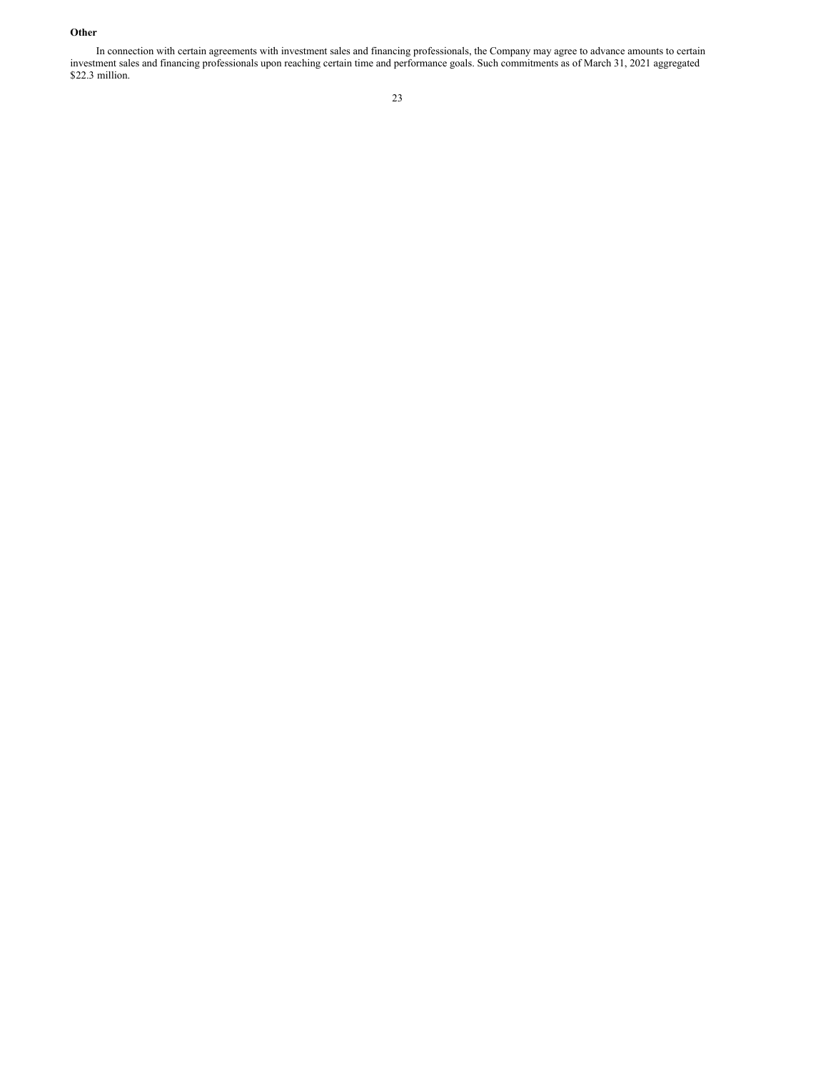**Other**

In connection with certain agreements with investment sales and financing professionals, the Company may agree to advance amounts to certain investment sales and financing professionals upon reaching certain time and performance goals. Such commitments as of March 31, 2021 aggregated $22.3 million.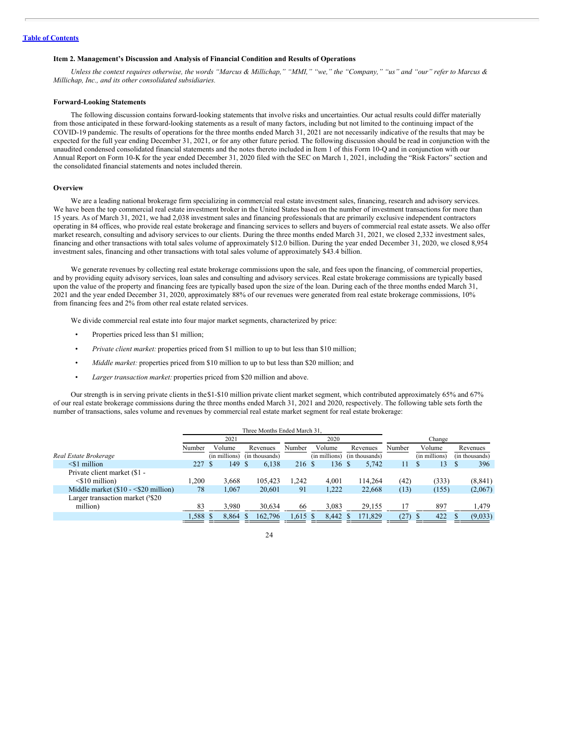[Table of Contents](#)

### Item 2. Management's Discussion and Analysis of Financial Condition and Results of Operations

*Unless the context requires otherwise, the words "Marcus & Millichap," "MMI," "we," the "Company," "us" and "our" refer to Marcus & Millichap, Inc., and its other consolidated subsidiaries.*

#### Forward-Looking Statements

The following discussion contains forward-looking statements that involve risks and uncertainties. Our actual results could differ materially from those anticipated in these forward-looking statements as a result of many factors, including but not limited to the continuing impact of the COVID-19 pandemic. The results of operations for the three months ended March 31, 2021 are not necessarily indicative of the results that may be expected for the full year ending December 31, 2021, or for any other future period. The following discussion should be read in conjunction with the unaudited condensed consolidated financial statements and the notes thereto included in Item 1 of this Form 10-Q and in conjunction with our Annual Report on Form 10-K for the year ended December 31, 2020 filed with the SEC on March 1, 2021, including the "Risk Factors" section and the consolidated financial statements and notes included therein.

#### Overview

We are a leading national brokerage firm specializing in commercial real estate investment sales, financing, research and advisory services. We have been the top commercial real estate investment broker in the United States based on the number of investment transactions for more than 15 years. As of March 31, 2021, we had 2,038 investment sales and financing professionals that are primarily exclusive independent contractors operating in 84 offices, who provide real estate brokerage and financing services to sellers and buyers of commercial real estate assets. We also offer market research, consulting and advisory services to our clients. During the three months ended March 31, 2021, we closed 2,332 investment sales, financing and other transactions with total sales volume of approximately $12.0 billion. During the year ended December 31, 2020, we closed 8,954 investment sales, financing and other transactions with total sales volume of approximately $43.4 billion.

We generate revenues by collecting real estate brokerage commissions upon the sale, and fees upon the financing, of commercial properties, and by providing equity advisory services, loan sales and consulting and advisory services. Real estate brokerage commissions are typically based upon the value of the property and financing fees are typically based upon the size of the loan. During each of the three months ended March 31, 2021 and the year ended December 31, 2020, approximately 88% of our revenues were generated from real estate brokerage commissions, 10% from financing fees and 2% from other real estate related services.

We divide commercial real estate into four major market segments, characterized by price:

- Properties priced less than $1 million;
- *Private client market:* properties priced from $1 million to up to but less than $10 million;
- *Middle market:* properties priced from $10 million to up to but less than $20 million; and
- *Larger transaction market:* properties priced from $20 million and above.

Our strength is in serving private clients in the $1-$10 million private client market segment, which contributed approximately 65% and 67% of our real estate brokerage commissions during the three months ended March 31, 2021 and 2020, respectively. The following table sets forth the number of transactions, sales volume and revenues by commercial real estate market segment for real estate brokerage:

| | Three Months Ended March 31, | | | | | | | | |
|---|---|---|---|---|---|---|---|---|---|
| | 2021 | | | 2020 | | | Change | | |
| *Real Estate Brokerage* | Number | Volume (in millions) | Revenues (in thousands) | Number | Volume (in millions) | Revenues (in thousands) | Number | Volume (in millions) | Revenues (in thousands) |
| <$1 million | 227 | $ 149 | $ 6,138 | 216 | $ 136 | $ 5,742 | 11 | $ 13 | $ 396 |
| Private client market ($1 - <$10 million) | 1,200 | 3,668 | 105,423 | 1,242 | 4,001 | 114,264 | (42) | (333) | (8,841) |
| Middle market ($10 - <$20 million) | 78 | 1,067 | 20,601 | 91 | 1,222 | 22,668 | (13) | (155) | (2,067) |
| Larger transaction market (≥$20 million) | 83 | 3,980 | 30,634 | 66 | 3,083 | 29,155 | 17 | 897 | 1,479 |
| | 1,588 | $ 8,864 | $ 162,796 | 1,615 | $ 8,442 | $ 171,829 | (27) | $ 422 | $ (9,033) |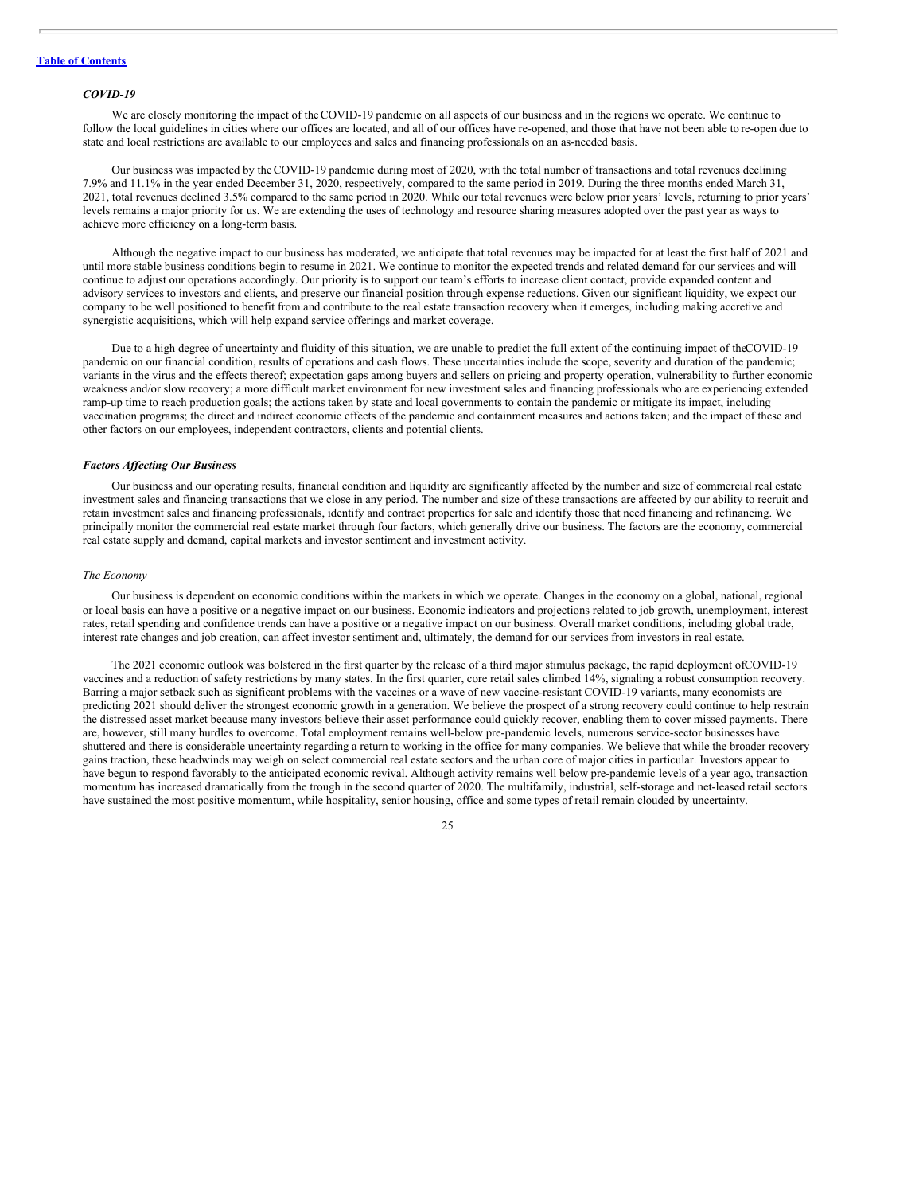### *COVID-19*

We are closely monitoring the impact of the COVID-19 pandemic on all aspects of our business and in the regions we operate. We continue to follow the local guidelines in cities where our offices are located, and all of our offices have re-opened, and those that have not been able to re-open due to state and local restrictions are available to our employees and sales and financing professionals on an as-needed basis.

Our business was impacted by the COVID-19 pandemic during most of 2020, with the total number of transactions and total revenues declining 7.9% and 11.1% in the year ended December 31, 2020, respectively, compared to the same period in 2019. During the three months ended March 31, 2021, total revenues declined 3.5% compared to the same period in 2020. While our total revenues were below prior years' levels, returning to prior years' levels remains a major priority for us. We are extending the uses of technology and resource sharing measures adopted over the past year as ways to achieve more efficiency on a long-term basis.

Although the negative impact to our business has moderated, we anticipate that total revenues may be impacted for at least the first half of 2021 and until more stable business conditions begin to resume in 2021. We continue to monitor the expected trends and related demand for our services and will continue to adjust our operations accordingly. Our priority is to support our team's efforts to increase client contact, provide expanded content and advisory services to investors and clients, and preserve our financial position through expense reductions. Given our significant liquidity, we expect our company to be well positioned to benefit from and contribute to the real estate transaction recovery when it emerges, including making accretive and synergistic acquisitions, which will help expand service offerings and market coverage.

Due to a high degree of uncertainty and fluidity of this situation, we are unable to predict the full extent of the continuing impact of the COVID-19 pandemic on our financial condition, results of operations and cash flows. These uncertainties include the scope, severity and duration of the pandemic; variants in the virus and the effects thereof; expectation gaps among buyers and sellers on pricing and property operation, vulnerability to further economic weakness and/or slow recovery; a more difficult market environment for new investment sales and financing professionals who are experiencing extended ramp-up time to reach production goals; the actions taken by state and local governments to contain the pandemic or mitigate its impact, including vaccination programs; the direct and indirect economic effects of the pandemic and containment measures and actions taken; and the impact of these and other factors on our employees, independent contractors, clients and potential clients.

### *Factors Affecting Our Business*

Our business and our operating results, financial condition and liquidity are significantly affected by the number and size of commercial real estate investment sales and financing transactions that we close in any period. The number and size of these transactions are affected by our ability to recruit and retain investment sales and financing professionals, identify and contract properties for sale and identify those that need financing and refinancing. We principally monitor the commercial real estate market through four factors, which generally drive our business. The factors are the economy, commercial real estate supply and demand, capital markets and investor sentiment and investment activity.

#### *The Economy*

Our business is dependent on economic conditions within the markets in which we operate. Changes in the economy on a global, national, regional or local basis can have a positive or a negative impact on our business. Economic indicators and projections related to job growth, unemployment, interest rates, retail spending and confidence trends can have a positive or a negative impact on our business. Overall market conditions, including global trade, interest rate changes and job creation, can affect investor sentiment and, ultimately, the demand for our services from investors in real estate.

The 2021 economic outlook was bolstered in the first quarter by the release of a third major stimulus package, the rapid deployment of COVID-19 vaccines and a reduction of safety restrictions by many states. In the first quarter, core retail sales climbed 14%, signaling a robust consumption recovery. Barring a major setback such as significant problems with the vaccines or a wave of new vaccine-resistant COVID-19 variants, many economists are predicting 2021 should deliver the strongest economic growth in a generation. We believe the prospect of a strong recovery could continue to help restrain the distressed asset market because many investors believe their asset performance could quickly recover, enabling them to cover missed payments. There are, however, still many hurdles to overcome. Total employment remains well-below pre-pandemic levels, numerous service-sector businesses have shuttered and there is considerable uncertainty regarding a return to working in the office for many companies. We believe that while the broader recovery gains traction, these headwinds may weigh on select commercial real estate sectors and the urban core of major cities in particular. Investors appear to have begun to respond favorably to the anticipated economic revival. Although activity remains well below pre-pandemic levels of a year ago, transaction momentum has increased dramatically from the trough in the second quarter of 2020. The multifamily, industrial, self-storage and net-leased retail sectors have sustained the most positive momentum, while hospitality, senior housing, office and some types of retail remain clouded by uncertainty.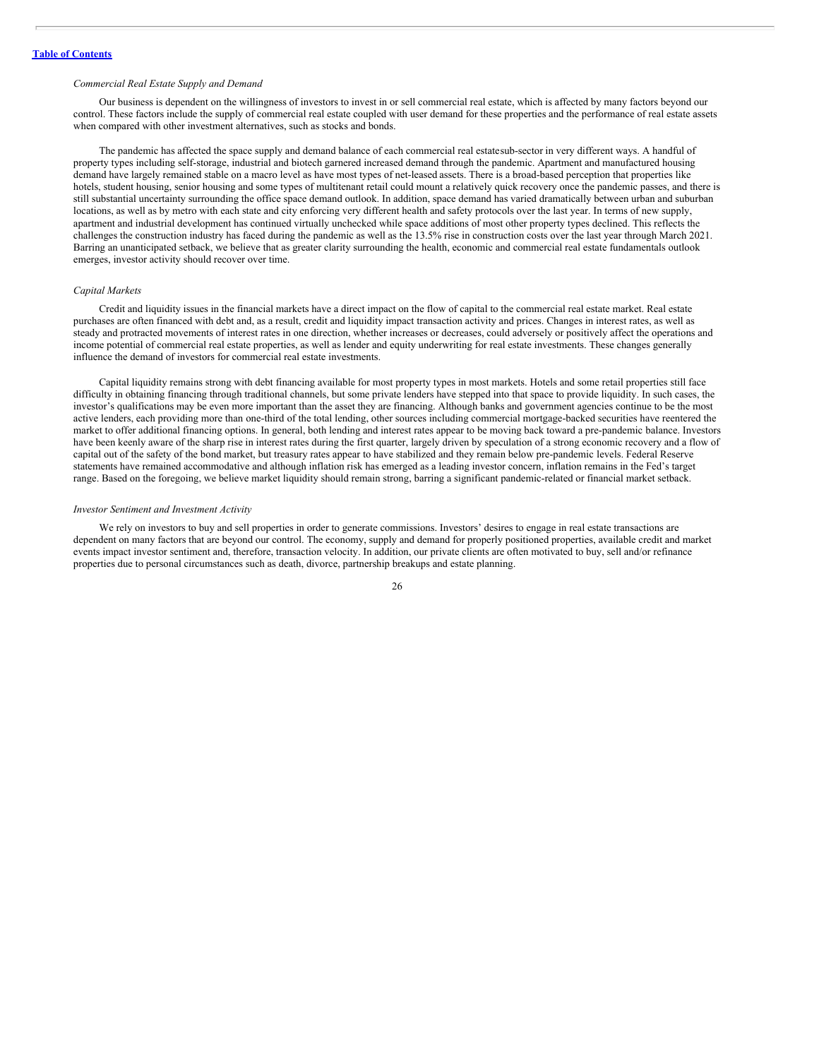*Commercial Real Estate Supply and Demand*

Our business is dependent on the willingness of investors to invest in or sell commercial real estate, which is affected by many factors beyond our control. These factors include the supply of commercial real estate coupled with user demand for these properties and the performance of real estate assets when compared with other investment alternatives, such as stocks and bonds.

The pandemic has affected the space supply and demand balance of each commercial real estate sub-sector in very different ways. A handful of property types including self-storage, industrial and biotech garnered increased demand through the pandemic. Apartment and manufactured housing demand have largely remained stable on a macro level as have most types of net-leased assets. There is a broad-based perception that properties like hotels, student housing, senior housing and some types of multitenant retail could mount a relatively quick recovery once the pandemic passes, and there is still substantial uncertainty surrounding the office space demand outlook. In addition, space demand has varied dramatically between urban and suburban locations, as well as by metro with each state and city enforcing very different health and safety protocols over the last year. In terms of new supply, apartment and industrial development has continued virtually unchecked while space additions of most other property types declined. This reflects the challenges the construction industry has faced during the pandemic as well as the 13.5% rise in construction costs over the last year through March 2021. Barring an unanticipated setback, we believe that as greater clarity surrounding the health, economic and commercial real estate fundamentals outlook emerges, investor activity should recover over time.

*Capital Markets*

Credit and liquidity issues in the financial markets have a direct impact on the flow of capital to the commercial real estate market. Real estate purchases are often financed with debt and, as a result, credit and liquidity impact transaction activity and prices. Changes in interest rates, as well as steady and protracted movements of interest rates in one direction, whether increases or decreases, could adversely or positively affect the operations and income potential of commercial real estate properties, as well as lender and equity underwriting for real estate investments. These changes generally influence the demand of investors for commercial real estate investments.

Capital liquidity remains strong with debt financing available for most property types in most markets. Hotels and some retail properties still face difficulty in obtaining financing through traditional channels, but some private lenders have stepped into that space to provide liquidity. In such cases, the investor's qualifications may be even more important than the asset they are financing. Although banks and government agencies continue to be the most active lenders, each providing more than one-third of the total lending, other sources including commercial mortgage-backed securities have reentered the market to offer additional financing options. In general, both lending and interest rates appear to be moving back toward a pre-pandemic balance. Investors have been keenly aware of the sharp rise in interest rates during the first quarter, largely driven by speculation of a strong economic recovery and a flow of capital out of the safety of the bond market, but treasury rates appear to have stabilized and they remain below pre-pandemic levels. Federal Reserve statements have remained accommodative and although inflation risk has emerged as a leading investor concern, inflation remains in the Fed's target range. Based on the foregoing, we believe market liquidity should remain strong, barring a significant pandemic-related or financial market setback.

*Investor Sentiment and Investment Activity*

We rely on investors to buy and sell properties in order to generate commissions. Investors' desires to engage in real estate transactions are dependent on many factors that are beyond our control. The economy, supply and demand for properly positioned properties, available credit and market events impact investor sentiment and, therefore, transaction velocity. In addition, our private clients are often motivated to buy, sell and/or refinance properties due to personal circumstances such as death, divorce, partnership breakups and estate planning.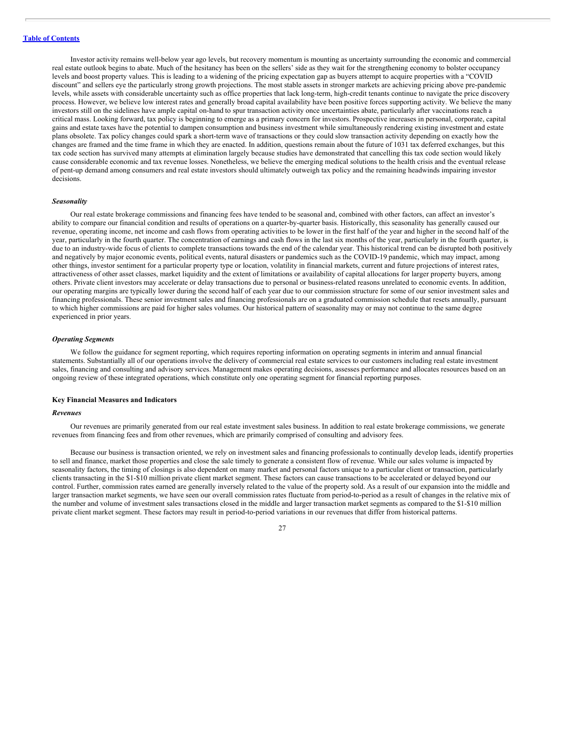Investor activity remains well-below year ago levels, but recovery momentum is mounting as uncertainty surrounding the economic and commercial real estate outlook begins to abate. Much of the hesitancy has been on the sellers' side as they wait for the strengthening economy to bolster occupancy levels and boost property values. This is leading to a widening of the pricing expectation gap as buyers attempt to acquire properties with a "COVID discount" and sellers eye the particularly strong growth projections. The most stable assets in stronger markets are achieving pricing above pre-pandemic levels, while assets with considerable uncertainty such as office properties that lack long-term, high-credit tenants continue to navigate the price discovery process. However, we believe low interest rates and generally broad capital availability have been positive forces supporting activity. We believe the many investors still on the sidelines have ample capital on-hand to spur transaction activity once uncertainties abate, particularly after vaccinations reach a critical mass. Looking forward, tax policy is beginning to emerge as a primary concern for investors. Prospective increases in personal, corporate, capital gains and estate taxes have the potential to dampen consumption and business investment while simultaneously rendering existing investment and estate plans obsolete. Tax policy changes could spark a short-term wave of transactions or they could slow transaction activity depending on exactly how the changes are framed and the time frame in which they are enacted. In addition, questions remain about the future of 1031 tax deferred exchanges, but this tax code section has survived many attempts at elimination largely because studies have demonstrated that cancelling this tax code section would likely cause considerable economic and tax revenue losses. Nonetheless, we believe the emerging medical solutions to the health crisis and the eventual release of pent-up demand among consumers and real estate investors should ultimately outweigh tax policy and the remaining headwinds impairing investor decisions.

***Seasonality***

Our real estate brokerage commissions and financing fees have tended to be seasonal and, combined with other factors, can affect an investor's ability to compare our financial condition and results of operations on a quarter-by-quarter basis. Historically, this seasonality has generally caused our revenue, operating income, net income and cash flows from operating activities to be lower in the first half of the year and higher in the second half of the year, particularly in the fourth quarter. The concentration of earnings and cash flows in the last six months of the year, particularly in the fourth quarter, is due to an industry-wide focus of clients to complete transactions towards the end of the calendar year. This historical trend can be disrupted both positively and negatively by major economic events, political events, natural disasters or pandemics such as the COVID-19 pandemic, which may impact, among other things, investor sentiment for a particular property type or location, volatility in financial markets, current and future projections of interest rates, attractiveness of other asset classes, market liquidity and the extent of limitations or availability of capital allocations for larger property buyers, among others. Private client investors may accelerate or delay transactions due to personal or business-related reasons unrelated to economic events. In addition, our operating margins are typically lower during the second half of each year due to our commission structure for some of our senior investment sales and financing professionals. These senior investment sales and financing professionals are on a graduated commission schedule that resets annually, pursuant to which higher commissions are paid for higher sales volumes. Our historical pattern of seasonality may or may not continue to the same degree experienced in prior years.

***Operating Segments***

We follow the guidance for segment reporting, which requires reporting information on operating segments in interim and annual financial statements. Substantially all of our operations involve the delivery of commercial real estate services to our customers including real estate investment sales, financing and consulting and advisory services. Management makes operating decisions, assesses performance and allocates resources based on an ongoing review of these integrated operations, which constitute only one operating segment for financial reporting purposes.

**Key Financial Measures and Indicators**

***Revenues***

Our revenues are primarily generated from our real estate investment sales business. In addition to real estate brokerage commissions, we generate revenues from financing fees and from other revenues, which are primarily comprised of consulting and advisory fees.

Because our business is transaction oriented, we rely on investment sales and financing professionals to continually develop leads, identify properties to sell and finance, market those properties and close the sale timely to generate a consistent flow of revenue. While our sales volume is impacted by seasonality factors, the timing of closings is also dependent on many market and personal factors unique to a particular client or transaction, particularly clients transacting in the $1-$10 million private client market segment. These factors can cause transactions to be accelerated or delayed beyond our control. Further, commission rates earned are generally inversely related to the value of the property sold. As a result of our expansion into the middle and larger transaction market segments, we have seen our overall commission rates fluctuate from period-to-period as a result of changes in the relative mix of the number and volume of investment sales transactions closed in the middle and larger transaction market segments as compared to the $1-$10 million private client market segment. These factors may result in period-to-period variations in our revenues that differ from historical patterns.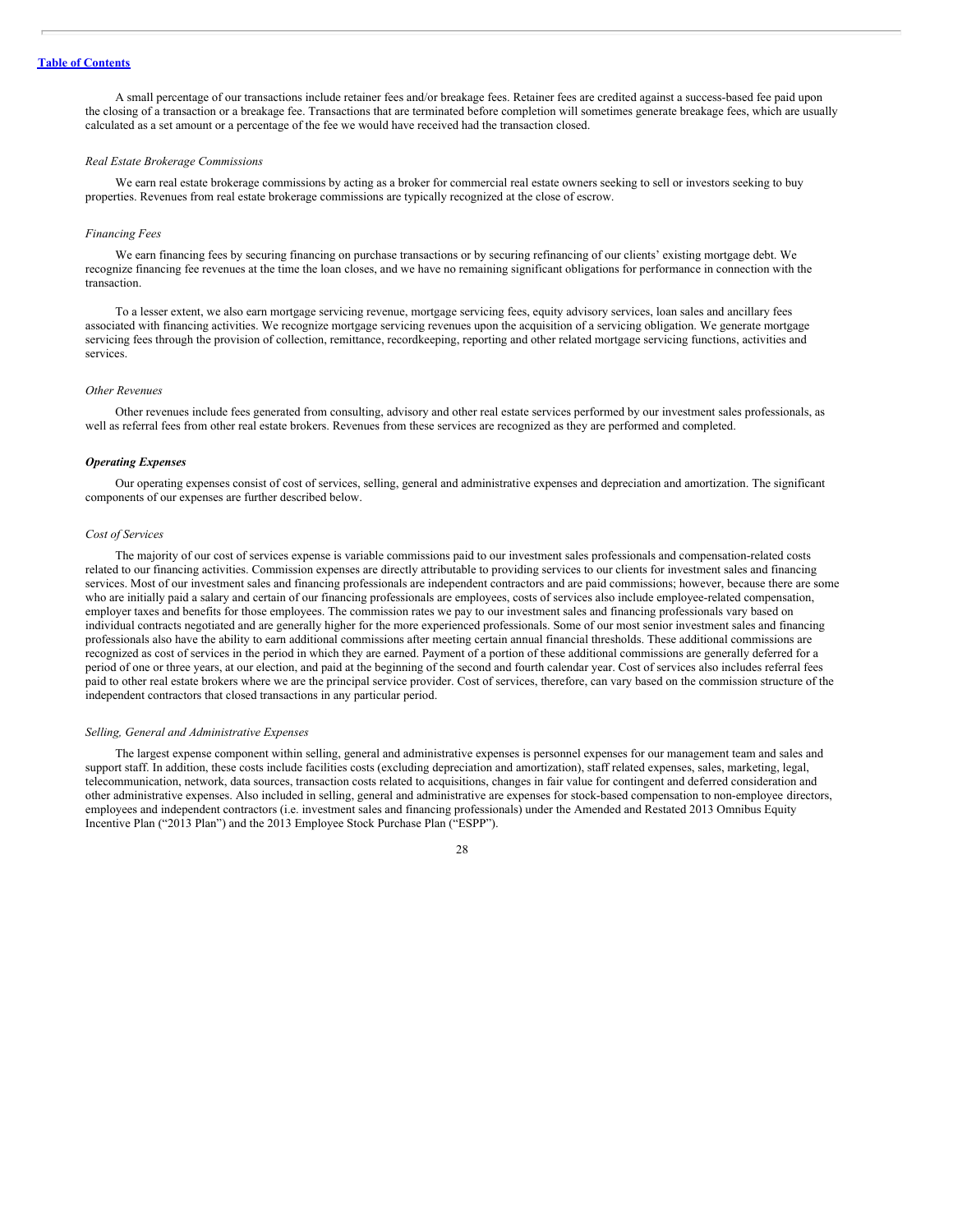A small percentage of our transactions include retainer fees and/or breakage fees. Retainer fees are credited against a success-based fee paid upon the closing of a transaction or a breakage fee. Transactions that are terminated before completion will sometimes generate breakage fees, which are usually calculated as a set amount or a percentage of the fee we would have received had the transaction closed.

*Real Estate Brokerage Commissions*

We earn real estate brokerage commissions by acting as a broker for commercial real estate owners seeking to sell or investors seeking to buy properties. Revenues from real estate brokerage commissions are typically recognized at the close of escrow.

*Financing Fees*

We earn financing fees by securing financing on purchase transactions or by securing refinancing of our clients' existing mortgage debt. We recognize financing fee revenues at the time the loan closes, and we have no remaining significant obligations for performance in connection with the transaction.

To a lesser extent, we also earn mortgage servicing revenue, mortgage servicing fees, equity advisory services, loan sales and ancillary fees associated with financing activities. We recognize mortgage servicing revenues upon the acquisition of a servicing obligation. We generate mortgage servicing fees through the provision of collection, remittance, recordkeeping, reporting and other related mortgage servicing functions, activities and services.

*Other Revenues*

Other revenues include fees generated from consulting, advisory and other real estate services performed by our investment sales professionals, as well as referral fees from other real estate brokers. Revenues from these services are recognized as they are performed and completed.

***Operating Expenses***

Our operating expenses consist of cost of services, selling, general and administrative expenses and depreciation and amortization. The significant components of our expenses are further described below.

*Cost of Services*

The majority of our cost of services expense is variable commissions paid to our investment sales professionals and compensation-related costs related to our financing activities. Commission expenses are directly attributable to providing services to our clients for investment sales and financing services. Most of our investment sales and financing professionals are independent contractors and are paid commissions; however, because there are some who are initially paid a salary and certain of our financing professionals are employees, costs of services also include employee-related compensation, employer taxes and benefits for those employees. The commission rates we pay to our investment sales and financing professionals vary based on individual contracts negotiated and are generally higher for the more experienced professionals. Some of our most senior investment sales and financing professionals also have the ability to earn additional commissions after meeting certain annual financial thresholds. These additional commissions are recognized as cost of services in the period in which they are earned. Payment of a portion of these additional commissions are generally deferred for a period of one or three years, at our election, and paid at the beginning of the second and fourth calendar year. Cost of services also includes referral fees paid to other real estate brokers where we are the principal service provider. Cost of services, therefore, can vary based on the commission structure of the independent contractors that closed transactions in any particular period.

*Selling, General and Administrative Expenses*

The largest expense component within selling, general and administrative expenses is personnel expenses for our management team and sales and support staff. In addition, these costs include facilities costs (excluding depreciation and amortization), staff related expenses, sales, marketing, legal, telecommunication, network, data sources, transaction costs related to acquisitions, changes in fair value for contingent and deferred consideration and other administrative expenses. Also included in selling, general and administrative are expenses for stock-based compensation to non-employee directors, employees and independent contractors (i.e. investment sales and financing professionals) under the Amended and Restated 2013 Omnibus Equity Incentive Plan ("2013 Plan") and the 2013 Employee Stock Purchase Plan ("ESPP").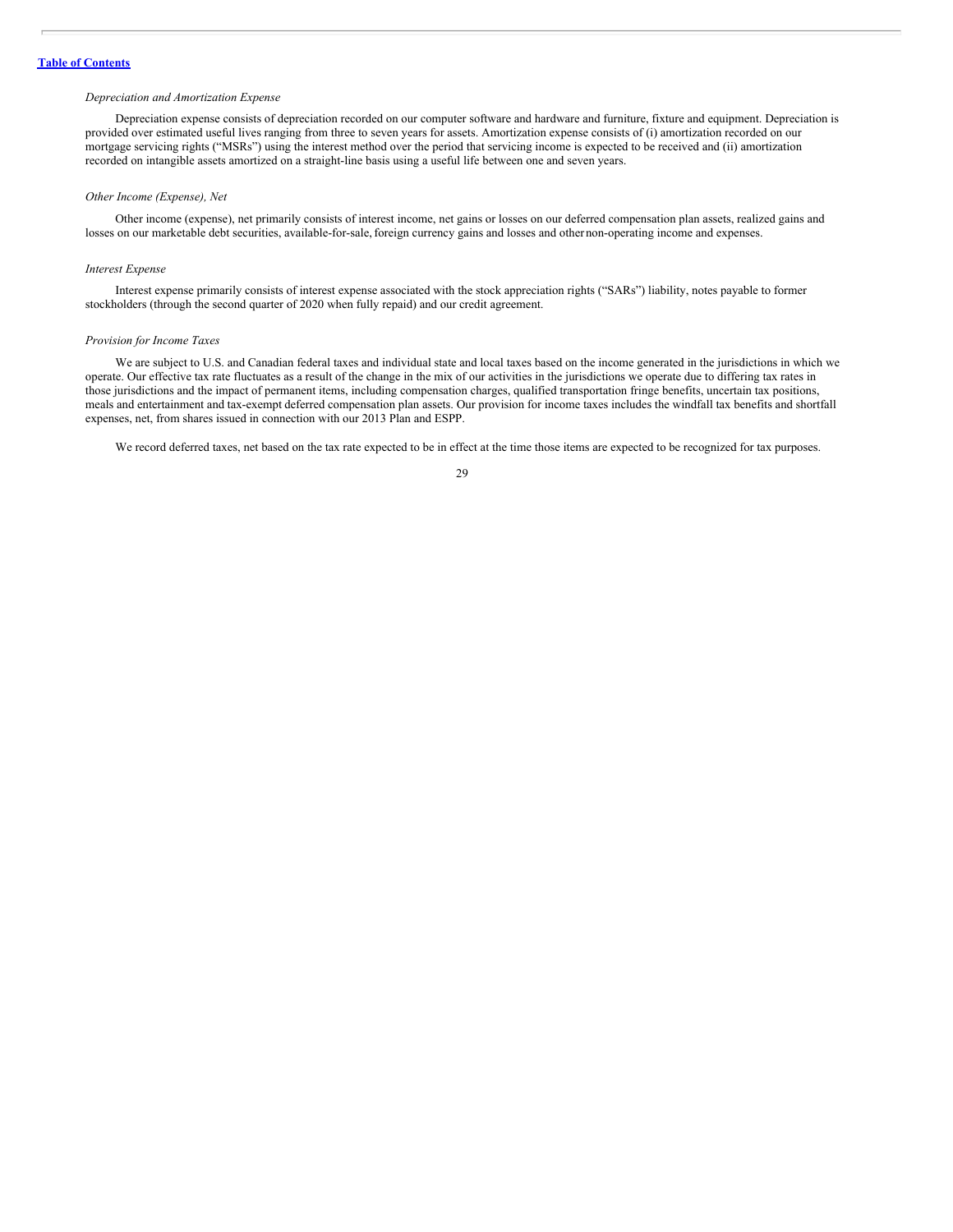*Depreciation and Amortization Expense*

Depreciation expense consists of depreciation recorded on our computer software and hardware and furniture, fixture and equipment. Depreciation is provided over estimated useful lives ranging from three to seven years for assets. Amortization expense consists of (i) amortization recorded on our mortgage servicing rights ("MSRs") using the interest method over the period that servicing income is expected to be received and (ii) amortization recorded on intangible assets amortized on a straight-line basis using a useful life between one and seven years.

*Other Income (Expense), Net*

Other income (expense), net primarily consists of interest income, net gains or losses on our deferred compensation plan assets, realized gains and losses on our marketable debt securities, available-for-sale, foreign currency gains and losses and other non-operating income and expenses.

*Interest Expense*

Interest expense primarily consists of interest expense associated with the stock appreciation rights ("SARs") liability, notes payable to former stockholders (through the second quarter of 2020 when fully repaid) and our credit agreement.

*Provision for Income Taxes*

We are subject to U.S. and Canadian federal taxes and individual state and local taxes based on the income generated in the jurisdictions in which we operate. Our effective tax rate fluctuates as a result of the change in the mix of our activities in the jurisdictions we operate due to differing tax rates in those jurisdictions and the impact of permanent items, including compensation charges, qualified transportation fringe benefits, uncertain tax positions, meals and entertainment and tax-exempt deferred compensation plan assets. Our provision for income taxes includes the windfall tax benefits and shortfall expenses, net, from shares issued in connection with our 2013 Plan and ESPP.

We record deferred taxes, net based on the tax rate expected to be in effect at the time those items are expected to be recognized for tax purposes.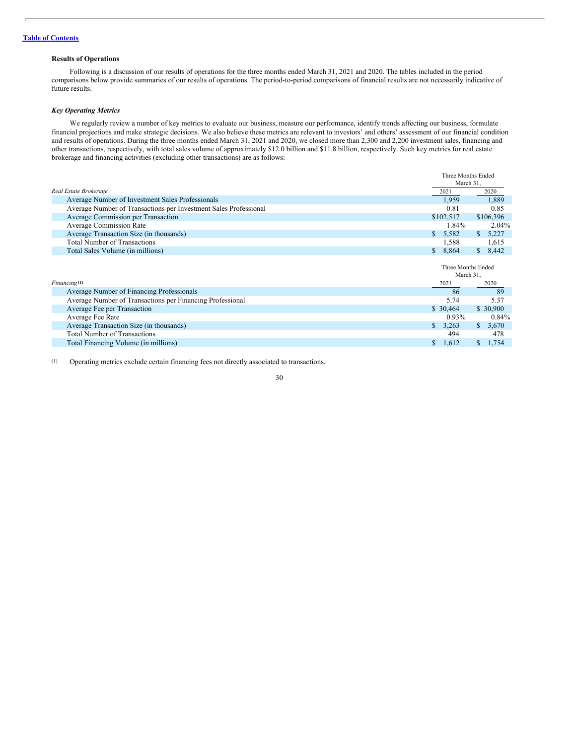[Table of Contents](#)

**Results of Operations**

Following is a discussion of our results of operations for the three months ended March 31, 2021 and 2020. The tables included in the period comparisons below provide summaries of our results of operations. The period-to-period comparisons of financial results are not necessarily indicative of future results.

***Key Operating Metrics***

We regularly review a number of key metrics to evaluate our business, measure our performance, identify trends affecting our business, formulate financial projections and make strategic decisions. We also believe these metrics are relevant to investors' and others' assessment of our financial condition and results of operations. During the three months ended March 31, 2021 and 2020, we closed more than 2,300 and 2,200 investment sales, financing and other transactions, respectively, with total sales volume of approximately $12.0 billion and $11.8 billion, respectively. Such key metrics for real estate brokerage and financing activities (excluding other transactions) are as follows:

| | Three Months Ended March 31, | |
|---|---|---|
| *Real Estate Brokerage* | 2021 | 2020 |
| Average Number of Investment Sales Professionals | 1,959 | 1,889 |
| Average Number of Transactions per Investment Sales Professional | 0.81 | 0.85 |
| Average Commission per Transaction | $102,517 | $106,396 |
| Average Commission Rate | 1.84% | 2.04% |
| Average Transaction Size (in thousands) | $ 5,582 | $ 5,227 |
| Total Number of Transactions | 1,588 | 1,615 |
| Total Sales Volume (in millions) | $ 8,864 | $ 8,442 |

| | Three Months Ended March 31, | |
|---|---|---|
| *Financing* (1) | 2021 | 2020 |
| Average Number of Financing Professionals | 86 | 89 |
| Average Number of Transactions per Financing Professional | 5.74 | 5.37 |
| Average Fee per Transaction | $ 30,464 | $ 30,900 |
| Average Fee Rate | 0.93% | 0.84% |
| Average Transaction Size (in thousands) | $ 3,263 | $ 3,670 |
| Total Number of Transactions | 494 | 478 |
| Total Financing Volume (in millions) | $ 1,612 | $ 1,754 |

(1) Operating metrics exclude certain financing fees not directly associated to transactions.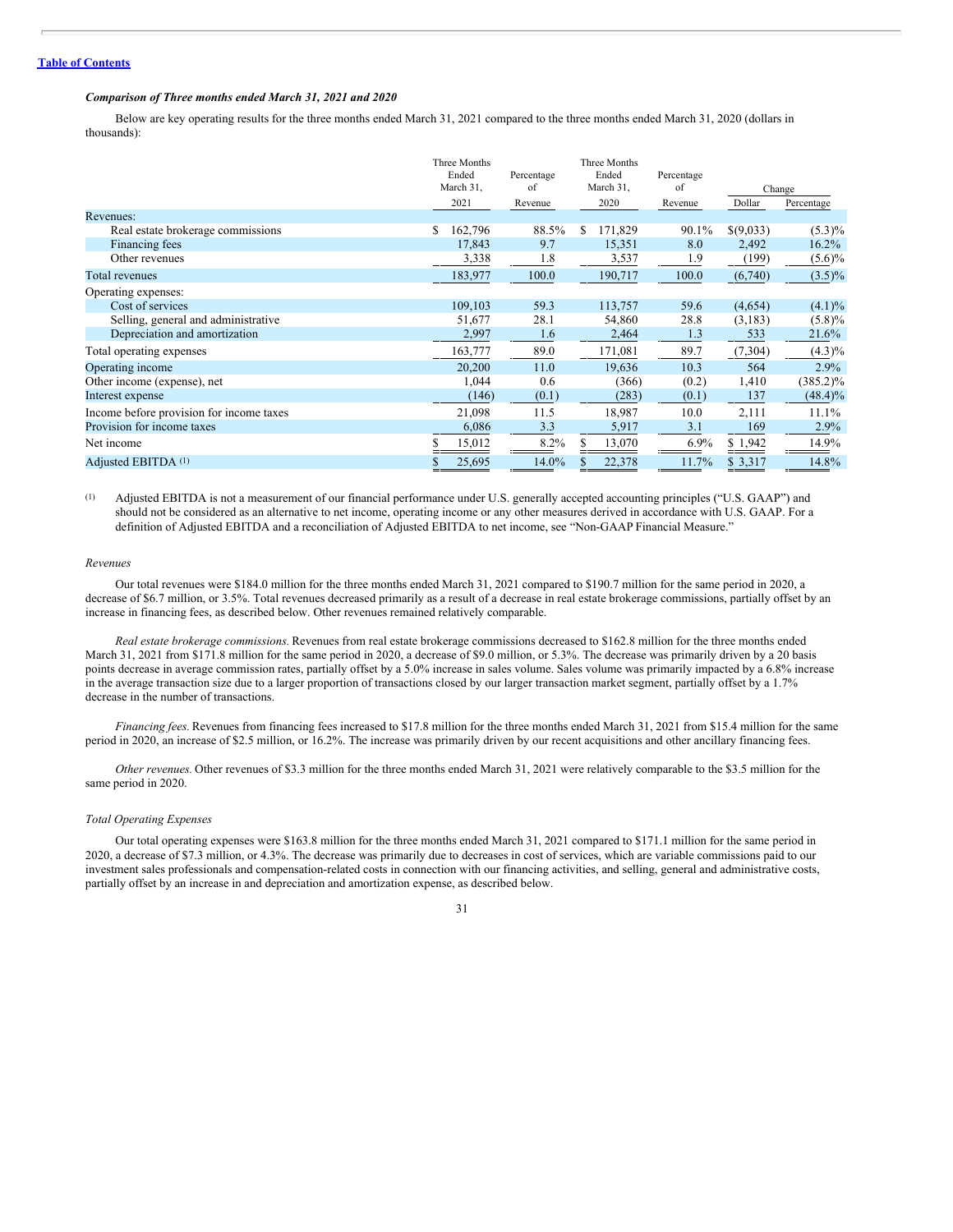[Table of Contents](#)

***Comparison of Three months ended March 31, 2021 and 2020***

Below are key operating results for the three months ended March 31, 2021 compared to the three months ended March 31, 2020 (dollars in thousands):

| | Three Months Ended March 31, 2021 | Percentage of Revenue | Three Months Ended March 31, 2020 | Percentage of Revenue | Change | |
|---|---|---|---|---|---|---|
| | | | | | Dollar | Percentage |
| Revenues: | | | | | | |
| Real estate brokerage commissions | $ 162,796 | 88.5% | $ 171,829 | 90.1% | $(9,033) | (5.3)% |
| Financing fees | 17,843 | 9.7 | 15,351 | 8.0 | 2,492 | 16.2% |
| Other revenues | 3,338 | 1.8 | 3,537 | 1.9 | (199) | (5.6)% |
| Total revenues | 183,977 | 100.0 | 190,717 | 100.0 | (6,740) | (3.5)% |
| Operating expenses: | | | | | | |
| Cost of services | 109,103 | 59.3 | 113,757 | 59.6 | (4,654) | (4.1)% |
| Selling, general and administrative | 51,677 | 28.1 | 54,860 | 28.8 | (3,183) | (5.8)% |
| Depreciation and amortization | 2,997 | 1.6 | 2,464 | 1.3 | 533 | 21.6% |
| Total operating expenses | 163,777 | 89.0 | 171,081 | 89.7 | (7,304) | (4.3)% |
| Operating income | 20,200 | 11.0 | 19,636 | 10.3 | 564 | 2.9% |
| Other income (expense), net | 1,044 | 0.6 | (366) | (0.2) | 1,410 | (385.2)% |
| Interest expense | (146) | (0.1) | (283) | (0.1) | 137 | (48.4)% |
| Income before provision for income taxes | 21,098 | 11.5 | 18,987 | 10.0 | 2,111 | 11.1% |
| Provision for income taxes | 6,086 | 3.3 | 5,917 | 3.1 | 169 | 2.9% |
| Net income | $ 15,012 | 8.2% | $ 13,070 | 6.9% | $ 1,942 | 14.9% |
| Adjusted EBITDA [(1)] | $ 25,695 | 14.0% | $ 22,378 | 11.7% | $ 3,317 | 14.8% |

(1) Adjusted EBITDA is not a measurement of our financial performance under U.S. generally accepted accounting principles ("U.S. GAAP") and should not be considered as an alternative to net income, operating income or any other measures derived in accordance with U.S. GAAP. For a definition of Adjusted EBITDA and a reconciliation of Adjusted EBITDA to net income, see "Non-GAAP Financial Measure."

*Revenues*

Our total revenues were $184.0 million for the three months ended March 31, 2021 compared to $190.7 million for the same period in 2020, a decrease of $6.7 million, or 3.5%. Total revenues decreased primarily as a result of a decrease in real estate brokerage commissions, partially offset by an increase in financing fees, as described below. Other revenues remained relatively comparable.

*Real estate brokerage commissions.* Revenues from real estate brokerage commissions decreased to $162.8 million for the three months ended March 31, 2021 from $171.8 million for the same period in 2020, a decrease of $9.0 million, or 5.3%. The decrease was primarily driven by a 20 basis points decrease in average commission rates, partially offset by a 5.0% increase in sales volume. Sales volume was primarily impacted by a 6.8% increase in the average transaction size due to a larger proportion of transactions closed by our larger transaction market segment, partially offset by a 1.7% decrease in the number of transactions.

*Financing fees.* Revenues from financing fees increased to $17.8 million for the three months ended March 31, 2021 from $15.4 million for the same period in 2020, an increase of $2.5 million, or 16.2%. The increase was primarily driven by our recent acquisitions and other ancillary financing fees.

*Other revenues.* Other revenues of $3.3 million for the three months ended March 31, 2021 were relatively comparable to the $3.5 million for the same period in 2020.

*Total Operating Expenses*

Our total operating expenses were $163.8 million for the three months ended March 31, 2021 compared to $171.1 million for the same period in 2020, a decrease of $7.3 million, or 4.3%. The decrease was primarily due to decreases in cost of services, which are variable commissions paid to our investment sales professionals and compensation-related costs in connection with our financing activities, and selling, general and administrative costs, partially offset by an increase in and depreciation and amortization expense, as described below.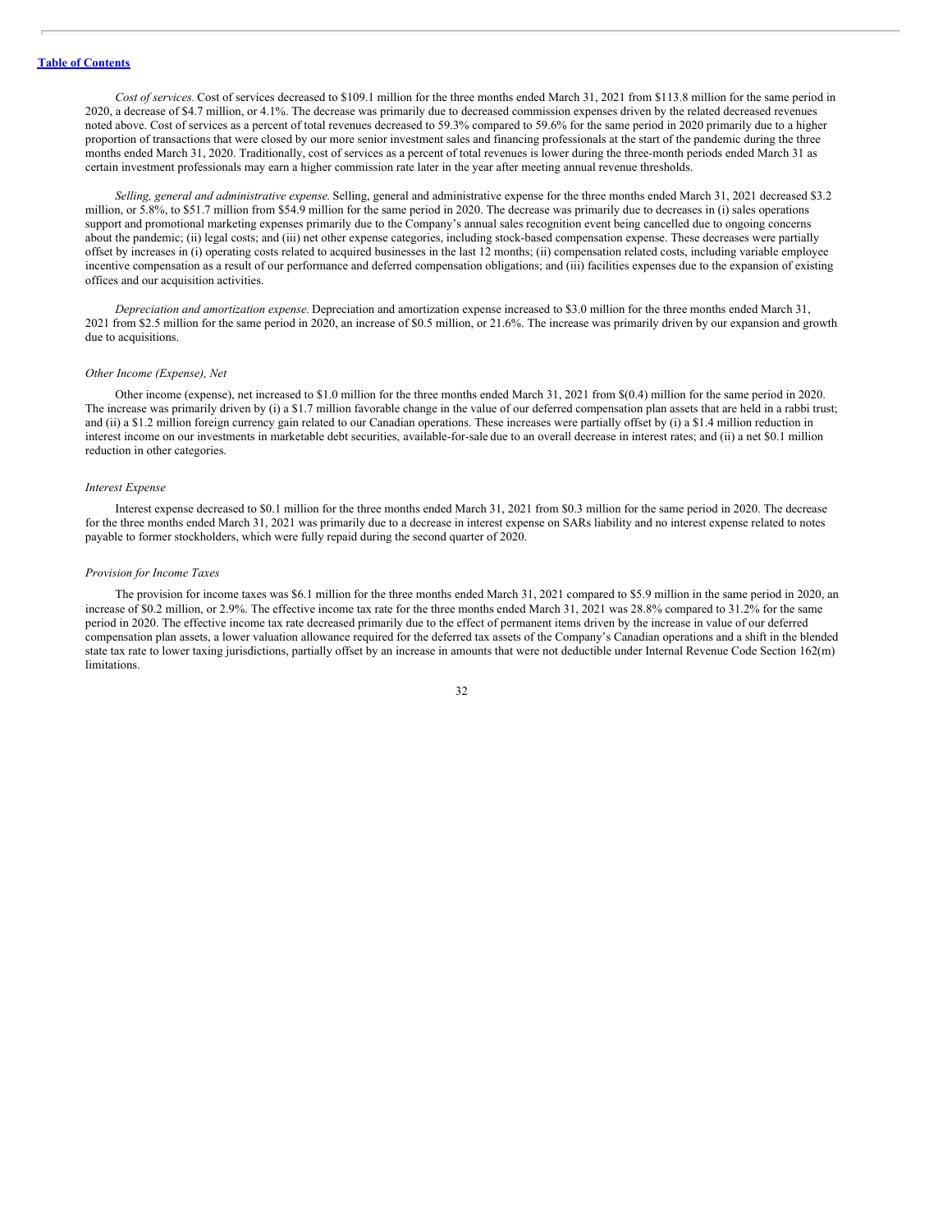*Cost of services.* Cost of services decreased to $109.1 million for the three months ended March 31, 2021 from $113.8 million for the same period in 2020, a decrease of $4.7 million, or 4.1%. The decrease was primarily due to decreased commission expenses driven by the related decreased revenues noted above. Cost of services as a percent of total revenues decreased to 59.3% compared to 59.6% for the same period in 2020 primarily due to a higher proportion of transactions that were closed by our more senior investment sales and financing professionals at the start of the pandemic during the three months ended March 31, 2020. Traditionally, cost of services as a percent of total revenues is lower during the three-month periods ended March 31 as certain investment professionals may earn a higher commission rate later in the year after meeting annual revenue thresholds.

*Selling, general and administrative expense.* Selling, general and administrative expense for the three months ended March 31, 2021 decreased $3.2 million, or 5.8%, to $51.7 million from $54.9 million for the same period in 2020. The decrease was primarily due to decreases in (i) sales operations support and promotional marketing expenses primarily due to the Company's annual sales recognition event being cancelled due to ongoing concerns about the pandemic; (ii) legal costs; and (iii) net other expense categories, including stock-based compensation expense. These decreases were partially offset by increases in (i) operating costs related to acquired businesses in the last 12 months; (ii) compensation related costs, including variable employee incentive compensation as a result of our performance and deferred compensation obligations; and (iii) facilities expenses due to the expansion of existing offices and our acquisition activities.

*Depreciation and amortization expense.* Depreciation and amortization expense increased to $3.0 million for the three months ended March 31, 2021 from $2.5 million for the same period in 2020, an increase of $0.5 million, or 21.6%. The increase was primarily driven by our expansion and growth due to acquisitions.

### *Other Income (Expense), Net*

Other income (expense), net increased to $1.0 million for the three months ended March 31, 2021 from $(0.4) million for the same period in 2020. The increase was primarily driven by (i) a $1.7 million favorable change in the value of our deferred compensation plan assets that are held in a rabbi trust; and (ii) a $1.2 million foreign currency gain related to our Canadian operations. These increases were partially offset by (i) a $1.4 million reduction in interest income on our investments in marketable debt securities, available-for-sale due to an overall decrease in interest rates; and (ii) a net $0.1 million reduction in other categories.

### *Interest Expense*

Interest expense decreased to $0.1 million for the three months ended March 31, 2021 from $0.3 million for the same period in 2020. The decrease for the three months ended March 31, 2021 was primarily due to a decrease in interest expense on SARs liability and no interest expense related to notes payable to former stockholders, which were fully repaid during the second quarter of 2020.

### *Provision for Income Taxes*

The provision for income taxes was $6.1 million for the three months ended March 31, 2021 compared to $5.9 million in the same period in 2020, an increase of $0.2 million, or 2.9%. The effective income tax rate for the three months ended March 31, 2021 was 28.8% compared to 31.2% for the same period in 2020. The effective income tax rate decreased primarily due to the effect of permanent items driven by the increase in value of our deferred compensation plan assets, a lower valuation allowance required for the deferred tax assets of the Company's Canadian operations and a shift in the blended state tax rate to lower taxing jurisdictions, partially offset by an increase in amounts that were not deductible under Internal Revenue Code Section 162(m) limitations.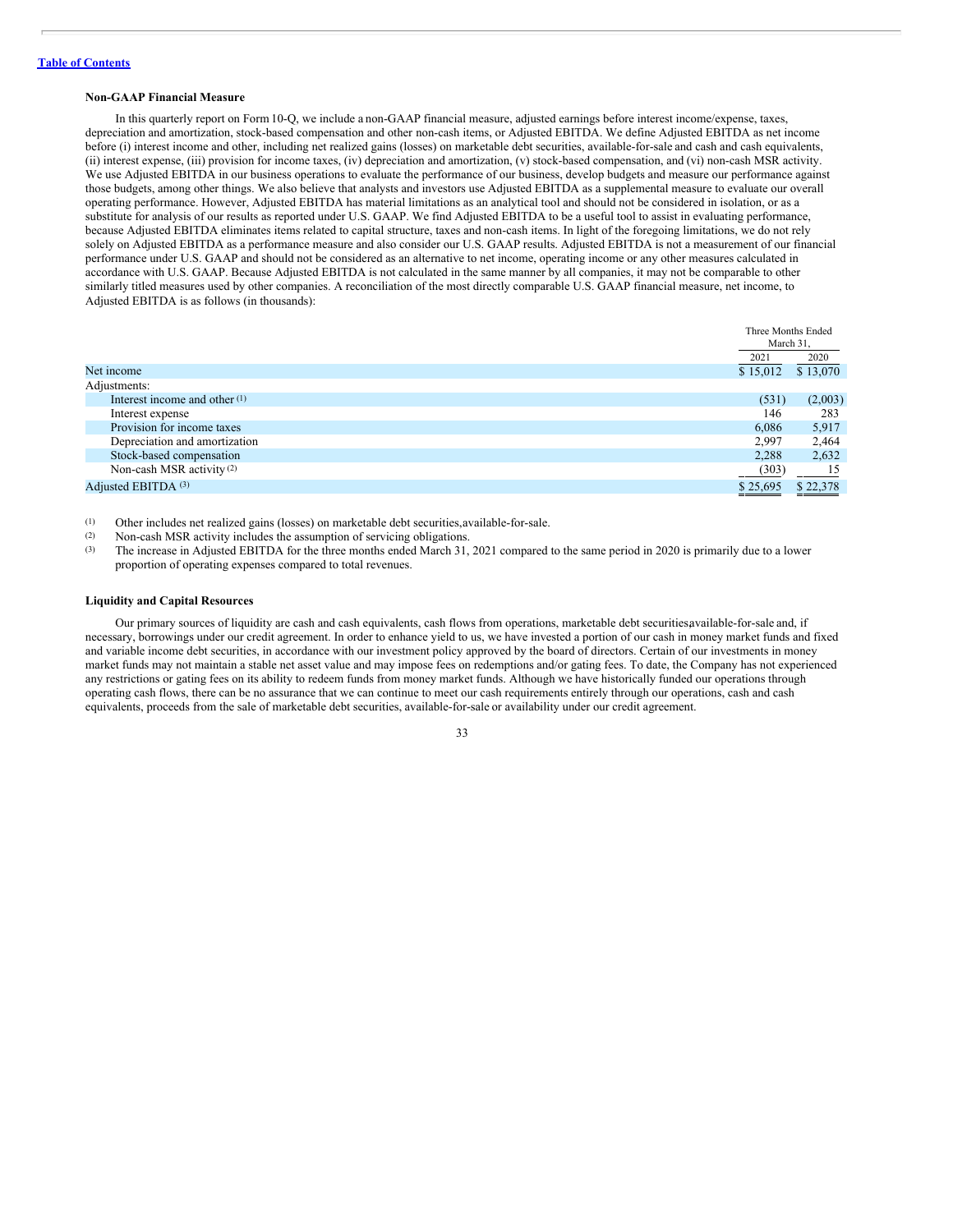### Non-GAAP Financial Measure

In this quarterly report on Form 10-Q, we include a non-GAAP financial measure, adjusted earnings before interest income/expense, taxes, depreciation and amortization, stock-based compensation and other non-cash items, or Adjusted EBITDA. We define Adjusted EBITDA as net income before (i) interest income and other, including net realized gains (losses) on marketable debt securities, available-for-sale and cash and cash equivalents, (ii) interest expense, (iii) provision for income taxes, (iv) depreciation and amortization, (v) stock-based compensation, and (vi) non-cash MSR activity. We use Adjusted EBITDA in our business operations to evaluate the performance of our business, develop budgets and measure our performance against those budgets, among other things. We also believe that analysts and investors use Adjusted EBITDA as a supplemental measure to evaluate our overall operating performance. However, Adjusted EBITDA has material limitations as an analytical tool and should not be considered in isolation, or as a substitute for analysis of our results as reported under U.S. GAAP. We find Adjusted EBITDA to be a useful tool to assist in evaluating performance, because Adjusted EBITDA eliminates items related to capital structure, taxes and non-cash items. In light of the foregoing limitations, we do not rely solely on Adjusted EBITDA as a performance measure and also consider our U.S. GAAP results. Adjusted EBITDA is not a measurement of our financial performance under U.S. GAAP and should not be considered as an alternative to net income, operating income or any other measures calculated in accordance with U.S. GAAP. Because Adjusted EBITDA is not calculated in the same manner by all companies, it may not be comparable to other similarly titled measures used by other companies. A reconciliation of the most directly comparable U.S. GAAP financial measure, net income, to Adjusted EBITDA is as follows (in thousands):

| | Three Months Ended March 31, | |
|---|---|---|
| | 2021 | 2020 |
| Net income | $ 15,012 | $ 13,070 |
| Adjustments: | | |
| Interest income and other [(1)] | (531) | (2,003) |
| Interest expense | 146 | 283 |
| Provision for income taxes | 6,086 | 5,917 |
| Depreciation and amortization | 2,997 | 2,464 |
| Stock-based compensation | 2,288 | 2,632 |
| Non-cash MSR activity [(2)] | (303) | 15 |
| Adjusted EBITDA [(3)] | $ 25,695 | $ 22,378 |

(1) Other includes net realized gains (losses) on marketable debt securities,available-for-sale.

(2) Non-cash MSR activity includes the assumption of servicing obligations.

(3) The increase in Adjusted EBITDA for the three months ended March 31, 2021 compared to the same period in 2020 is primarily due to a lower proportion of operating expenses compared to total revenues.

### Liquidity and Capital Resources

Our primary sources of liquidity are cash and cash equivalents, cash flows from operations, marketable debt securitiesavailable-for-sale and, if necessary, borrowings under our credit agreement. In order to enhance yield to us, we have invested a portion of our cash in money market funds and fixed and variable income debt securities, in accordance with our investment policy approved by the board of directors. Certain of our investments in money market funds may not maintain a stable net asset value and may impose fees on redemptions and/or gating fees. To date, the Company has not experienced any restrictions or gating fees on its ability to redeem funds from money market funds. Although we have historically funded our operations through operating cash flows, there can be no assurance that we can continue to meet our cash requirements entirely through our operations, cash and cash equivalents, proceeds from the sale of marketable debt securities, available-for-sale or availability under our credit agreement.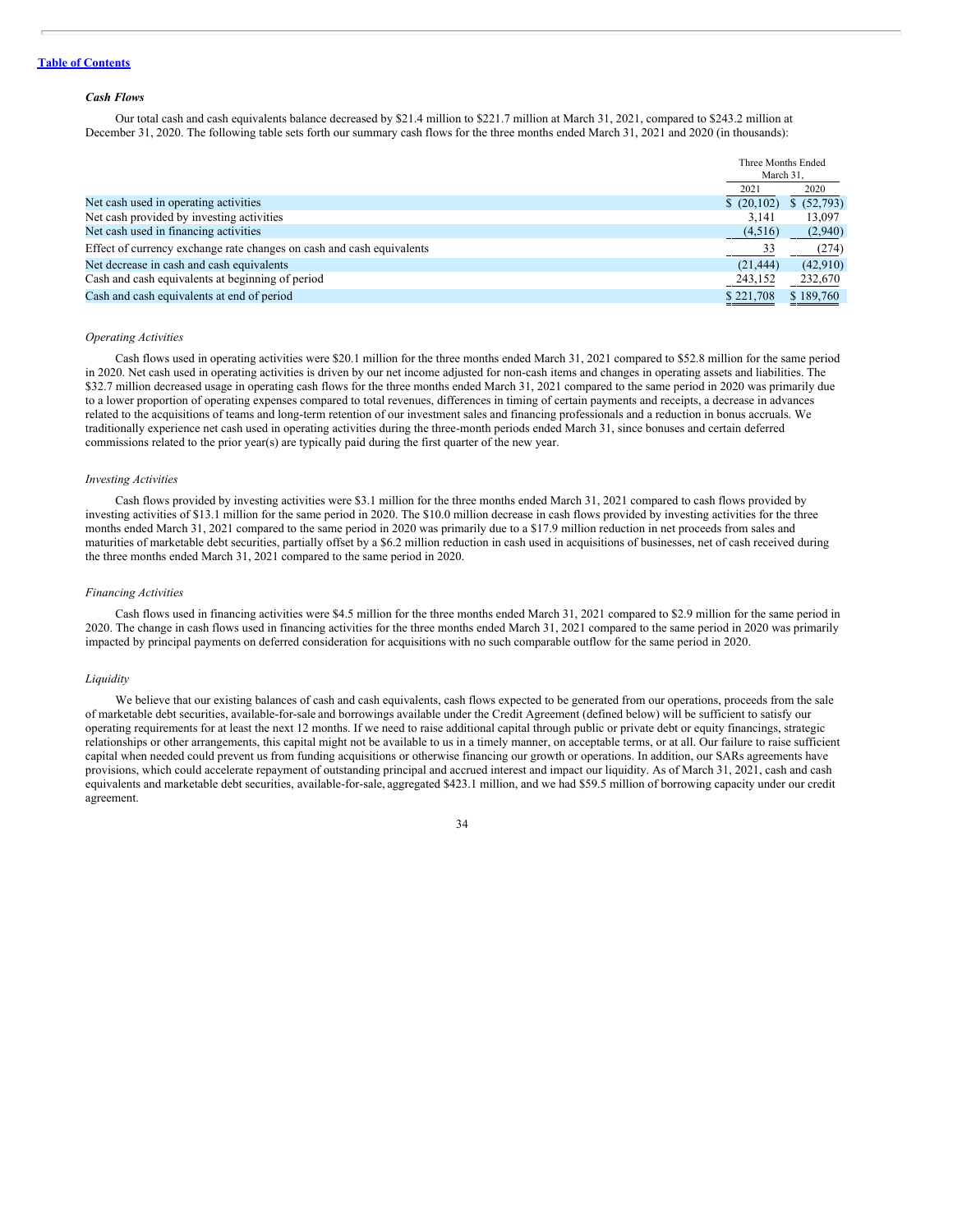[Table of Contents](#)

***Cash Flows***

Our total cash and cash equivalents balance decreased by $21.4 million to $221.7 million at March 31, 2021, compared to $243.2 million at December 31, 2020. The following table sets forth our summary cash flows for the three months ended March 31, 2021 and 2020 (in thousands):

| | Three Months Ended March 31, | |
|---|---|---|
| | 2021 | 2020 |
| Net cash used in operating activities | $ (20,102) | $ (52,793) |
| Net cash provided by investing activities | 3,141 | 13,097 |
| Net cash used in financing activities | (4,516) | (2,940) |
| Effect of currency exchange rate changes on cash and cash equivalents | 33 | (274) |
| Net decrease in cash and cash equivalents | (21,444) | (42,910) |
| Cash and cash equivalents at beginning of period | 243,152 | 232,670 |
| Cash and cash equivalents at end of period | $ 221,708 | $ 189,760 |

*Operating Activities*

Cash flows used in operating activities were $20.1 million for the three months ended March 31, 2021 compared to $52.8 million for the same period in 2020. Net cash used in operating activities is driven by our net income adjusted for non-cash items and changes in operating assets and liabilities. The $32.7 million decreased usage in operating cash flows for the three months ended March 31, 2021 compared to the same period in 2020 was primarily due to a lower proportion of operating expenses compared to total revenues, differences in timing of certain payments and receipts, a decrease in advances related to the acquisitions of teams and long-term retention of our investment sales and financing professionals and a reduction in bonus accruals. We traditionally experience net cash used in operating activities during the three-month periods ended March 31, since bonuses and certain deferred commissions related to the prior year(s) are typically paid during the first quarter of the new year.

*Investing Activities*

Cash flows provided by investing activities were $3.1 million for the three months ended March 31, 2021 compared to cash flows provided by investing activities of $13.1 million for the same period in 2020. The $10.0 million decrease in cash flows provided by investing activities for the three months ended March 31, 2021 compared to the same period in 2020 was primarily due to a $17.9 million reduction in net proceeds from sales and maturities of marketable debt securities, partially offset by a $6.2 million reduction in cash used in acquisitions of businesses, net of cash received during the three months ended March 31, 2021 compared to the same period in 2020.

*Financing Activities*

Cash flows used in financing activities were $4.5 million for the three months ended March 31, 2021 compared to $2.9 million for the same period in 2020. The change in cash flows used in financing activities for the three months ended March 31, 2021 compared to the same period in 2020 was primarily impacted by principal payments on deferred consideration for acquisitions with no such comparable outflow for the same period in 2020.

*Liquidity*

We believe that our existing balances of cash and cash equivalents, cash flows expected to be generated from our operations, proceeds from the sale of marketable debt securities, available-for-sale and borrowings available under the Credit Agreement (defined below) will be sufficient to satisfy our operating requirements for at least the next 12 months. If we need to raise additional capital through public or private debt or equity financings, strategic relationships or other arrangements, this capital might not be available to us in a timely manner, on acceptable terms, or at all. Our failure to raise sufficient capital when needed could prevent us from funding acquisitions or otherwise financing our growth or operations. In addition, our SARs agreements have provisions, which could accelerate repayment of outstanding principal and accrued interest and impact our liquidity. As of March 31, 2021, cash and cash equivalents and marketable debt securities, available-for-sale, aggregated $423.1 million, and we had $59.5 million of borrowing capacity under our credit agreement.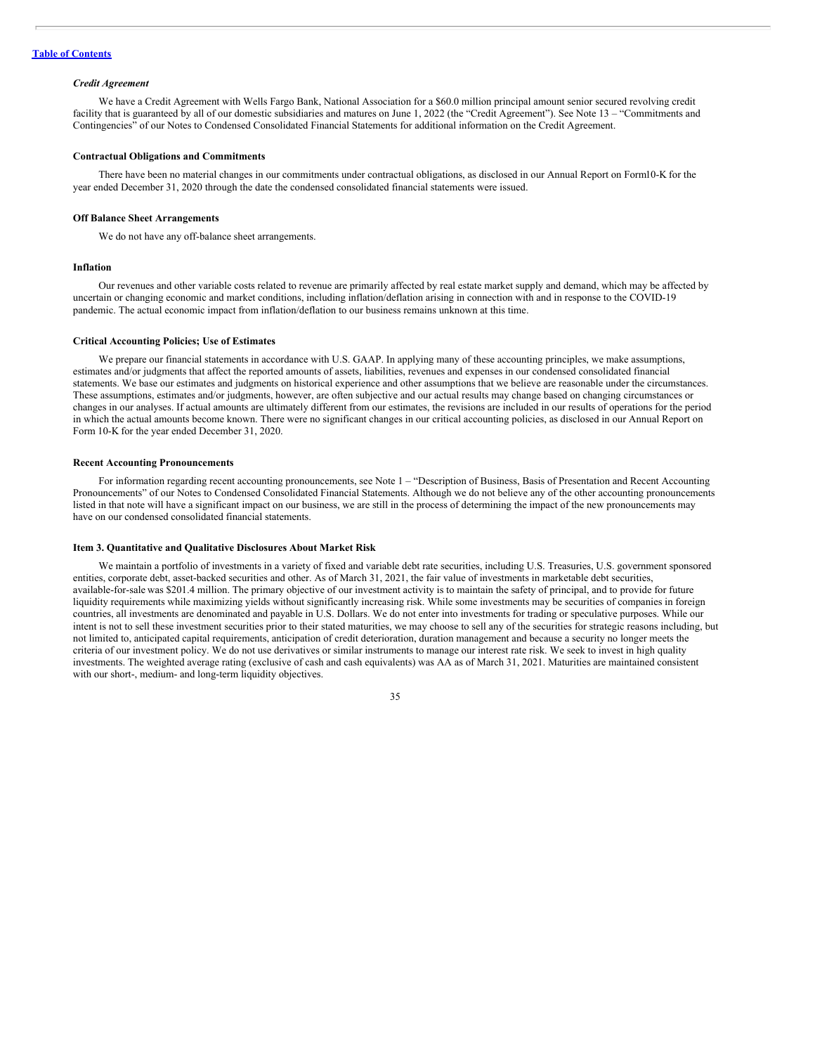### *Credit Agreement*

We have a Credit Agreement with Wells Fargo Bank, National Association for a $60.0 million principal amount senior secured revolving credit facility that is guaranteed by all of our domestic subsidiaries and matures on June 1, 2022 (the "Credit Agreement"). See Note 13 – "Commitments and Contingencies" of our Notes to Condensed Consolidated Financial Statements for additional information on the Credit Agreement.

### Contractual Obligations and Commitments

There have been no material changes in our commitments under contractual obligations, as disclosed in our Annual Report on Form10-K for the year ended December 31, 2020 through the date the condensed consolidated financial statements were issued.

### Off Balance Sheet Arrangements

We do not have any off-balance sheet arrangements.

### Inflation

Our revenues and other variable costs related to revenue are primarily affected by real estate market supply and demand, which may be affected by uncertain or changing economic and market conditions, including inflation/deflation arising in connection with and in response to the COVID-19 pandemic. The actual economic impact from inflation/deflation to our business remains unknown at this time.

### Critical Accounting Policies; Use of Estimates

We prepare our financial statements in accordance with U.S. GAAP. In applying many of these accounting principles, we make assumptions, estimates and/or judgments that affect the reported amounts of assets, liabilities, revenues and expenses in our condensed consolidated financial statements. We base our estimates and judgments on historical experience and other assumptions that we believe are reasonable under the circumstances. These assumptions, estimates and/or judgments, however, are often subjective and our actual results may change based on changing circumstances or changes in our analyses. If actual amounts are ultimately different from our estimates, the revisions are included in our results of operations for the period in which the actual amounts become known. There were no significant changes in our critical accounting policies, as disclosed in our Annual Report on Form 10-K for the year ended December 31, 2020.

### Recent Accounting Pronouncements

For information regarding recent accounting pronouncements, see Note 1 – "Description of Business, Basis of Presentation and Recent Accounting Pronouncements" of our Notes to Condensed Consolidated Financial Statements. Although we do not believe any of the other accounting pronouncements listed in that note will have a significant impact on our business, we are still in the process of determining the impact of the new pronouncements may have on our condensed consolidated financial statements.

## Item 3. Quantitative and Qualitative Disclosures About Market Risk

We maintain a portfolio of investments in a variety of fixed and variable debt rate securities, including U.S. Treasuries, U.S. government sponsored entities, corporate debt, asset-backed securities and other. As of March 31, 2021, the fair value of investments in marketable debt securities, available-for-sale was $201.4 million. The primary objective of our investment activity is to maintain the safety of principal, and to provide for future liquidity requirements while maximizing yields without significantly increasing risk. While some investments may be securities of companies in foreign countries, all investments are denominated and payable in U.S. Dollars. We do not enter into investments for trading or speculative purposes. While our intent is not to sell these investment securities prior to their stated maturities, we may choose to sell any of the securities for strategic reasons including, but not limited to, anticipated capital requirements, anticipation of credit deterioration, duration management and because a security no longer meets the criteria of our investment policy. We do not use derivatives or similar instruments to manage our interest rate risk. We seek to invest in high quality investments. The weighted average rating (exclusive of cash and cash equivalents) was AA as of March 31, 2021. Maturities are maintained consistent with our short-, medium- and long-term liquidity objectives.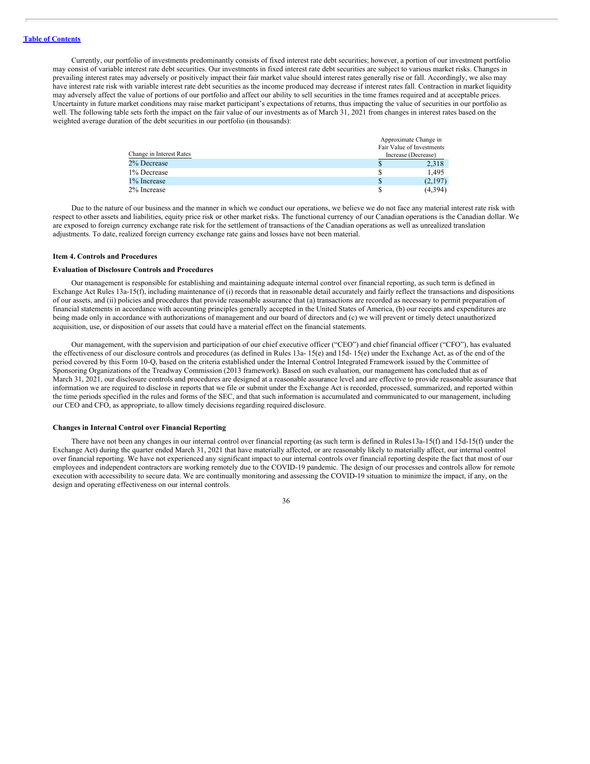Currently, our portfolio of investments predominantly consists of fixed interest rate debt securities; however, a portion of our investment portfolio may consist of variable interest rate debt securities. Our investments in fixed interest rate debt securities are subject to various market risks. Changes in prevailing interest rates may adversely or positively impact their fair market value should interest rates generally rise or fall. Accordingly, we also may have interest rate risk with variable interest rate debt securities as the income produced may decrease if interest rates fall. Contraction in market liquidity may adversely affect the value of portions of our portfolio and affect our ability to sell securities in the time frames required and at acceptable prices. Uncertainty in future market conditions may raise market participant's expectations of returns, thus impacting the value of securities in our portfolio as well. The following table sets forth the impact on the fair value of our investments as of March 31, 2021 from changes in interest rates based on the weighted average duration of the debt securities in our portfolio (in thousands):

| Change in Interest Rates | Approximate Change in Fair Value of Investments Increase (Decrease) |
|---|---|
| 2% Decrease | $ 2,318 |
| 1% Decrease | $ 1,495 |
| 1% Increase | $ (2,197) |
| 2% Increase | $ (4,394) |

Due to the nature of our business and the manner in which we conduct our operations, we believe we do not face any material interest rate risk with respect to other assets and liabilities, equity price risk or other market risks. The functional currency of our Canadian operations is the Canadian dollar. We are exposed to foreign currency exchange rate risk for the settlement of transactions of the Canadian operations as well as unrealized translation adjustments. To date, realized foreign currency exchange rate gains and losses have not been material.

**Item 4. Controls and Procedures**

**Evaluation of Disclosure Controls and Procedures**

Our management is responsible for establishing and maintaining adequate internal control over financial reporting, as such term is defined in Exchange Act Rules 13a-15(f), including maintenance of (i) records that in reasonable detail accurately and fairly reflect the transactions and dispositions of our assets, and (ii) policies and procedures that provide reasonable assurance that (a) transactions are recorded as necessary to permit preparation of financial statements in accordance with accounting principles generally accepted in the United States of America, (b) our receipts and expenditures are being made only in accordance with authorizations of management and our board of directors and (c) we will prevent or timely detect unauthorized acquisition, use, or disposition of our assets that could have a material effect on the financial statements.

Our management, with the supervision and participation of our chief executive officer ("CEO") and chief financial officer ("CFO"), has evaluated the effectiveness of our disclosure controls and procedures (as defined in Rules 13a- 15(e) and 15d- 15(e) under the Exchange Act, as of the end of the period covered by this Form 10-Q, based on the criteria established under the Internal Control Integrated Framework issued by the Committee of Sponsoring Organizations of the Treadway Commission (2013 framework). Based on such evaluation, our management has concluded that as of March 31, 2021, our disclosure controls and procedures are designed at a reasonable assurance level and are effective to provide reasonable assurance that information we are required to disclose in reports that we file or submit under the Exchange Act is recorded, processed, summarized, and reported within the time periods specified in the rules and forms of the SEC, and that such information is accumulated and communicated to our management, including our CEO and CFO, as appropriate, to allow timely decisions regarding required disclosure.

**Changes in Internal Control over Financial Reporting**

There have not been any changes in our internal control over financial reporting (as such term is defined in Rules13a-15(f) and 15d-15(f) under the Exchange Act) during the quarter ended March 31, 2021 that have materially affected, or are reasonably likely to materially affect, our internal control over financial reporting. We have not experienced any significant impact to our internal controls over financial reporting despite the fact that most of our employees and independent contractors are working remotely due to the COVID-19 pandemic. The design of our processes and controls allow for remote execution with accessibility to secure data. We are continually monitoring and assessing the COVID-19 situation to minimize the impact, if any, on the design and operating effectiveness on our internal controls.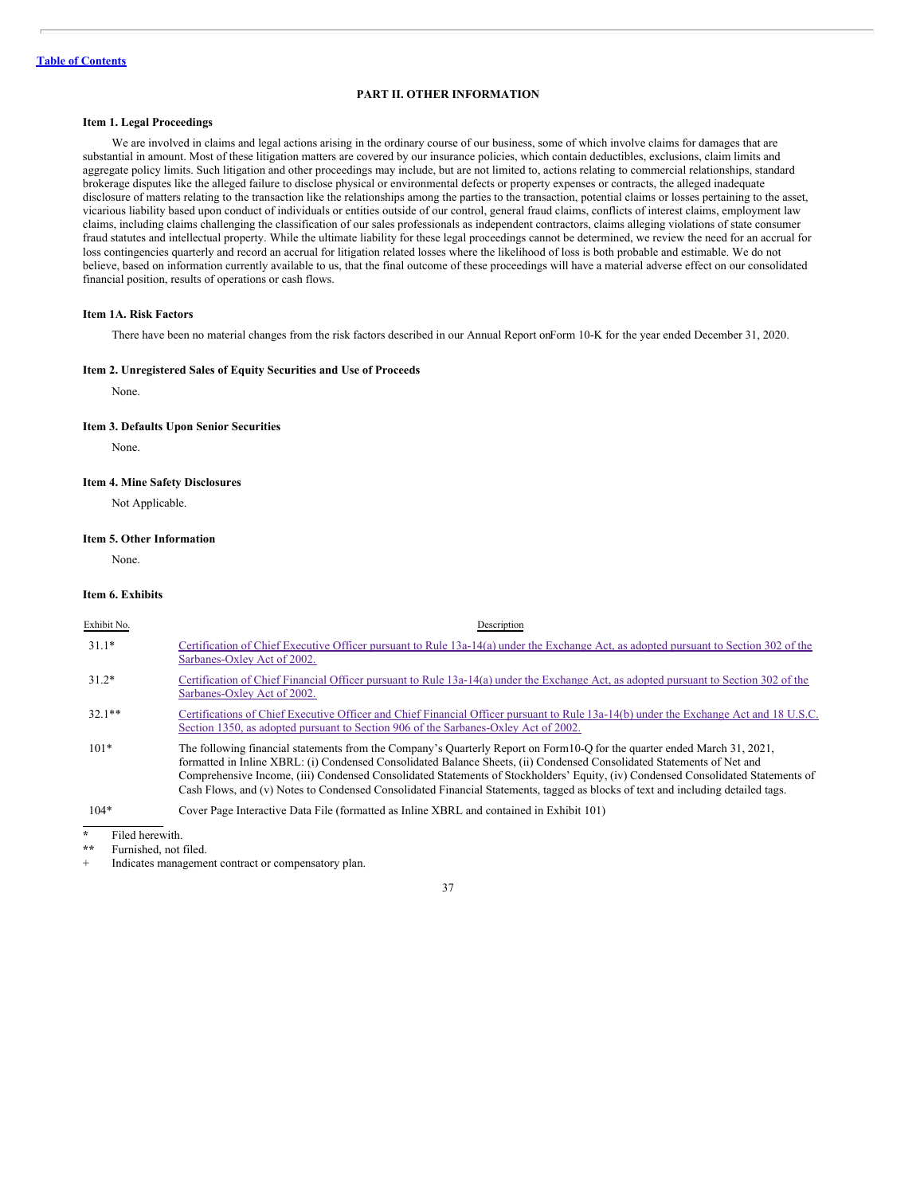[Table of Contents](#)

# PART II. OTHER INFORMATION

### Item 1. Legal Proceedings

We are involved in claims and legal actions arising in the ordinary course of our business, some of which involve claims for damages that are substantial in amount. Most of these litigation matters are covered by our insurance policies, which contain deductibles, exclusions, claim limits and aggregate policy limits. Such litigation and other proceedings may include, but are not limited to, actions relating to commercial relationships, standard brokerage disputes like the alleged failure to disclose physical or environmental defects or property expenses or contracts, the alleged inadequate disclosure of matters relating to the transaction like the relationships among the parties to the transaction, potential claims or losses pertaining to the asset, vicarious liability based upon conduct of individuals or entities outside of our control, general fraud claims, conflicts of interest claims, employment law claims, including claims challenging the classification of our sales professionals as independent contractors, claims alleging violations of state consumer fraud statutes and intellectual property. While the ultimate liability for these legal proceedings cannot be determined, we review the need for an accrual for loss contingencies quarterly and record an accrual for litigation related losses where the likelihood of loss is both probable and estimable. We do not believe, based on information currently available to us, that the final outcome of these proceedings will have a material adverse effect on our consolidated financial position, results of operations or cash flows.

### Item 1A. Risk Factors

There have been no material changes from the risk factors described in our Annual Report on Form 10-K for the year ended December 31, 2020.

### Item 2. Unregistered Sales of Equity Securities and Use of Proceeds

None.

### Item 3. Defaults Upon Senior Securities

None.

### Item 4. Mine Safety Disclosures

Not Applicable.

### Item 5. Other Information

None.

### Item 6. Exhibits

| Exhibit No. | Description |
|---|---|
| 31.1* | Certification of Chief Executive Officer pursuant to Rule 13a-14(a) under the Exchange Act, as adopted pursuant to Section 302 of the Sarbanes-Oxley Act of 2002. |
| 31.2* | Certification of Chief Financial Officer pursuant to Rule 13a-14(a) under the Exchange Act, as adopted pursuant to Section 302 of the Sarbanes-Oxley Act of 2002. |
| 32.1** | Certifications of Chief Executive Officer and Chief Financial Officer pursuant to Rule 13a-14(b) under the Exchange Act and 18 U.S.C. Section 1350, as adopted pursuant to Section 906 of the Sarbanes-Oxley Act of 2002. |
| 101* | The following financial statements from the Company's Quarterly Report on Form 10-Q for the quarter ended March 31, 2021, formatted in Inline XBRL: (i) Condensed Consolidated Balance Sheets, (ii) Condensed Consolidated Statements of Net and Comprehensive Income, (iii) Condensed Consolidated Statements of Stockholders' Equity, (iv) Condensed Consolidated Statements of Cash Flows, and (v) Notes to Condensed Consolidated Financial Statements, tagged as blocks of text and including detailed tags. |
| 104* | Cover Page Interactive Data File (formatted as Inline XBRL and contained in Exhibit 101) |

\* Filed herewith.

\*\* Furnished, not filed.

\+ Indicates management contract or compensatory plan.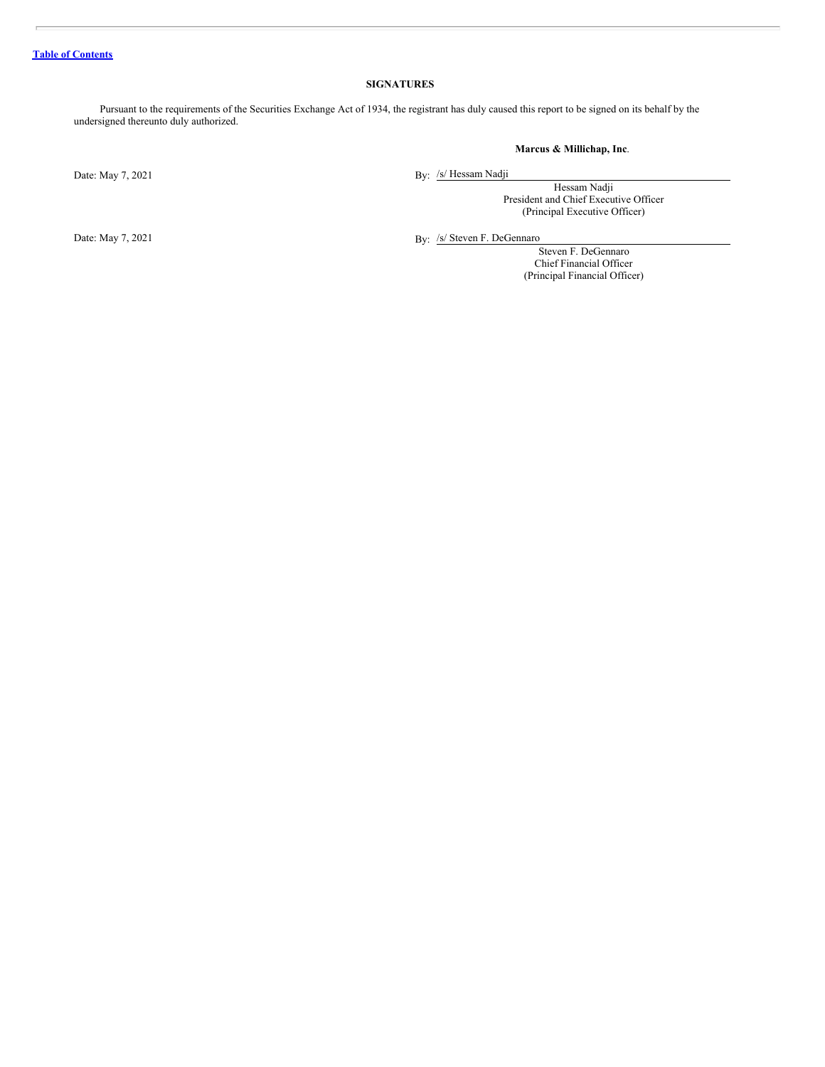# SIGNATURES

Pursuant to the requirements of the Securities Exchange Act of 1934, the registrant has duly caused this report to be signed on its behalf by the undersigned thereunto duly authorized.

**Marcus & Millichap, Inc**.

Date: May 7, 2021

By: /s/ Hessam Nadji

Hessam Nadji
President and Chief Executive Officer
(Principal Executive Officer)

Date: May 7, 2021

By: /s/ Steven F. DeGennaro

Steven F. DeGennaro
Chief Financial Officer
(Principal Financial Officer)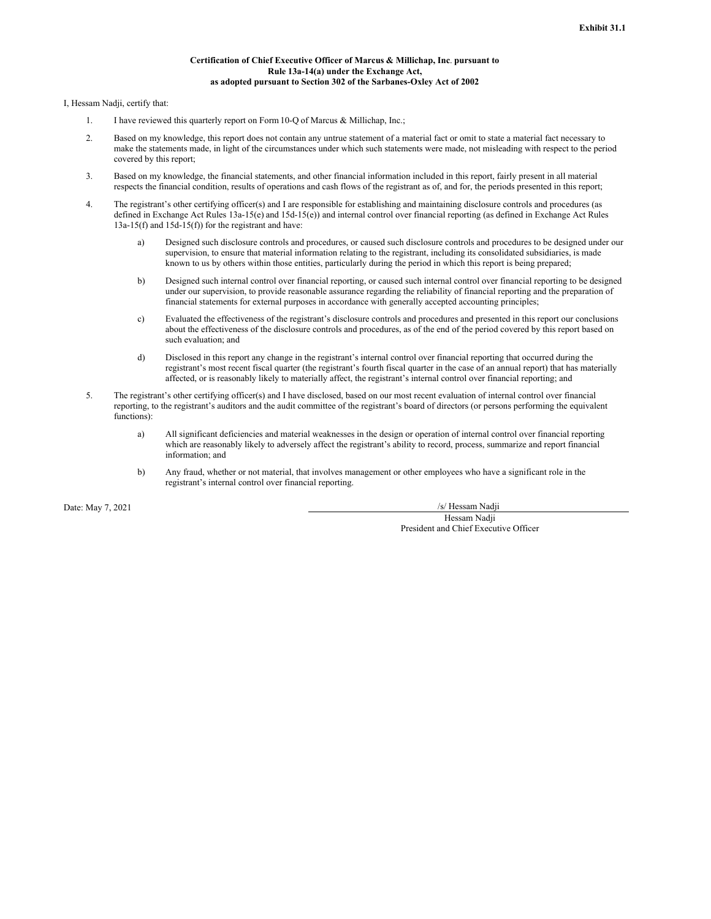**Exhibit 31.1**

**Certification of Chief Executive Officer of Marcus & Millichap, Inc. pursuant to Rule 13a-14(a) under the Exchange Act, as adopted pursuant to Section 302 of the Sarbanes-Oxley Act of 2002**

I, Hessam Nadji, certify that:

1. I have reviewed this quarterly report on Form 10-Q of Marcus & Millichap, Inc.;
2. Based on my knowledge, this report does not contain any untrue statement of a material fact or omit to state a material fact necessary to make the statements made, in light of the circumstances under which such statements were made, not misleading with respect to the period covered by this report;
3. Based on my knowledge, the financial statements, and other financial information included in this report, fairly present in all material respects the financial condition, results of operations and cash flows of the registrant as of, and for, the periods presented in this report;
4. The registrant's other certifying officer(s) and I are responsible for establishing and maintaining disclosure controls and procedures (as defined in Exchange Act Rules 13a-15(e) and 15d-15(e)) and internal control over financial reporting (as defined in Exchange Act Rules 13a-15(f) and 15d-15(f)) for the registrant and have:
    a) Designed such disclosure controls and procedures, or caused such disclosure controls and procedures to be designed under our supervision, to ensure that material information relating to the registrant, including its consolidated subsidiaries, is made known to us by others within those entities, particularly during the period in which this report is being prepared;
    b) Designed such internal control over financial reporting, or caused such internal control over financial reporting to be designed under our supervision, to provide reasonable assurance regarding the reliability of financial reporting and the preparation of financial statements for external purposes in accordance with generally accepted accounting principles;
    c) Evaluated the effectiveness of the registrant's disclosure controls and procedures and presented in this report our conclusions about the effectiveness of the disclosure controls and procedures, as of the end of the period covered by this report based on such evaluation; and
    d) Disclosed in this report any change in the registrant's internal control over financial reporting that occurred during the registrant's most recent fiscal quarter (the registrant's fourth fiscal quarter in the case of an annual report) that has materially affected, or is reasonably likely to materially affect, the registrant's internal control over financial reporting; and
5. The registrant's other certifying officer(s) and I have disclosed, based on our most recent evaluation of internal control over financial reporting, to the registrant's auditors and the audit committee of the registrant's board of directors (or persons performing the equivalent functions):
    a) All significant deficiencies and material weaknesses in the design or operation of internal control over financial reporting which are reasonably likely to adversely affect the registrant's ability to record, process, summarize and report financial information; and
    b) Any fraud, whether or not material, that involves management or other employees who have a significant role in the registrant's internal control over financial reporting.

Date: May 7, 2021

/s/ Hessam Nadji

Hessam Nadji

President and Chief Executive Officer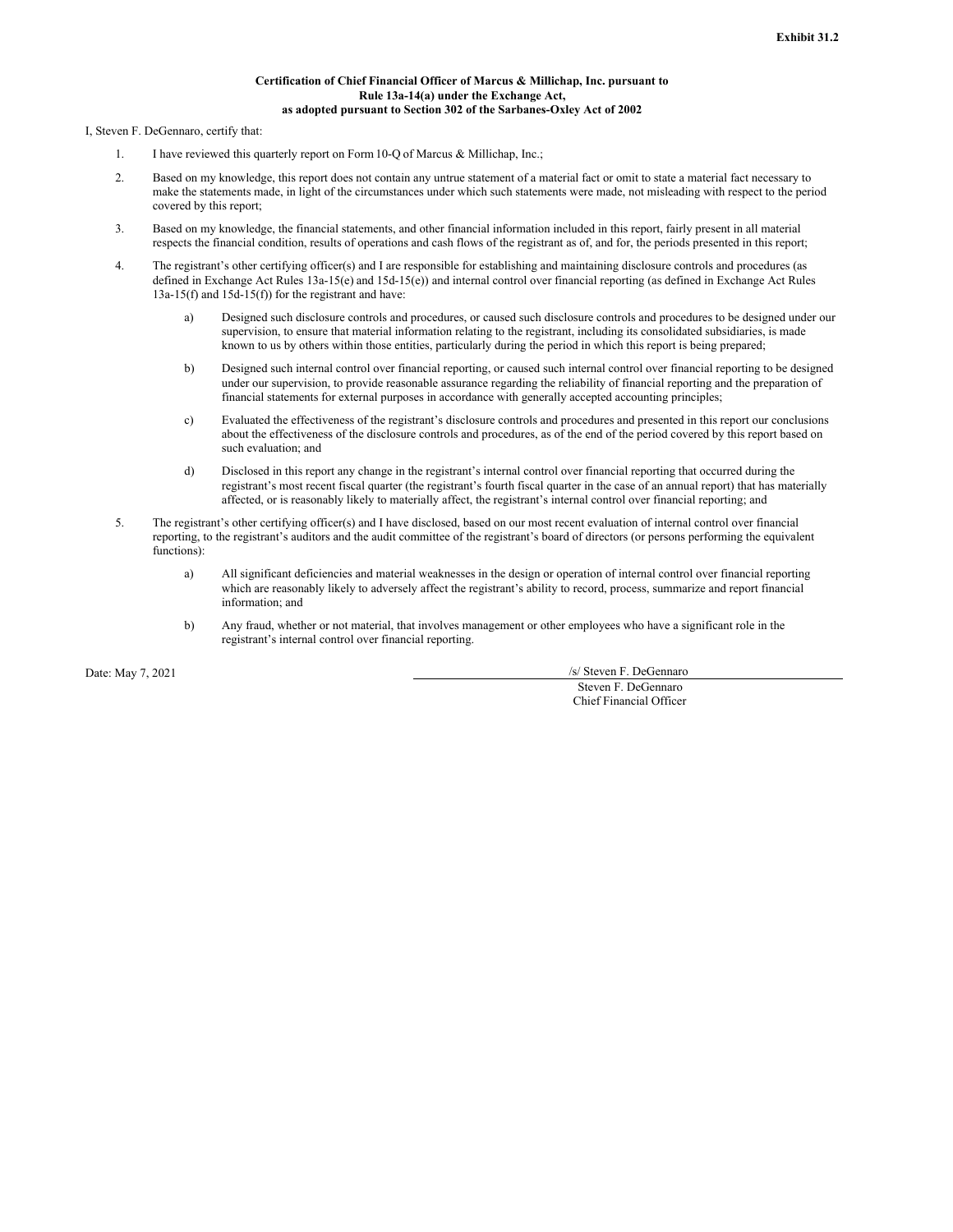**Exhibit 31.2**

**Certification of Chief Financial Officer of Marcus & Millichap, Inc. pursuant to Rule 13a-14(a) under the Exchange Act, as adopted pursuant to Section 302 of the Sarbanes-Oxley Act of 2002**

I, Steven F. DeGennaro, certify that:

1. I have reviewed this quarterly report on Form 10-Q of Marcus & Millichap, Inc.;
2. Based on my knowledge, this report does not contain any untrue statement of a material fact or omit to state a material fact necessary to make the statements made, in light of the circumstances under which such statements were made, not misleading with respect to the period covered by this report;
3. Based on my knowledge, the financial statements, and other financial information included in this report, fairly present in all material respects the financial condition, results of operations and cash flows of the registrant as of, and for, the periods presented in this report;
4. The registrant's other certifying officer(s) and I are responsible for establishing and maintaining disclosure controls and procedures (as defined in Exchange Act Rules 13a-15(e) and 15d-15(e)) and internal control over financial reporting (as defined in Exchange Act Rules 13a-15(f) and 15d-15(f)) for the registrant and have:
   a) Designed such disclosure controls and procedures, or caused such disclosure controls and procedures to be designed under our supervision, to ensure that material information relating to the registrant, including its consolidated subsidiaries, is made known to us by others within those entities, particularly during the period in which this report is being prepared;
   b) Designed such internal control over financial reporting, or caused such internal control over financial reporting to be designed under our supervision, to provide reasonable assurance regarding the reliability of financial reporting and the preparation of financial statements for external purposes in accordance with generally accepted accounting principles;
   c) Evaluated the effectiveness of the registrant's disclosure controls and procedures and presented in this report our conclusions about the effectiveness of the disclosure controls and procedures, as of the end of the period covered by this report based on such evaluation; and
   d) Disclosed in this report any change in the registrant's internal control over financial reporting that occurred during the registrant's most recent fiscal quarter (the registrant's fourth fiscal quarter in the case of an annual report) that has materially affected, or is reasonably likely to materially affect, the registrant's internal control over financial reporting; and
5. The registrant's other certifying officer(s) and I have disclosed, based on our most recent evaluation of internal control over financial reporting, to the registrant's auditors and the audit committee of the registrant's board of directors (or persons performing the equivalent functions):
   a) All significant deficiencies and material weaknesses in the design or operation of internal control over financial reporting which are reasonably likely to adversely affect the registrant's ability to record, process, summarize and report financial information; and
   b) Any fraud, whether or not material, that involves management or other employees who have a significant role in the registrant's internal control over financial reporting.

Date: May 7, 2021

/s/ Steven F. DeGennaro
Steven F. DeGennaro
Chief Financial Officer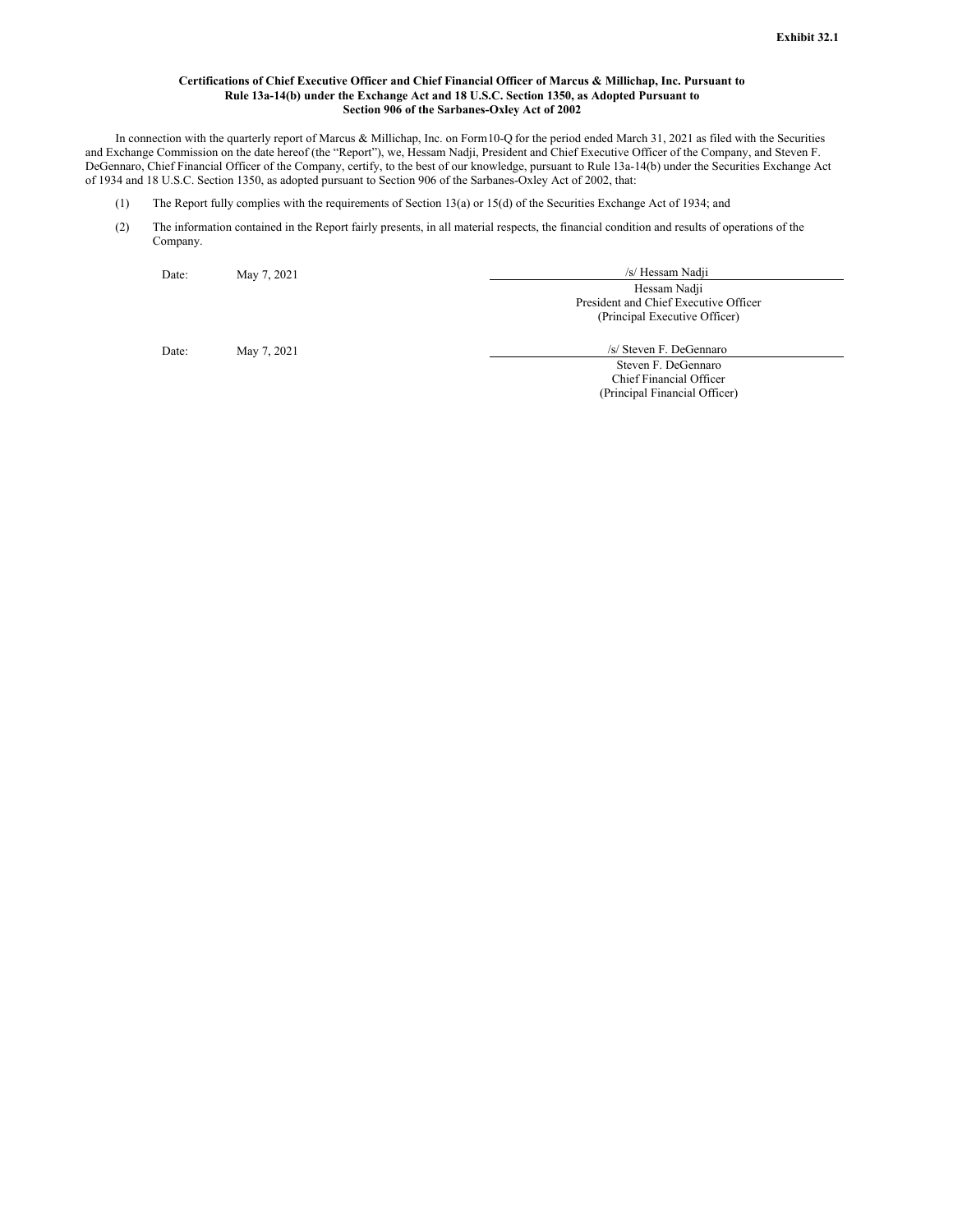**Exhibit 32.1**

**Certifications of Chief Executive Officer and Chief Financial Officer of Marcus & Millichap, Inc. Pursuant to Rule 13a-14(b) under the Exchange Act and 18 U.S.C. Section 1350, as Adopted Pursuant to Section 906 of the Sarbanes-Oxley Act of 2002**

In connection with the quarterly report of Marcus & Millichap, Inc. on Form10-Q for the period ended March 31, 2021 as filed with the Securities and Exchange Commission on the date hereof (the “Report”), we, Hessam Nadji, President and Chief Executive Officer of the Company, and Steven F. DeGennaro, Chief Financial Officer of the Company, certify, to the best of our knowledge, pursuant to Rule 13a-14(b) under the Securities Exchange Act of 1934 and 18 U.S.C. Section 1350, as adopted pursuant to Section 906 of the Sarbanes-Oxley Act of 2002, that:

(1) The Report fully complies with the requirements of Section 13(a) or 15(d) of the Securities Exchange Act of 1934; and

(2) The information contained in the Report fairly presents, in all material respects, the financial condition and results of operations of the Company.

Date: May 7, 2021

/s/ Hessam Nadji
Hessam Nadji
President and Chief Executive Officer
(Principal Executive Officer)

Date: May 7, 2021

/s/ Steven F. DeGennaro
Steven F. DeGennaro
Chief Financial Officer
(Principal Financial Officer)